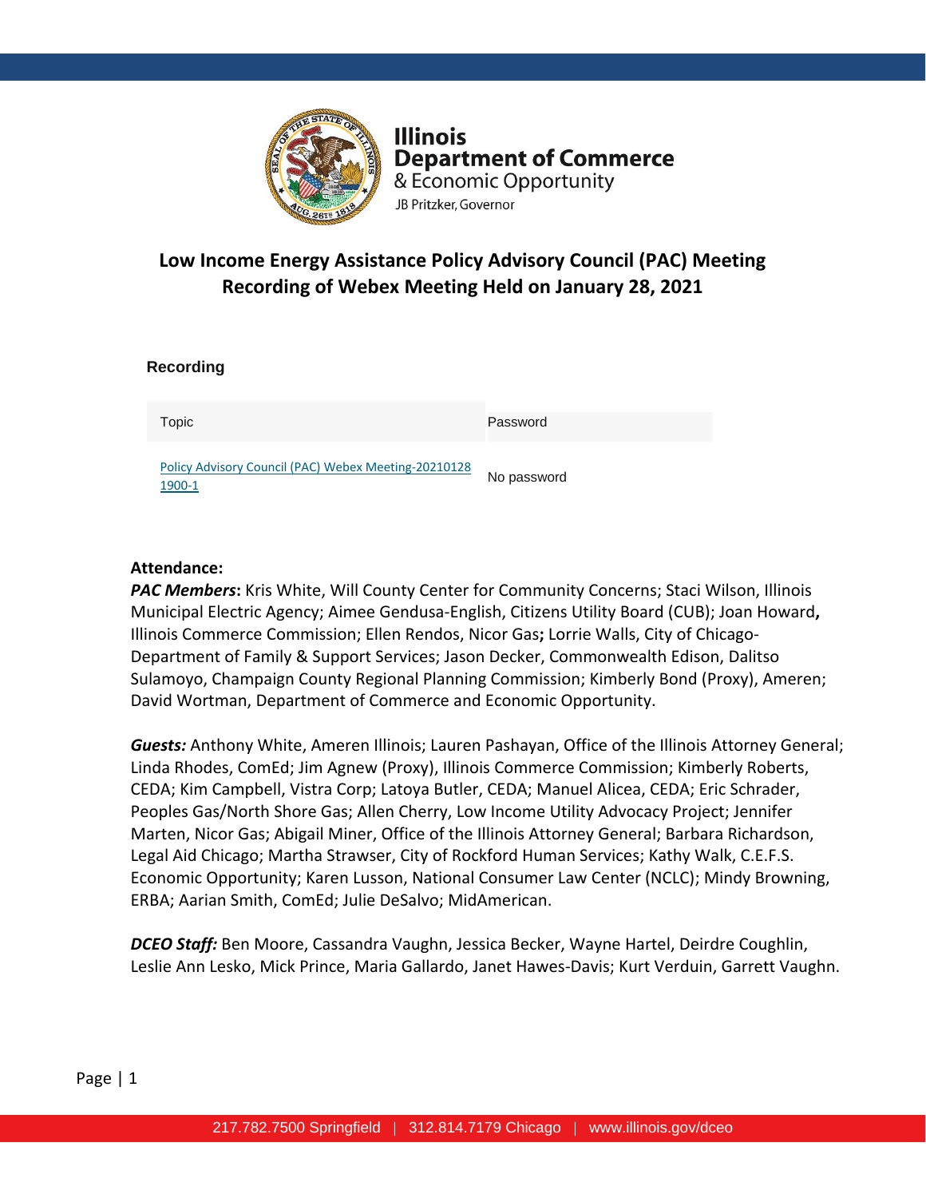Illinois
Department of Commerce
& Economic Opportunity
JB Pritzker, Governor

# Low Income Energy Assistance Policy Advisory Council (PAC) Meeting
# Recording of Webex Meeting Held on January 28, 2021

## Recording

| Topic | Password |
| --- | --- |
| Policy Advisory Council (PAC) Webex Meeting-20210128 1900-1 | No password |

**Attendance:**

***PAC Members*****:** Kris White, Will County Center for Community Concerns; Staci Wilson, Illinois Municipal Electric Agency; Aimee Gendusa-English, Citizens Utility Board (CUB); Joan Howard**,** Illinois Commerce Commission; Ellen Rendos, Nicor Gas**;** Lorrie Walls, City of Chicago-Department of Family & Support Services; Jason Decker, Commonwealth Edison, Dalitso Sulamoyo, Champaign County Regional Planning Commission; Kimberly Bond (Proxy), Ameren; David Wortman, Department of Commerce and Economic Opportunity.

***Guests:*** Anthony White, Ameren Illinois; Lauren Pashayan, Office of the Illinois Attorney General; Linda Rhodes, ComEd; Jim Agnew (Proxy), Illinois Commerce Commission; Kimberly Roberts, CEDA; Kim Campbell, Vistra Corp; Latoya Butler, CEDA; Manuel Alicea, CEDA; Eric Schrader, Peoples Gas/North Shore Gas; Allen Cherry, Low Income Utility Advocacy Project; Jennifer Marten, Nicor Gas; Abigail Miner, Office of the Illinois Attorney General; Barbara Richardson, Legal Aid Chicago; Martha Strawser, City of Rockford Human Services; Kathy Walk, C.E.F.S. Economic Opportunity; Karen Lusson, National Consumer Law Center (NCLC); Mindy Browning, ERBA; Aarian Smith, ComEd; Julie DeSalvo; MidAmerican.

***DCEO Staff:*** Ben Moore, Cassandra Vaughn, Jessica Becker, Wayne Hartel, Deirdre Coughlin, Leslie Ann Lesko, Mick Prince, Maria Gallardo, Janet Hawes-Davis; Kurt Verduin, Garrett Vaughn.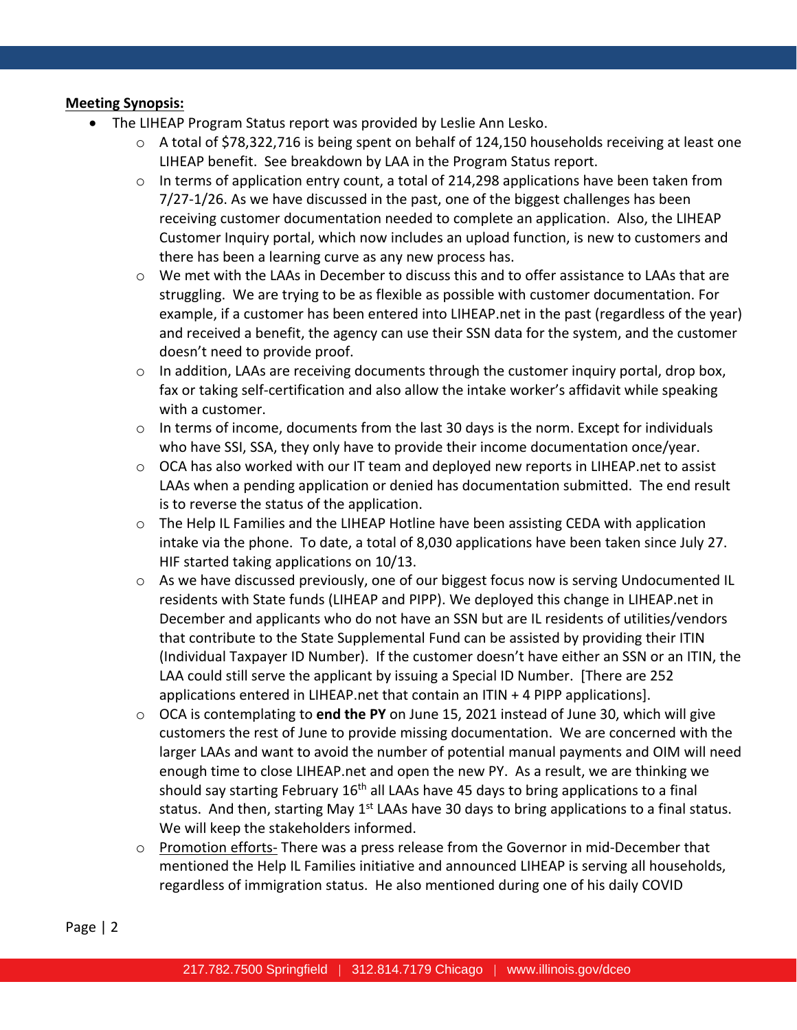**Meeting Synopsis:**

- The LIHEAP Program Status report was provided by Leslie Ann Lesko.
  - A total of $78,322,716 is being spent on behalf of 124,150 households receiving at least one LIHEAP benefit. See breakdown by LAA in the Program Status report.
  - In terms of application entry count, a total of 214,298 applications have been taken from 7/27-1/26. As we have discussed in the past, one of the biggest challenges has been receiving customer documentation needed to complete an application. Also, the LIHEAP Customer Inquiry portal, which now includes an upload function, is new to customers and there has been a learning curve as any new process has.
  - We met with the LAAs in December to discuss this and to offer assistance to LAAs that are struggling. We are trying to be as flexible as possible with customer documentation. For example, if a customer has been entered into LIHEAP.net in the past (regardless of the year) and received a benefit, the agency can use their SSN data for the system, and the customer doesn't need to provide proof.
  - In addition, LAAs are receiving documents through the customer inquiry portal, drop box, fax or taking self-certification and also allow the intake worker's affidavit while speaking with a customer.
  - In terms of income, documents from the last 30 days is the norm. Except for individuals who have SSI, SSA, they only have to provide their income documentation once/year.
  - OCA has also worked with our IT team and deployed new reports in LIHEAP.net to assist LAAs when a pending application or denied has documentation submitted. The end result is to reverse the status of the application.
  - The Help IL Families and the LIHEAP Hotline have been assisting CEDA with application intake via the phone. To date, a total of 8,030 applications have been taken since July 27. HIF started taking applications on 10/13.
  - As we have discussed previously, one of our biggest focus now is serving Undocumented IL residents with State funds (LIHEAP and PIPP). We deployed this change in LIHEAP.net in December and applicants who do not have an SSN but are IL residents of utilities/vendors that contribute to the State Supplemental Fund can be assisted by providing their ITIN (Individual Taxpayer ID Number). If the customer doesn't have either an SSN or an ITIN, the LAA could still serve the applicant by issuing a Special ID Number. [There are 252 applications entered in LIHEAP.net that contain an ITIN + 4 PIPP applications].
  - OCA is contemplating to **end the PY** on June 15, 2021 instead of June 30, which will give customers the rest of June to provide missing documentation. We are concerned with the larger LAAs and want to avoid the number of potential manual payments and OIM will need enough time to close LIHEAP.net and open the new PY. As a result, we are thinking we should say starting February 16th all LAAs have 45 days to bring applications to a final status. And then, starting May 1st LAAs have 30 days to bring applications to a final status. We will keep the stakeholders informed.
  - Promotion efforts- There was a press release from the Governor in mid-December that mentioned the Help IL Families initiative and announced LIHEAP is serving all households, regardless of immigration status. He also mentioned during one of his daily COVID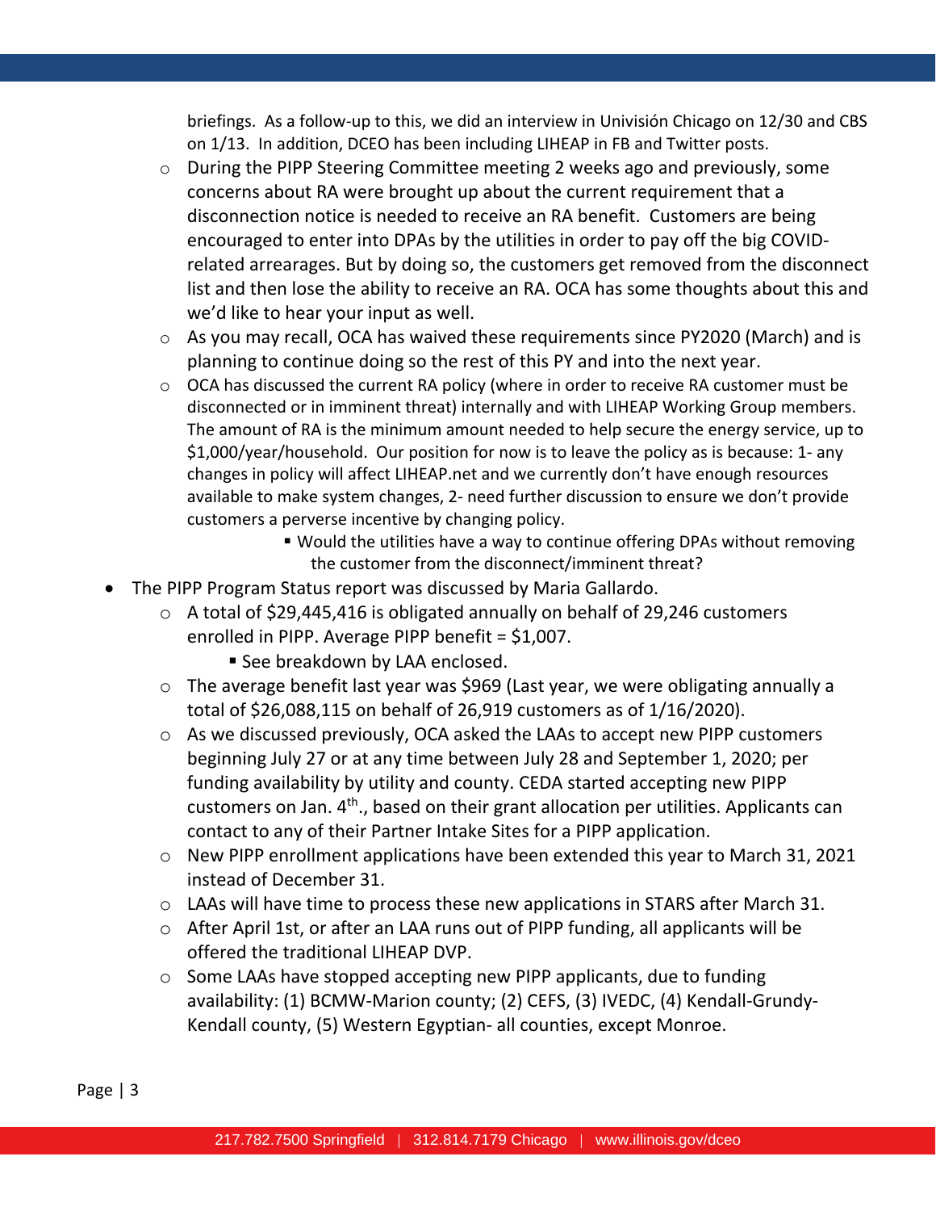briefings. As a follow-up to this, we did an interview in Univisión Chicago on 12/30 and CBS on 1/13. In addition, DCEO has been including LIHEAP in FB and Twitter posts.

- During the PIPP Steering Committee meeting 2 weeks ago and previously, some concerns about RA were brought up about the current requirement that a disconnection notice is needed to receive an RA benefit. Customers are being encouraged to enter into DPAs by the utilities in order to pay off the big COVID-related arrearages. But by doing so, the customers get removed from the disconnect list and then lose the ability to receive an RA. OCA has some thoughts about this and we'd like to hear your input as well.
- As you may recall, OCA has waived these requirements since PY2020 (March) and is planning to continue doing so the rest of this PY and into the next year.
- OCA has discussed the current RA policy (where in order to receive RA customer must be disconnected or in imminent threat) internally and with LIHEAP Working Group members. The amount of RA is the minimum amount needed to help secure the energy service, up to $1,000/year/household. Our position for now is to leave the policy as is because: 1- any changes in policy will affect LIHEAP.net and we currently don't have enough resources available to make system changes, 2- need further discussion to ensure we don't provide customers a perverse incentive by changing policy.
  - Would the utilities have a way to continue offering DPAs without removing the customer from the disconnect/imminent threat?

- The PIPP Program Status report was discussed by Maria Gallardo.
  - A total of $29,445,416 is obligated annually on behalf of 29,246 customers enrolled in PIPP. Average PIPP benefit = $1,007.
    - See breakdown by LAA enclosed.
  - The average benefit last year was $969 (Last year, we were obligating annually a total of $26,088,115 on behalf of 26,919 customers as of 1/16/2020).
  - As we discussed previously, OCA asked the LAAs to accept new PIPP customers beginning July 27 or at any time between July 28 and September 1, 2020; per funding availability by utility and county. CEDA started accepting new PIPP customers on Jan. 4th., based on their grant allocation per utilities. Applicants can contact to any of their Partner Intake Sites for a PIPP application.
  - New PIPP enrollment applications have been extended this year to March 31, 2021 instead of December 31.
  - LAAs will have time to process these new applications in STARS after March 31.
  - After April 1st, or after an LAA runs out of PIPP funding, all applicants will be offered the traditional LIHEAP DVP.
  - Some LAAs have stopped accepting new PIPP applicants, due to funding availability: (1) BCMW-Marion county; (2) CEFS, (3) IVEDC, (4) Kendall-Grundy-Kendall county, (5) Western Egyptian- all counties, except Monroe.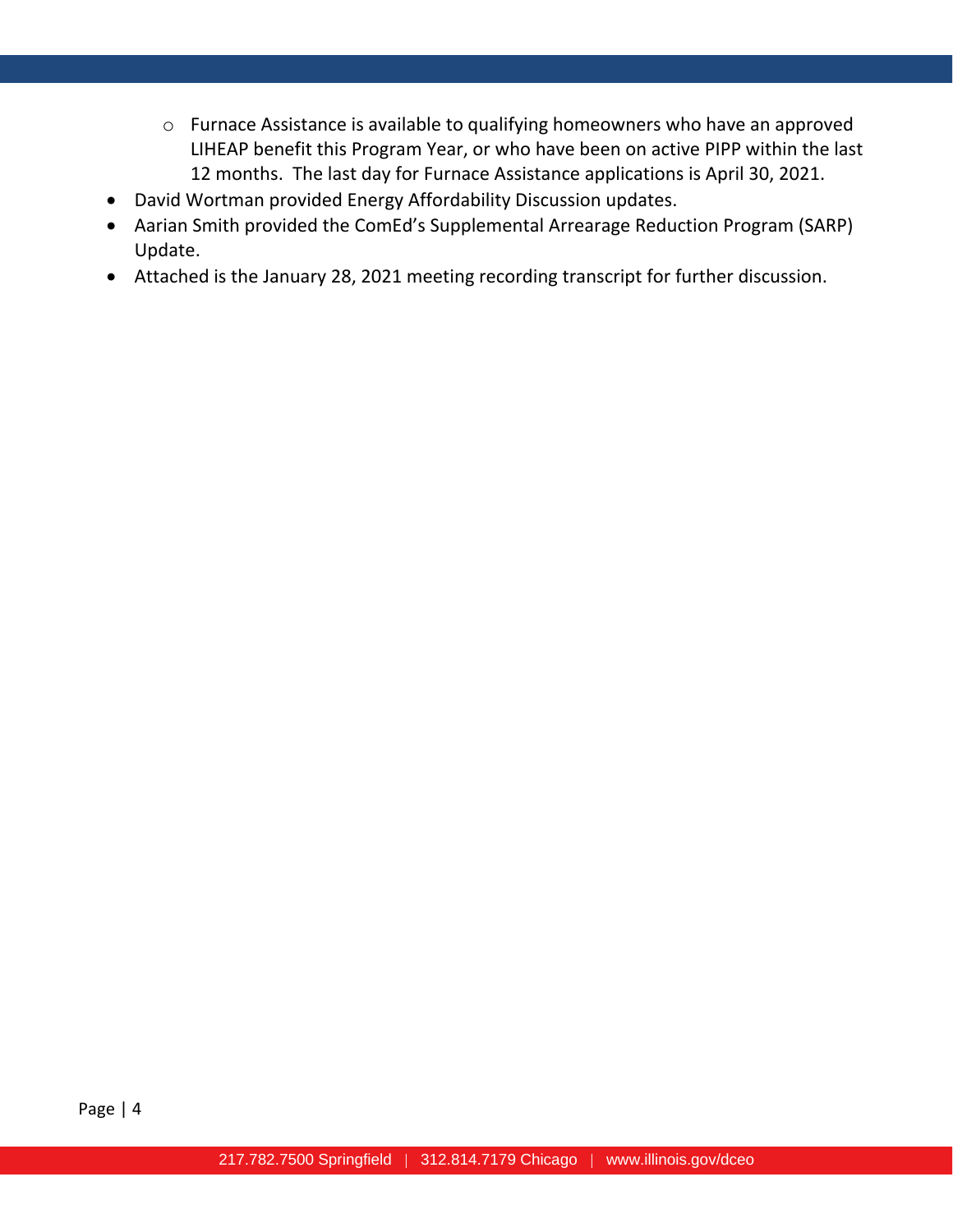- Furnace Assistance is available to qualifying homeowners who have an approved LIHEAP benefit this Program Year, or who have been on active PIPP within the last 12 months. The last day for Furnace Assistance applications is April 30, 2021.
- David Wortman provided Energy Affordability Discussion updates.
- Aarian Smith provided the ComEd's Supplemental Arrearage Reduction Program (SARP) Update.
- Attached is the January 28, 2021 meeting recording transcript for further discussion.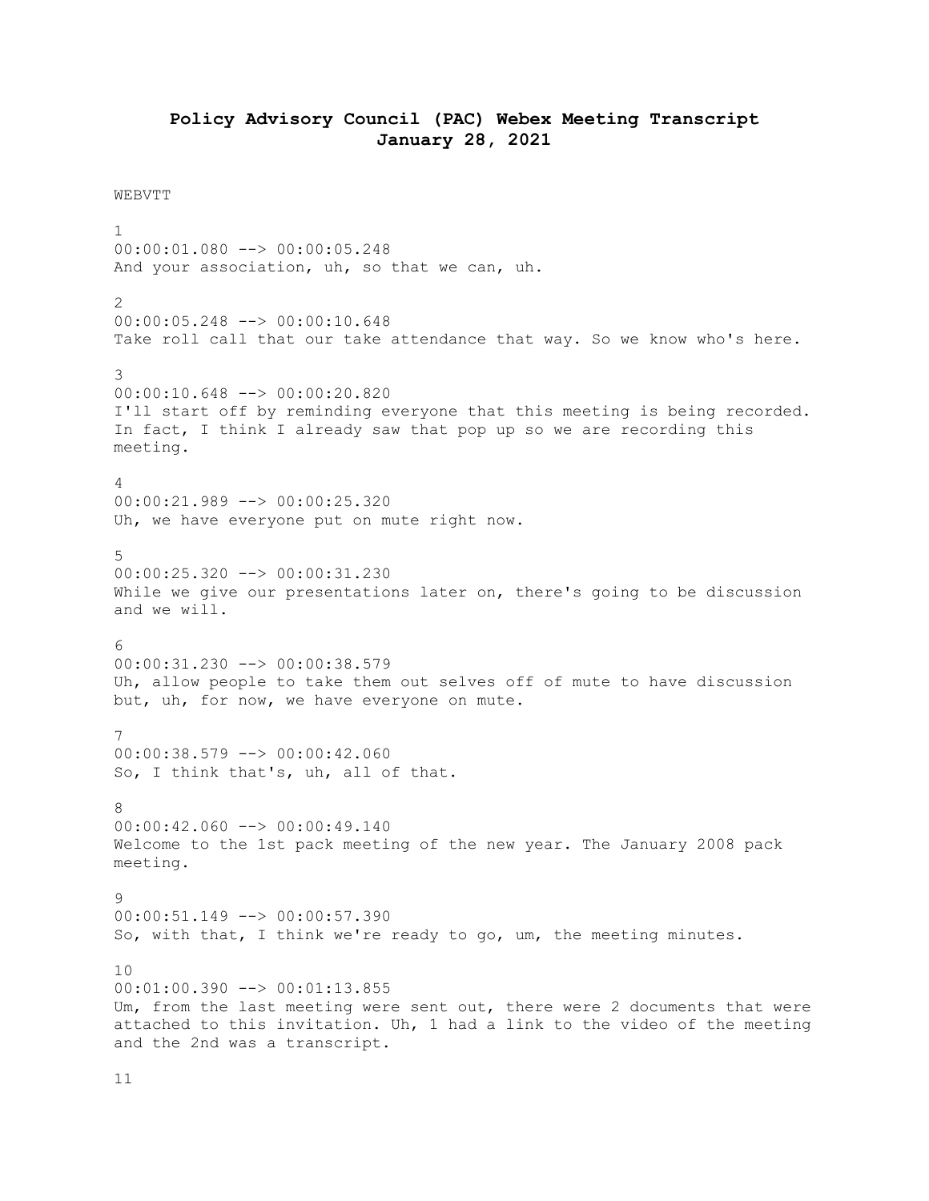# Policy Advisory Council (PAC) Webex Meeting Transcript
# January 28, 2021

WEBVTT

1
00:00:01.080 --> 00:00:05.248
And your association, uh, so that we can, uh.

2
00:00:05.248 --> 00:00:10.648
Take roll call that our take attendance that way. So we know who's here.

3
00:00:10.648 --> 00:00:20.820
I'll start off by reminding everyone that this meeting is being recorded. In fact, I think I already saw that pop up so we are recording this meeting.

4
00:00:21.989 --> 00:00:25.320
Uh, we have everyone put on mute right now.

5
00:00:25.320 --> 00:00:31.230
While we give our presentations later on, there's going to be discussion and we will.

6
00:00:31.230 --> 00:00:38.579
Uh, allow people to take them out selves off of mute to have discussion but, uh, for now, we have everyone on mute.

7
00:00:38.579 --> 00:00:42.060
So, I think that's, uh, all of that.

8
00:00:42.060 --> 00:00:49.140
Welcome to the 1st pack meeting of the new year. The January 2008 pack meeting.

9
00:00:51.149 --> 00:00:57.390
So, with that, I think we're ready to go, um, the meeting minutes.

10
00:01:00.390 --> 00:01:13.855
Um, from the last meeting were sent out, there were 2 documents that were attached to this invitation. Uh, 1 had a link to the video of the meeting and the 2nd was a transcript.

11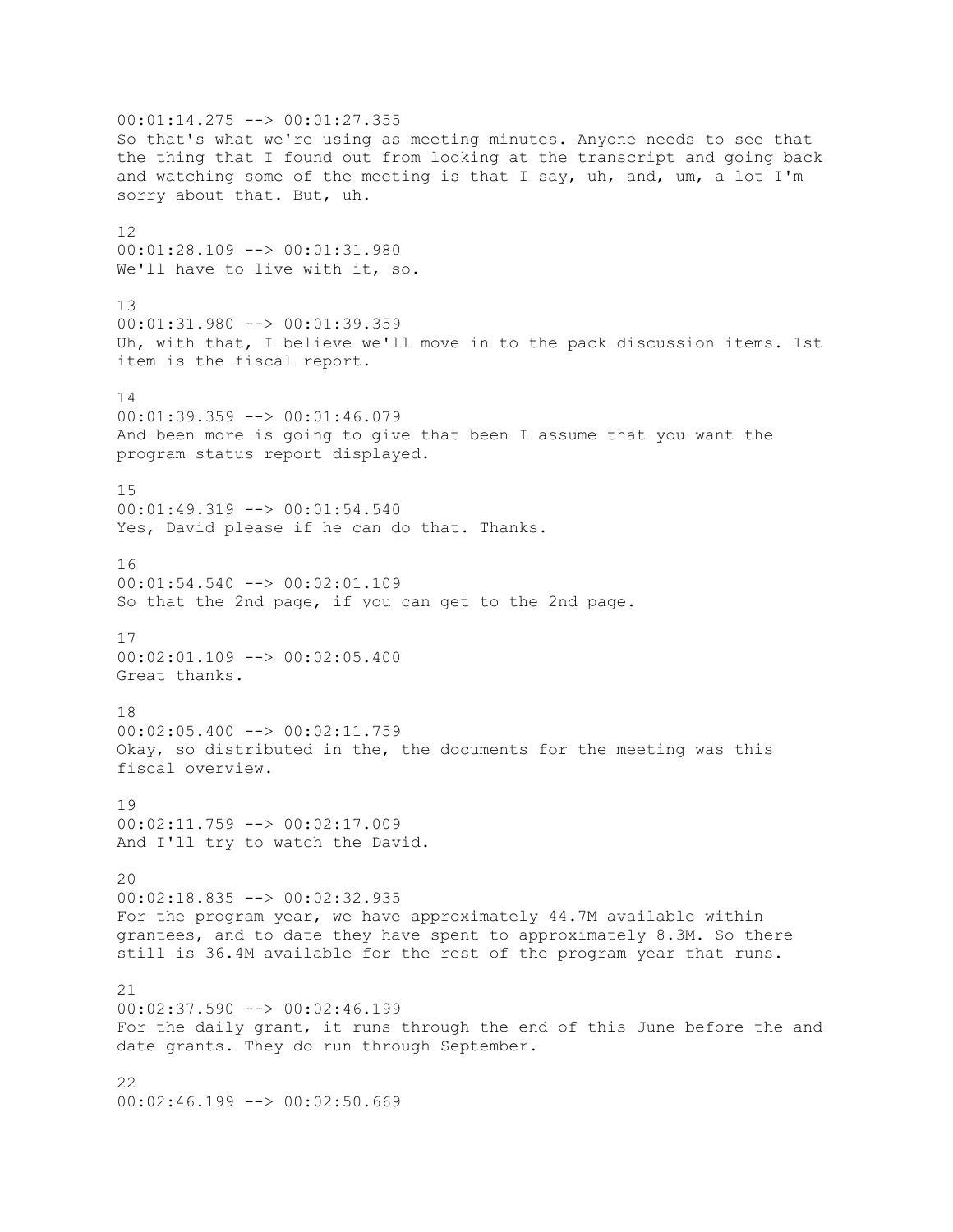00:01:14.275 --> 00:01:27.355
So that's what we're using as meeting minutes. Anyone needs to see that the thing that I found out from looking at the transcript and going back and watching some of the meeting is that I say, uh, and, um, a lot I'm sorry about that. But, uh.

12
00:01:28.109 --> 00:01:31.980
We'll have to live with it, so.

13
00:01:31.980 --> 00:01:39.359
Uh, with that, I believe we'll move in to the pack discussion items. 1st item is the fiscal report.

14
00:01:39.359 --> 00:01:46.079
And been more is going to give that been I assume that you want the program status report displayed.

15
00:01:49.319 --> 00:01:54.540
Yes, David please if he can do that. Thanks.

16
00:01:54.540 --> 00:02:01.109
So that the 2nd page, if you can get to the 2nd page.

17
00:02:01.109 --> 00:02:05.400
Great thanks.

18
00:02:05.400 --> 00:02:11.759
Okay, so distributed in the, the documents for the meeting was this fiscal overview.

19
00:02:11.759 --> 00:02:17.009
And I'll try to watch the David.

20
00:02:18.835 --> 00:02:32.935
For the program year, we have approximately 44.7M available within grantees, and to date they have spent to approximately 8.3M. So there still is 36.4M available for the rest of the program year that runs.

21
00:02:37.590 --> 00:02:46.199
For the daily grant, it runs through the end of this June before the and date grants. They do run through September.

22
00:02:46.199 --> 00:02:50.669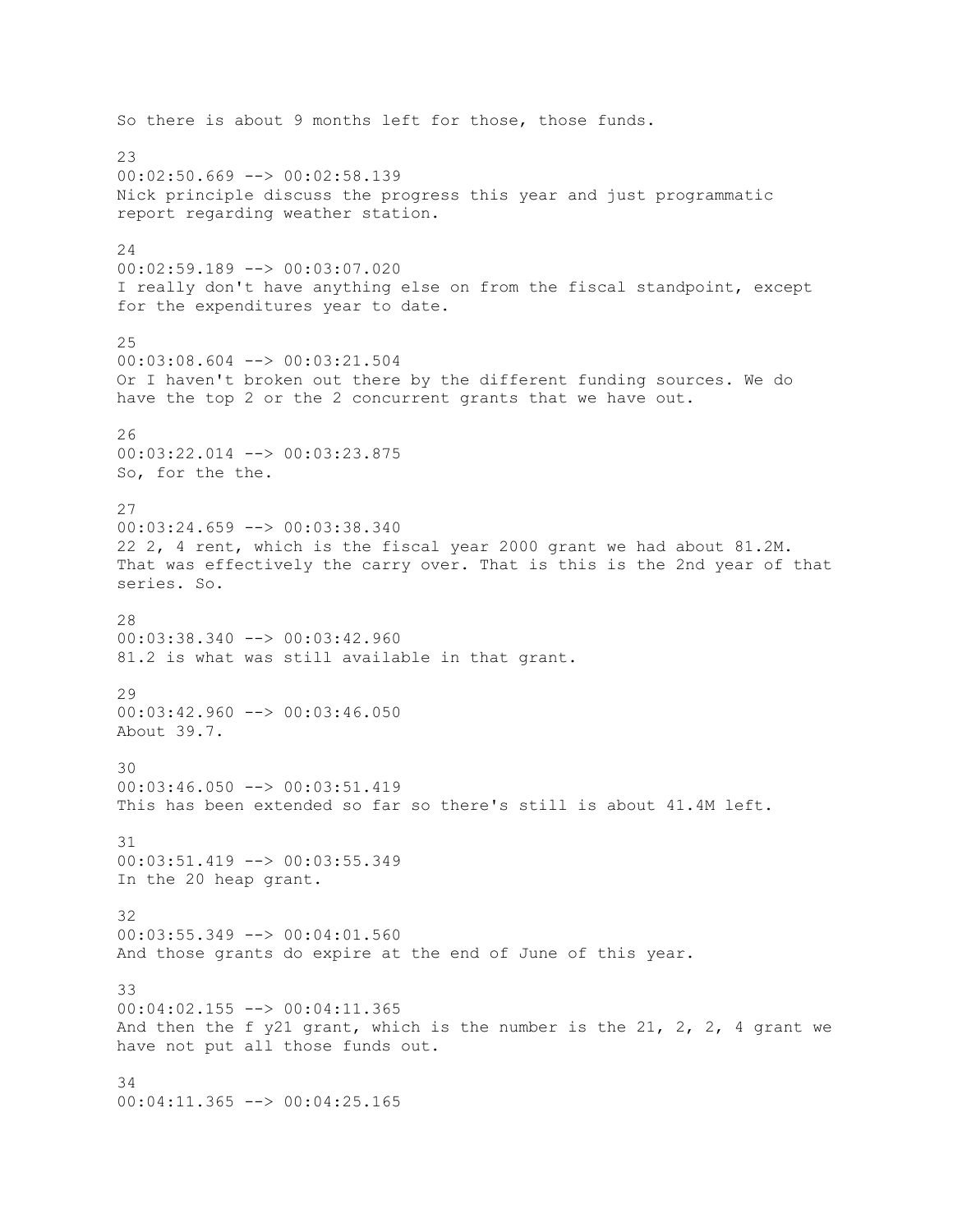So there is about 9 months left for those, those funds.

23
00:02:50.669 --> 00:02:58.139
Nick principle discuss the progress this year and just programmatic report regarding weather station.

24
00:02:59.189 --> 00:03:07.020
I really don't have anything else on from the fiscal standpoint, except for the expenditures year to date.

25
00:03:08.604 --> 00:03:21.504
Or I haven't broken out there by the different funding sources. We do have the top 2 or the 2 concurrent grants that we have out.

26
00:03:22.014 --> 00:03:23.875
So, for the the.

27
00:03:24.659 --> 00:03:38.340
22 2, 4 rent, which is the fiscal year 2000 grant we had about 81.2M. That was effectively the carry over. That is this is the 2nd year of that series. So.

28
00:03:38.340 --> 00:03:42.960
81.2 is what was still available in that grant.

29
00:03:42.960 --> 00:03:46.050
About 39.7.

30
00:03:46.050 --> 00:03:51.419
This has been extended so far so there's still is about 41.4M left.

31
00:03:51.419 --> 00:03:55.349
In the 20 heap grant.

32
00:03:55.349 --> 00:04:01.560
And those grants do expire at the end of June of this year.

33
00:04:02.155 --> 00:04:11.365
And then the f y21 grant, which is the number is the 21, 2, 2, 4 grant we have not put all those funds out.

34
00:04:11.365 --> 00:04:25.165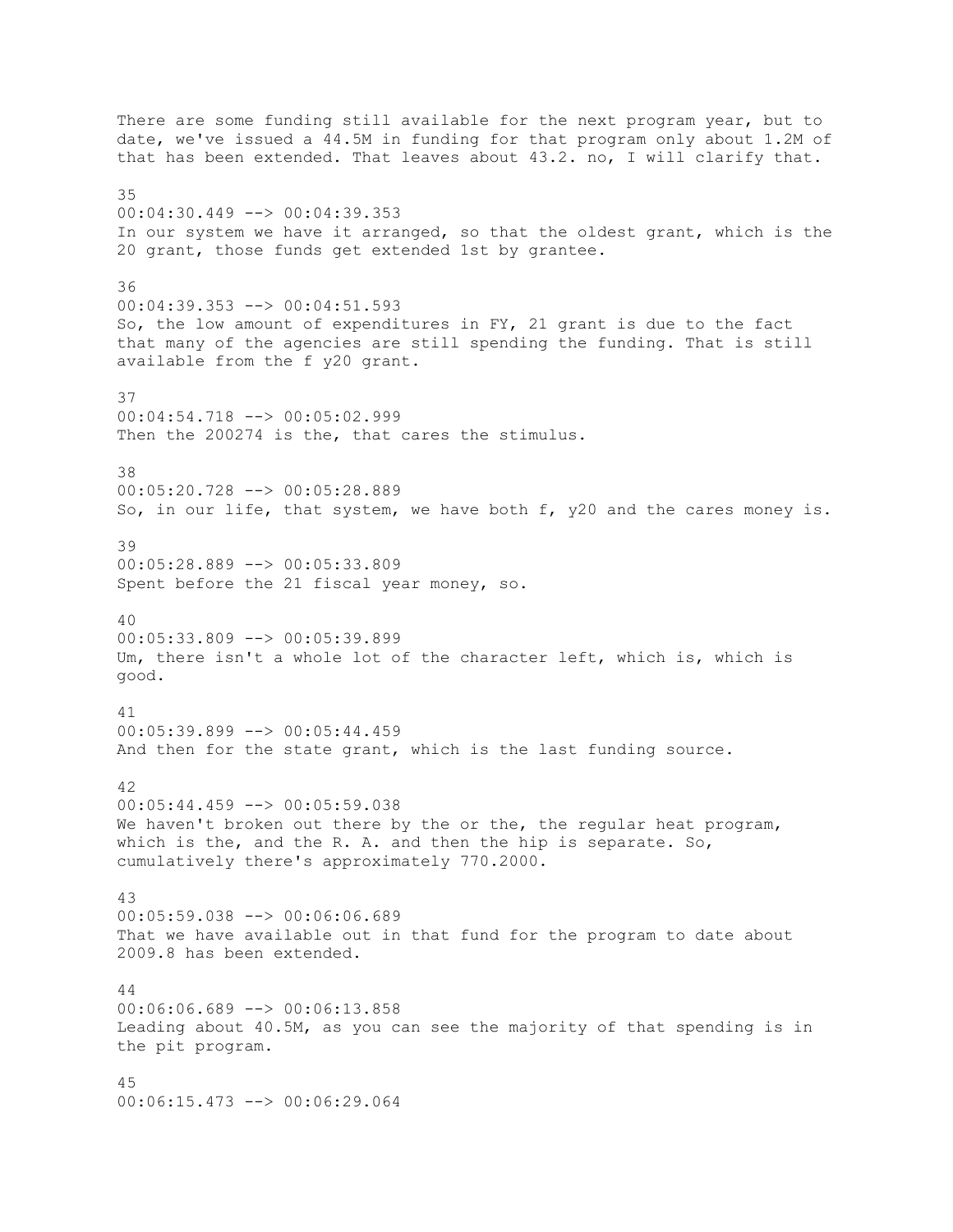There are some funding still available for the next program year, but to date, we've issued a 44.5M in funding for that program only about 1.2M of that has been extended. That leaves about 43.2. no, I will clarify that.

35
00:04:30.449 --> 00:04:39.353
In our system we have it arranged, so that the oldest grant, which is the 20 grant, those funds get extended 1st by grantee.

36
00:04:39.353 --> 00:04:51.593
So, the low amount of expenditures in FY, 21 grant is due to the fact that many of the agencies are still spending the funding. That is still available from the f y20 grant.

37
00:04:54.718 --> 00:05:02.999
Then the 200274 is the, that cares the stimulus.

38
00:05:20.728 --> 00:05:28.889
So, in our life, that system, we have both f, y20 and the cares money is.

39
00:05:28.889 --> 00:05:33.809
Spent before the 21 fiscal year money, so.

40
00:05:33.809 --> 00:05:39.899
Um, there isn't a whole lot of the character left, which is, which is good.

41
00:05:39.899 --> 00:05:44.459
And then for the state grant, which is the last funding source.

42
00:05:44.459 --> 00:05:59.038
We haven't broken out there by the or the, the regular heat program, which is the, and the R. A. and then the hip is separate. So, cumulatively there's approximately 770.2000.

43
00:05:59.038 --> 00:06:06.689
That we have available out in that fund for the program to date about 2009.8 has been extended.

44
00:06:06.689 --> 00:06:13.858
Leading about 40.5M, as you can see the majority of that spending is in the pit program.

45
00:06:15.473 --> 00:06:29.064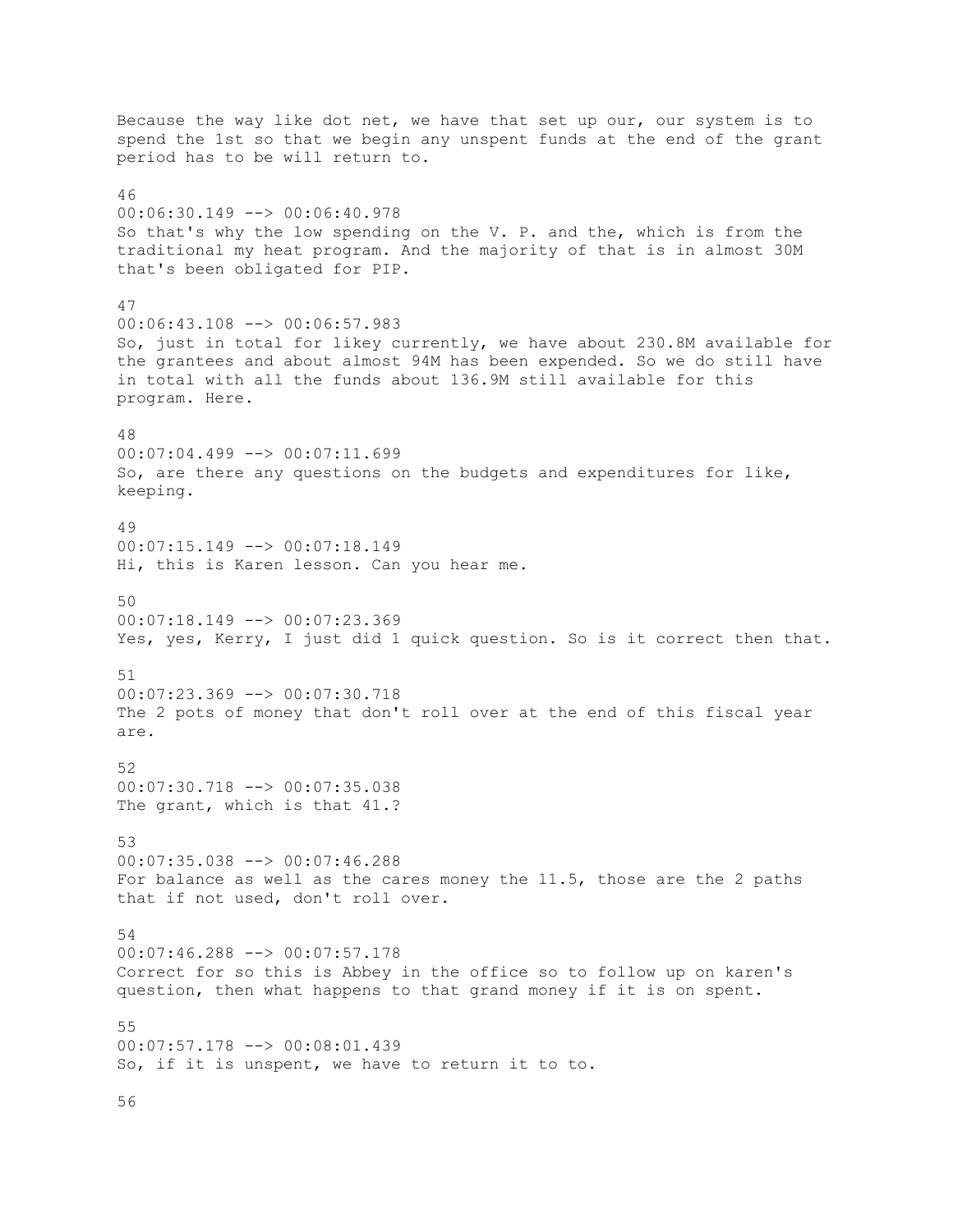Because the way like dot net, we have that set up our, our system is to spend the 1st so that we begin any unspent funds at the end of the grant period has to be will return to.

46
00:06:30.149 --> 00:06:40.978
So that's why the low spending on the V. P. and the, which is from the traditional my heat program. And the majority of that is in almost 30M that's been obligated for PIP.

47
00:06:43.108 --> 00:06:57.983
So, just in total for likey currently, we have about 230.8M available for the grantees and about almost 94M has been expended. So we do still have in total with all the funds about 136.9M still available for this program. Here.

48
00:07:04.499 --> 00:07:11.699
So, are there any questions on the budgets and expenditures for like, keeping.

49
00:07:15.149 --> 00:07:18.149
Hi, this is Karen lesson. Can you hear me.

50
00:07:18.149 --> 00:07:23.369
Yes, yes, Kerry, I just did 1 quick question. So is it correct then that.

51
00:07:23.369 --> 00:07:30.718
The 2 pots of money that don't roll over at the end of this fiscal year are.

52
00:07:30.718 --> 00:07:35.038
The grant, which is that 41.?

53
00:07:35.038 --> 00:07:46.288
For balance as well as the cares money the 11.5, those are the 2 paths that if not used, don't roll over.

54
00:07:46.288 --> 00:07:57.178
Correct for so this is Abbey in the office so to follow up on karen's question, then what happens to that grand money if it is on spent.

55
00:07:57.178 --> 00:08:01.439
So, if it is unspent, we have to return it to to.

56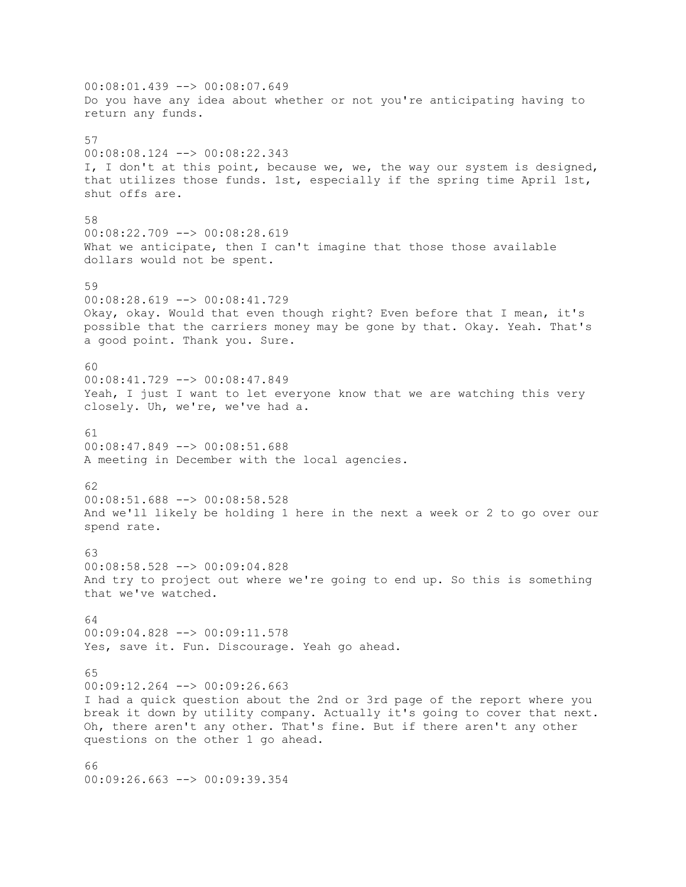00:08:01.439 --> 00:08:07.649
Do you have any idea about whether or not you're anticipating having to return any funds.

57
00:08:08.124 --> 00:08:22.343
I, I don't at this point, because we, we, the way our system is designed, that utilizes those funds. 1st, especially if the spring time April 1st, shut offs are.

58
00:08:22.709 --> 00:08:28.619
What we anticipate, then I can't imagine that those those available dollars would not be spent.

59
00:08:28.619 --> 00:08:41.729
Okay, okay. Would that even though right? Even before that I mean, it's possible that the carriers money may be gone by that. Okay. Yeah. That's a good point. Thank you. Sure.

60
00:08:41.729 --> 00:08:47.849
Yeah, I just I want to let everyone know that we are watching this very closely. Uh, we're, we've had a.

61
00:08:47.849 --> 00:08:51.688
A meeting in December with the local agencies.

62
00:08:51.688 --> 00:08:58.528
And we'll likely be holding 1 here in the next a week or 2 to go over our spend rate.

63
00:08:58.528 --> 00:09:04.828
And try to project out where we're going to end up. So this is something that we've watched.

64
00:09:04.828 --> 00:09:11.578
Yes, save it. Fun. Discourage. Yeah go ahead.

65
00:09:12.264 --> 00:09:26.663
I had a quick question about the 2nd or 3rd page of the report where you break it down by utility company. Actually it's going to cover that next. Oh, there aren't any other. That's fine. But if there aren't any other questions on the other 1 go ahead.

66
00:09:26.663 --> 00:09:39.354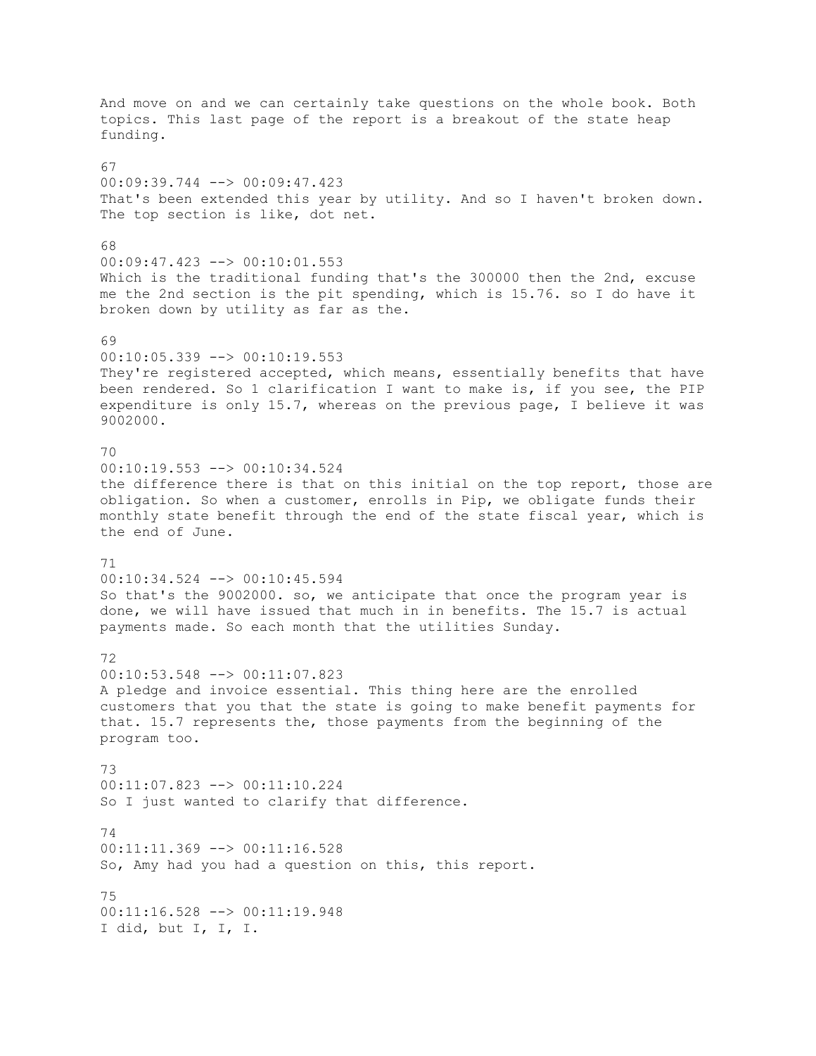And move on and we can certainly take questions on the whole book. Both topics. This last page of the report is a breakout of the state heap funding.

67
00:09:39.744 --> 00:09:47.423
That's been extended this year by utility. And so I haven't broken down. The top section is like, dot net.

68
00:09:47.423 --> 00:10:01.553
Which is the traditional funding that's the 300000 then the 2nd, excuse me the 2nd section is the pit spending, which is 15.76. so I do have it broken down by utility as far as the.

69
00:10:05.339 --> 00:10:19.553
They're registered accepted, which means, essentially benefits that have been rendered. So 1 clarification I want to make is, if you see, the PIP expenditure is only 15.7, whereas on the previous page, I believe it was 9002000.

70
00:10:19.553 --> 00:10:34.524
the difference there is that on this initial on the top report, those are obligation. So when a customer, enrolls in Pip, we obligate funds their monthly state benefit through the end of the state fiscal year, which is the end of June.

71
00:10:34.524 --> 00:10:45.594
So that's the 9002000. so, we anticipate that once the program year is done, we will have issued that much in in benefits. The 15.7 is actual payments made. So each month that the utilities Sunday.

72
00:10:53.548 --> 00:11:07.823
A pledge and invoice essential. This thing here are the enrolled customers that you that the state is going to make benefit payments for that. 15.7 represents the, those payments from the beginning of the program too.

73
00:11:07.823 --> 00:11:10.224
So I just wanted to clarify that difference.

74
00:11:11.369 --> 00:11:16.528
So, Amy had you had a question on this, this report.

75
00:11:16.528 --> 00:11:19.948
I did, but I, I, I.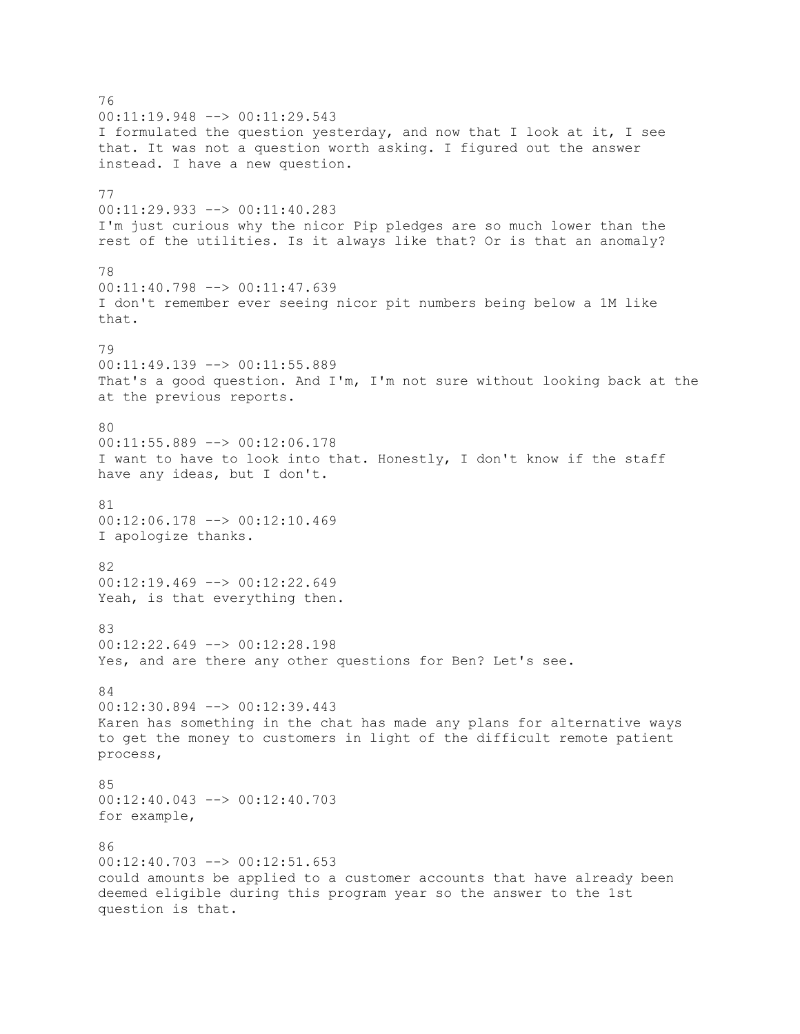76
00:11:19.948 --> 00:11:29.543
I formulated the question yesterday, and now that I look at it, I see that. It was not a question worth asking. I figured out the answer instead. I have a new question.

77
00:11:29.933 --> 00:11:40.283
I'm just curious why the nicor Pip pledges are so much lower than the rest of the utilities. Is it always like that? Or is that an anomaly?

78
00:11:40.798 --> 00:11:47.639
I don't remember ever seeing nicor pit numbers being below a 1M like that.

79
00:11:49.139 --> 00:11:55.889
That's a good question. And I'm, I'm not sure without looking back at the at the previous reports.

80
00:11:55.889 --> 00:12:06.178
I want to have to look into that. Honestly, I don't know if the staff have any ideas, but I don't.

81
00:12:06.178 --> 00:12:10.469
I apologize thanks.

82
00:12:19.469 --> 00:12:22.649
Yeah, is that everything then.

83
00:12:22.649 --> 00:12:28.198
Yes, and are there any other questions for Ben? Let's see.

84
00:12:30.894 --> 00:12:39.443
Karen has something in the chat has made any plans for alternative ways to get the money to customers in light of the difficult remote patient process,

85
00:12:40.043 --> 00:12:40.703
for example,

86
00:12:40.703 --> 00:12:51.653
could amounts be applied to a customer accounts that have already been deemed eligible during this program year so the answer to the 1st question is that.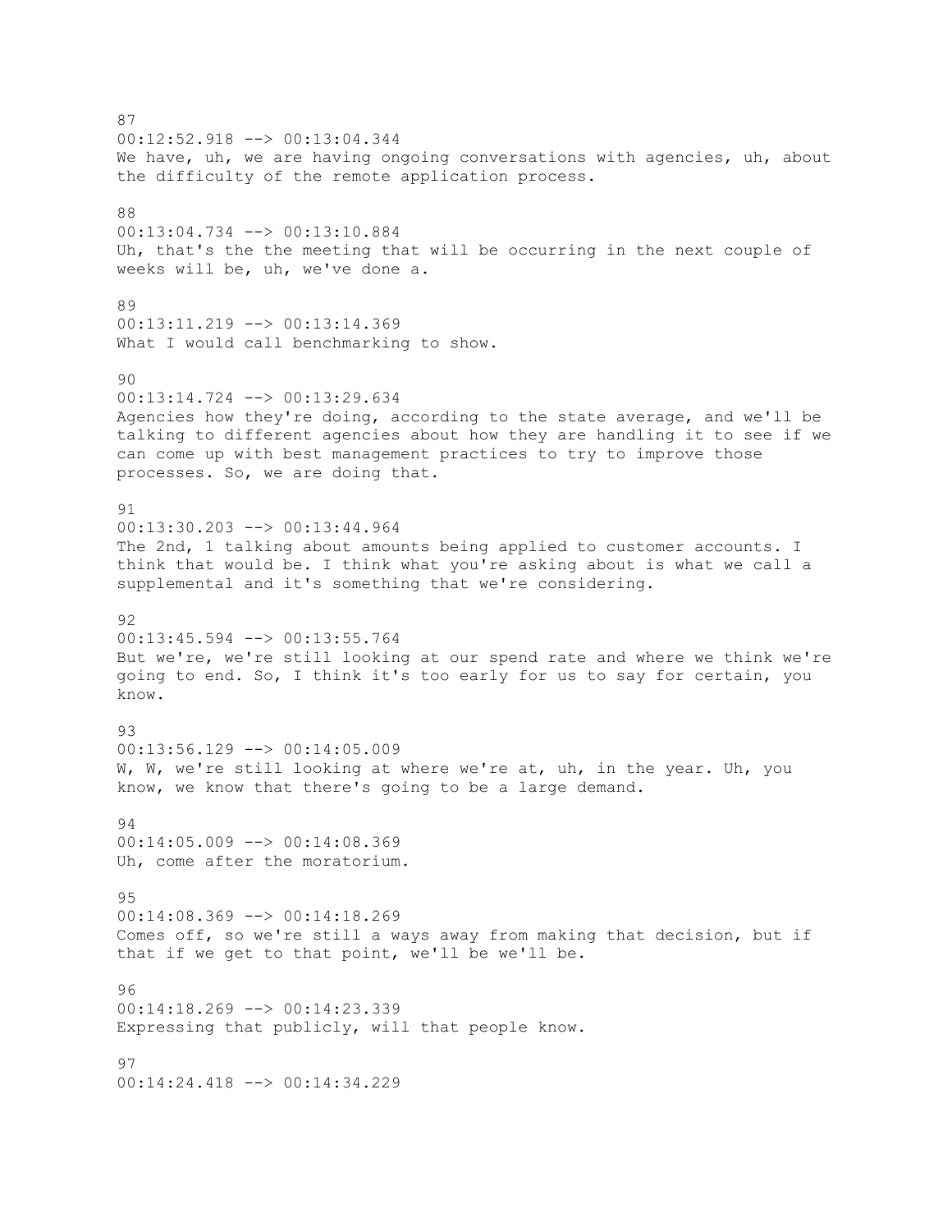87
00:12:52.918 --> 00:13:04.344
We have, uh, we are having ongoing conversations with agencies, uh, about the difficulty of the remote application process.

88
00:13:04.734 --> 00:13:10.884
Uh, that's the the meeting that will be occurring in the next couple of weeks will be, uh, we've done a.

89
00:13:11.219 --> 00:13:14.369
What I would call benchmarking to show.

90
00:13:14.724 --> 00:13:29.634
Agencies how they're doing, according to the state average, and we'll be talking to different agencies about how they are handling it to see if we can come up with best management practices to try to improve those processes. So, we are doing that.

91
00:13:30.203 --> 00:13:44.964
The 2nd, 1 talking about amounts being applied to customer accounts. I think that would be. I think what you're asking about is what we call a supplemental and it's something that we're considering.

92
00:13:45.594 --> 00:13:55.764
But we're, we're still looking at our spend rate and where we think we're going to end. So, I think it's too early for us to say for certain, you know.

93
00:13:56.129 --> 00:14:05.009
W, W, we're still looking at where we're at, uh, in the year. Uh, you know, we know that there's going to be a large demand.

94
00:14:05.009 --> 00:14:08.369
Uh, come after the moratorium.

95
00:14:08.369 --> 00:14:18.269
Comes off, so we're still a ways away from making that decision, but if that if we get to that point, we'll be we'll be.

96
00:14:18.269 --> 00:14:23.339
Expressing that publicly, will that people know.

97
00:14:24.418 --> 00:14:34.229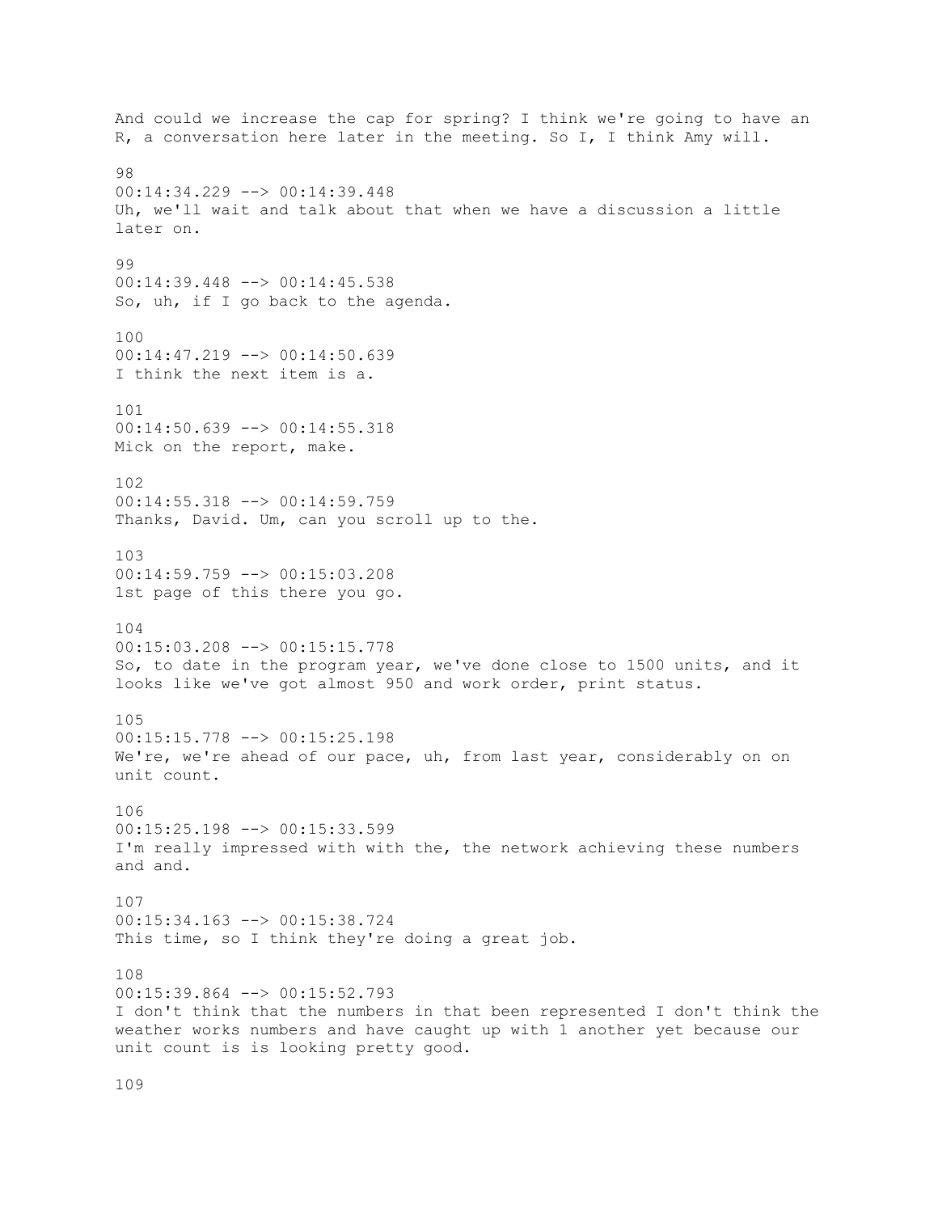And could we increase the cap for spring? I think we're going to have an R, a conversation here later in the meeting. So I, I think Amy will.

98
00:14:34.229 --> 00:14:39.448
Uh, we'll wait and talk about that when we have a discussion a little later on.

99
00:14:39.448 --> 00:14:45.538
So, uh, if I go back to the agenda.

100
00:14:47.219 --> 00:14:50.639
I think the next item is a.

101
00:14:50.639 --> 00:14:55.318
Mick on the report, make.

102
00:14:55.318 --> 00:14:59.759
Thanks, David. Um, can you scroll up to the.

103
00:14:59.759 --> 00:15:03.208
1st page of this there you go.

104
00:15:03.208 --> 00:15:15.778
So, to date in the program year, we've done close to 1500 units, and it looks like we've got almost 950 and work order, print status.

105
00:15:15.778 --> 00:15:25.198
We're, we're ahead of our pace, uh, from last year, considerably on on unit count.

106
00:15:25.198 --> 00:15:33.599
I'm really impressed with with the, the network achieving these numbers and and.

107
00:15:34.163 --> 00:15:38.724
This time, so I think they're doing a great job.

108
00:15:39.864 --> 00:15:52.793
I don't think that the numbers in that been represented I don't think the weather works numbers and have caught up with 1 another yet because our unit count is is looking pretty good.

109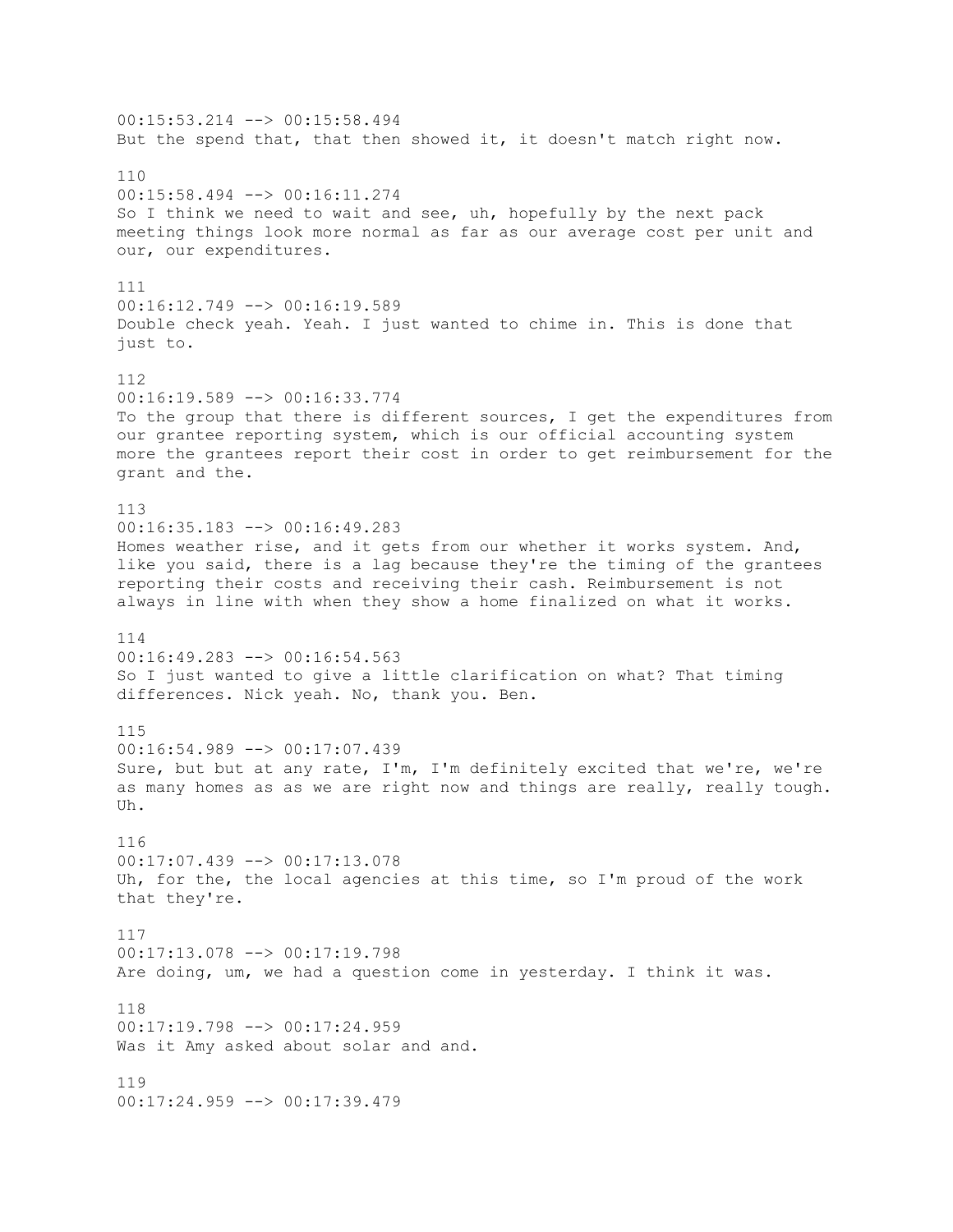00:15:53.214 --> 00:15:58.494
But the spend that, that then showed it, it doesn't match right now.

110
00:15:58.494 --> 00:16:11.274
So I think we need to wait and see, uh, hopefully by the next pack meeting things look more normal as far as our average cost per unit and our, our expenditures.

111
00:16:12.749 --> 00:16:19.589
Double check yeah. Yeah. I just wanted to chime in. This is done that just to.

112
00:16:19.589 --> 00:16:33.774
To the group that there is different sources, I get the expenditures from our grantee reporting system, which is our official accounting system more the grantees report their cost in order to get reimbursement for the grant and the.

113
00:16:35.183 --> 00:16:49.283
Homes weather rise, and it gets from our whether it works system. And, like you said, there is a lag because they're the timing of the grantees reporting their costs and receiving their cash. Reimbursement is not always in line with when they show a home finalized on what it works.

114
00:16:49.283 --> 00:16:54.563
So I just wanted to give a little clarification on what? That timing differences. Nick yeah. No, thank you. Ben.

115
00:16:54.989 --> 00:17:07.439
Sure, but but at any rate, I'm, I'm definitely excited that we're, we're as many homes as as we are right now and things are really, really tough. Uh.

116
00:17:07.439 --> 00:17:13.078
Uh, for the, the local agencies at this time, so I'm proud of the work that they're.

117
00:17:13.078 --> 00:17:19.798
Are doing, um, we had a question come in yesterday. I think it was.

118
00:17:19.798 --> 00:17:24.959
Was it Amy asked about solar and and.

119
00:17:24.959 --> 00:17:39.479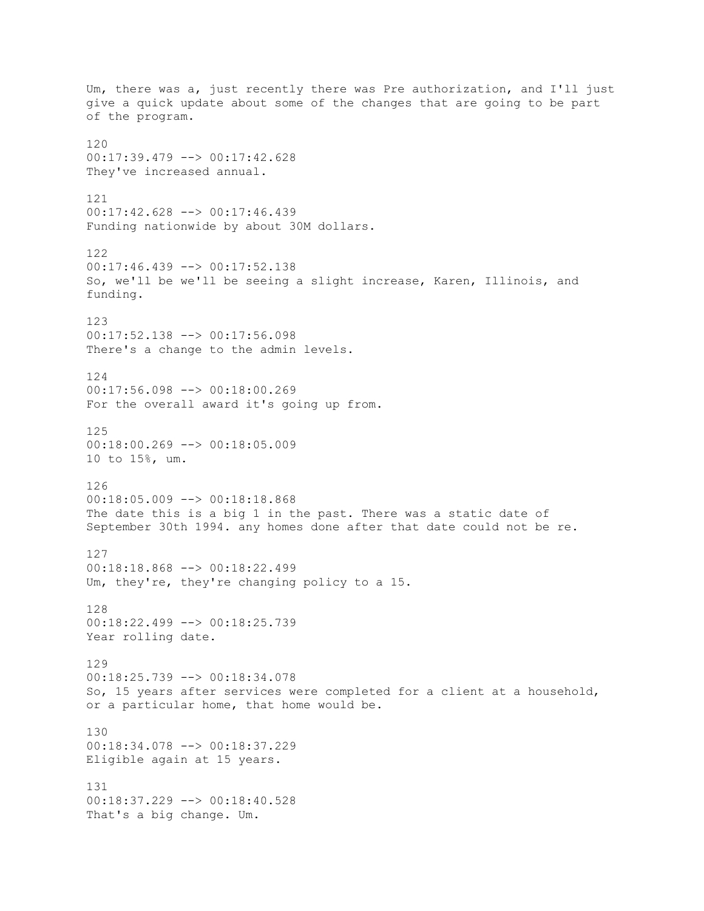Um, there was a, just recently there was Pre authorization, and I'll just give a quick update about some of the changes that are going to be part of the program.

120
00:17:39.479 --> 00:17:42.628
They've increased annual.

121
00:17:42.628 --> 00:17:46.439
Funding nationwide by about 30M dollars.

122
00:17:46.439 --> 00:17:52.138
So, we'll be we'll be seeing a slight increase, Karen, Illinois, and funding.

123
00:17:52.138 --> 00:17:56.098
There's a change to the admin levels.

124
00:17:56.098 --> 00:18:00.269
For the overall award it's going up from.

125
00:18:00.269 --> 00:18:05.009
10 to 15%, um.

126
00:18:05.009 --> 00:18:18.868
The date this is a big 1 in the past. There was a static date of September 30th 1994. any homes done after that date could not be re.

127
00:18:18.868 --> 00:18:22.499
Um, they're, they're changing policy to a 15.

128
00:18:22.499 --> 00:18:25.739
Year rolling date.

129
00:18:25.739 --> 00:18:34.078
So, 15 years after services were completed for a client at a household, or a particular home, that home would be.

130
00:18:34.078 --> 00:18:37.229
Eligible again at 15 years.

131
00:18:37.229 --> 00:18:40.528
That's a big change. Um.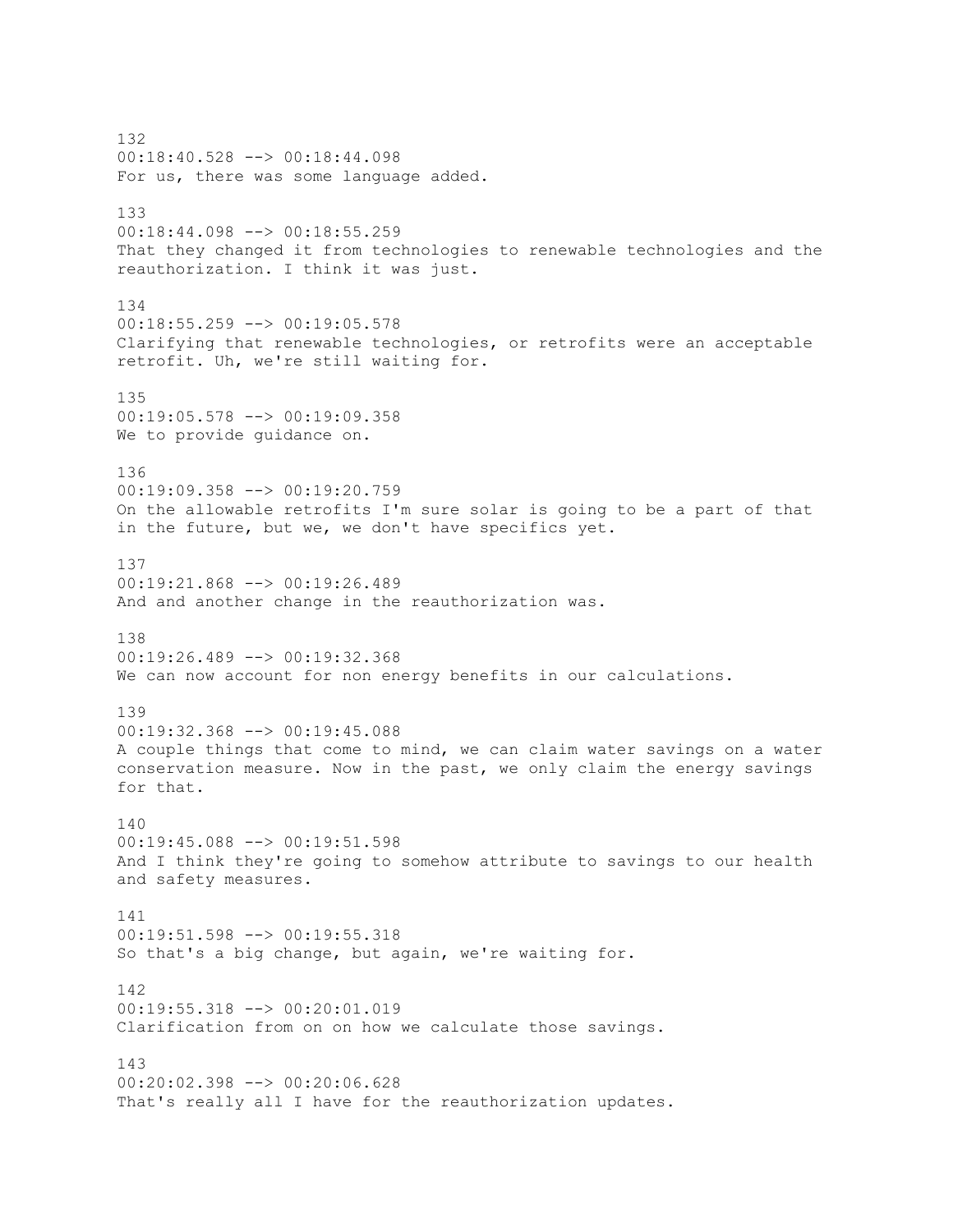132
00:18:40.528 --> 00:18:44.098
For us, there was some language added.

133
00:18:44.098 --> 00:18:55.259
That they changed it from technologies to renewable technologies and the reauthorization. I think it was just.

134
00:18:55.259 --> 00:19:05.578
Clarifying that renewable technologies, or retrofits were an acceptable retrofit. Uh, we're still waiting for.

135
00:19:05.578 --> 00:19:09.358
We to provide guidance on.

136
00:19:09.358 --> 00:19:20.759
On the allowable retrofits I'm sure solar is going to be a part of that in the future, but we, we don't have specifics yet.

137
00:19:21.868 --> 00:19:26.489
And and another change in the reauthorization was.

138
00:19:26.489 --> 00:19:32.368
We can now account for non energy benefits in our calculations.

139
00:19:32.368 --> 00:19:45.088
A couple things that come to mind, we can claim water savings on a water conservation measure. Now in the past, we only claim the energy savings for that.

140
00:19:45.088 --> 00:19:51.598
And I think they're going to somehow attribute to savings to our health and safety measures.

141
00:19:51.598 --> 00:19:55.318
So that's a big change, but again, we're waiting for.

142
00:19:55.318 --> 00:20:01.019
Clarification from on on how we calculate those savings.

143
00:20:02.398 --> 00:20:06.628
That's really all I have for the reauthorization updates.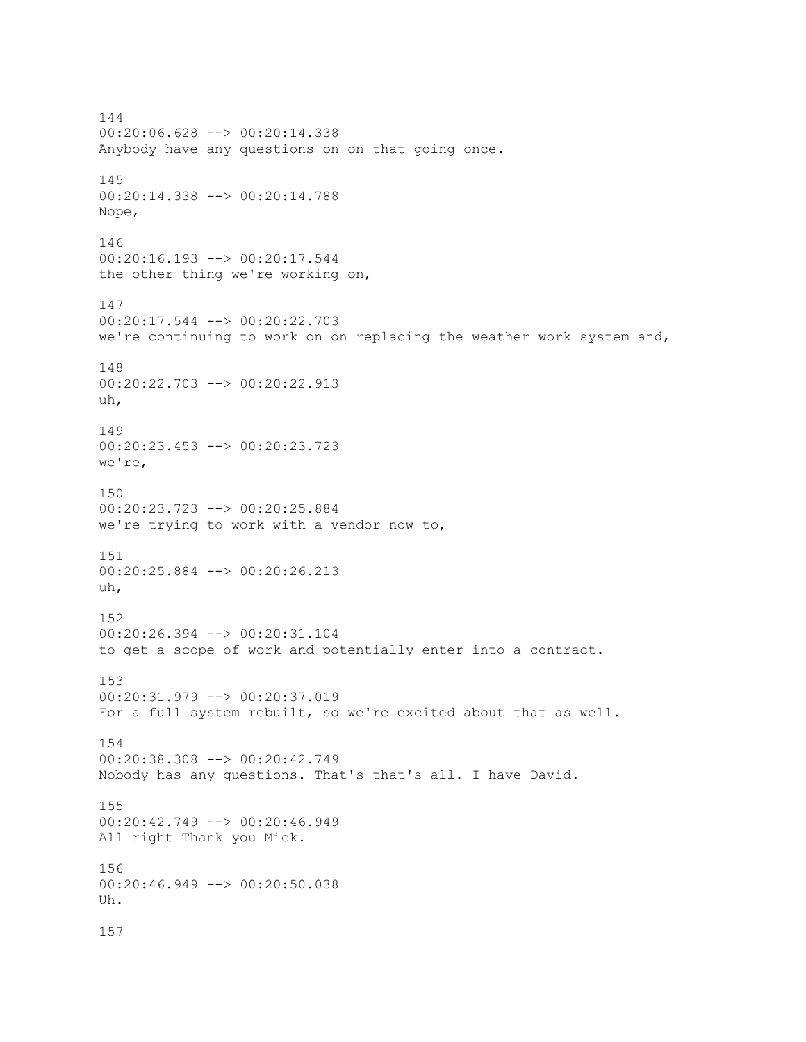144
00:20:06.628 --> 00:20:14.338
Anybody have any questions on on that going once.

145
00:20:14.338 --> 00:20:14.788
Nope,

146
00:20:16.193 --> 00:20:17.544
the other thing we're working on,

147
00:20:17.544 --> 00:20:22.703
we're continuing to work on on replacing the weather work system and,

148
00:20:22.703 --> 00:20:22.913
uh,

149
00:20:23.453 --> 00:20:23.723
we're,

150
00:20:23.723 --> 00:20:25.884
we're trying to work with a vendor now to,

151
00:20:25.884 --> 00:20:26.213
uh,

152
00:20:26.394 --> 00:20:31.104
to get a scope of work and potentially enter into a contract.

153
00:20:31.979 --> 00:20:37.019
For a full system rebuilt, so we're excited about that as well.

154
00:20:38.308 --> 00:20:42.749
Nobody has any questions. That's that's all. I have David.

155
00:20:42.749 --> 00:20:46.949
All right Thank you Mick.

156
00:20:46.949 --> 00:20:50.038
Uh.

157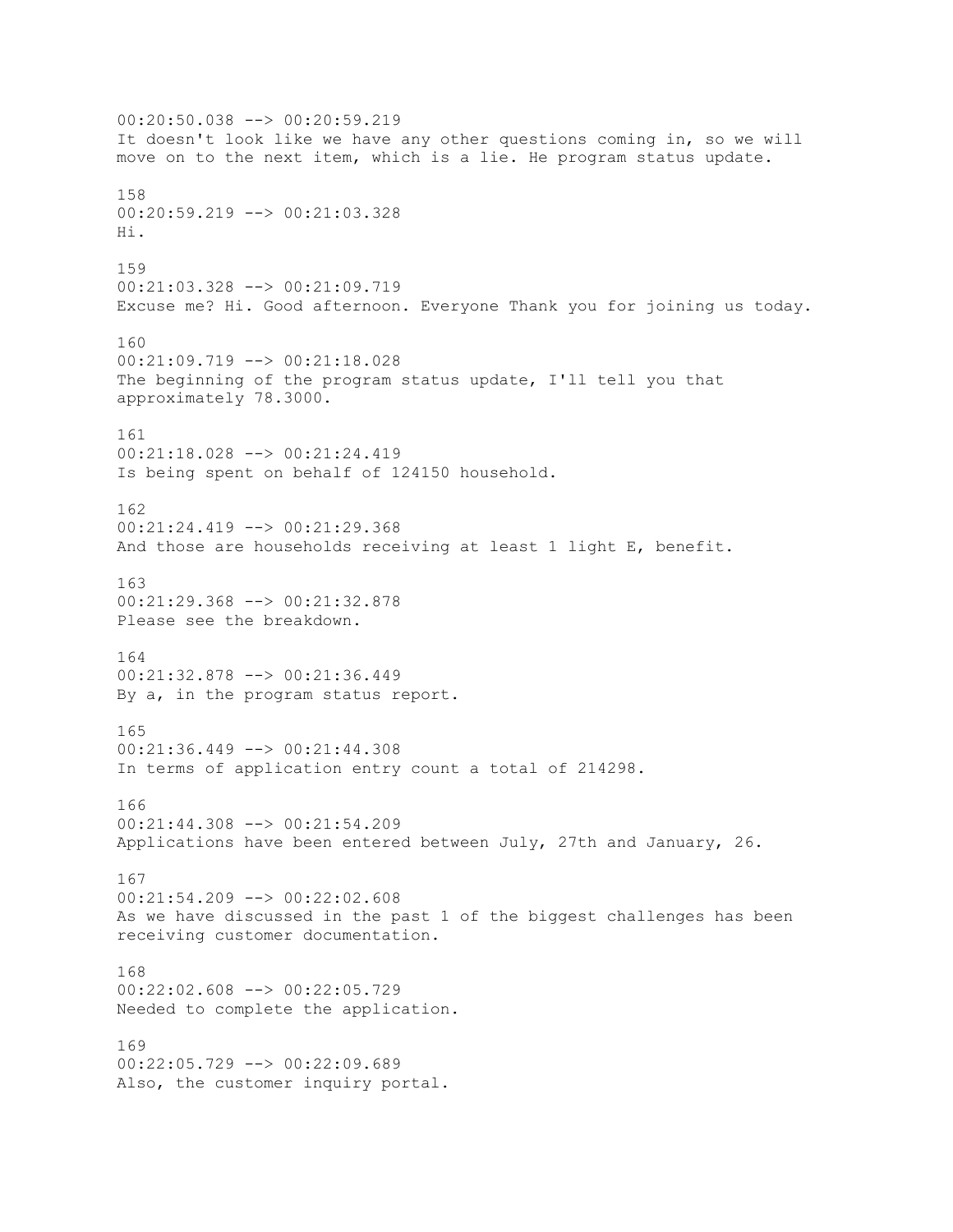00:20:50.038 --> 00:20:59.219
It doesn't look like we have any other questions coming in, so we will move on to the next item, which is a lie. He program status update.

158
00:20:59.219 --> 00:21:03.328
Hi.

159
00:21:03.328 --> 00:21:09.719
Excuse me? Hi. Good afternoon. Everyone Thank you for joining us today.

160
00:21:09.719 --> 00:21:18.028
The beginning of the program status update, I'll tell you that approximately 78.3000.

161
00:21:18.028 --> 00:21:24.419
Is being spent on behalf of 124150 household.

162
00:21:24.419 --> 00:21:29.368
And those are households receiving at least 1 light E, benefit.

163
00:21:29.368 --> 00:21:32.878
Please see the breakdown.

164
00:21:32.878 --> 00:21:36.449
By a, in the program status report.

165
00:21:36.449 --> 00:21:44.308
In terms of application entry count a total of 214298.

166
00:21:44.308 --> 00:21:54.209
Applications have been entered between July, 27th and January, 26.

167
00:21:54.209 --> 00:22:02.608
As we have discussed in the past 1 of the biggest challenges has been receiving customer documentation.

168
00:22:02.608 --> 00:22:05.729
Needed to complete the application.

169
00:22:05.729 --> 00:22:09.689
Also, the customer inquiry portal.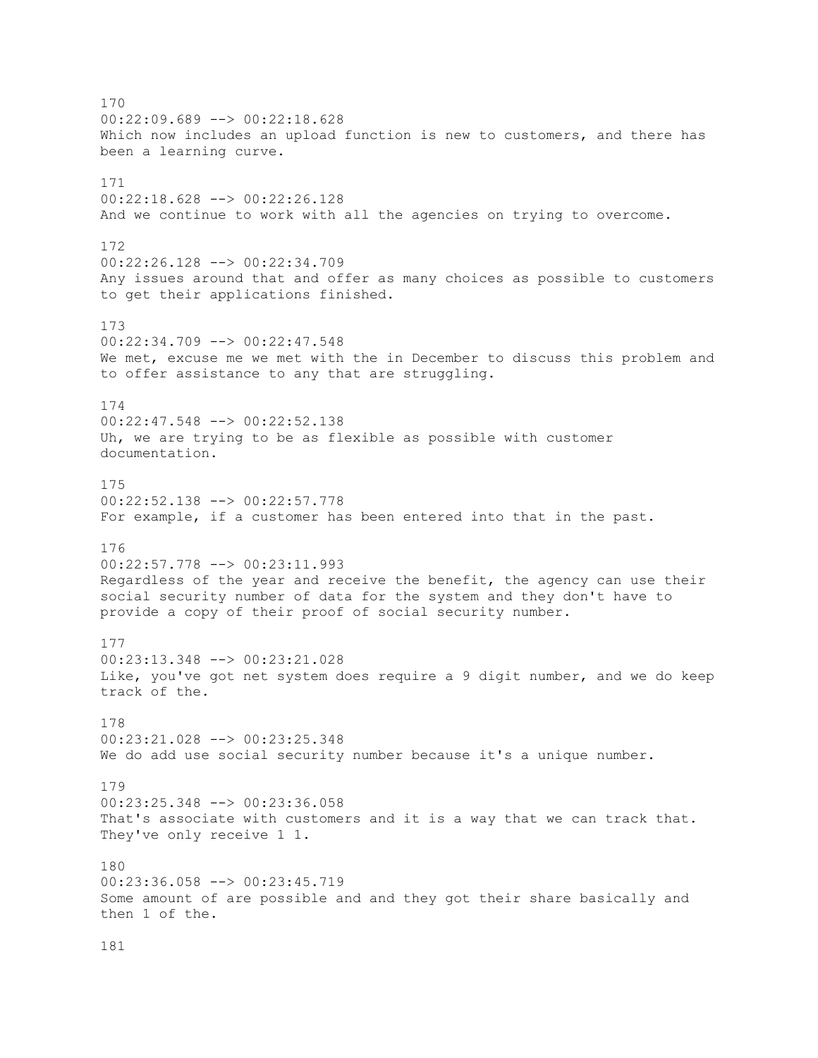170
00:22:09.689 --> 00:22:18.628
Which now includes an upload function is new to customers, and there has been a learning curve.

171
00:22:18.628 --> 00:22:26.128
And we continue to work with all the agencies on trying to overcome.

172
00:22:26.128 --> 00:22:34.709
Any issues around that and offer as many choices as possible to customers to get their applications finished.

173
00:22:34.709 --> 00:22:47.548
We met, excuse me we met with the in December to discuss this problem and to offer assistance to any that are struggling.

174
00:22:47.548 --> 00:22:52.138
Uh, we are trying to be as flexible as possible with customer documentation.

175
00:22:52.138 --> 00:22:57.778
For example, if a customer has been entered into that in the past.

176
00:22:57.778 --> 00:23:11.993
Regardless of the year and receive the benefit, the agency can use their social security number of data for the system and they don't have to provide a copy of their proof of social security number.

177
00:23:13.348 --> 00:23:21.028
Like, you've got net system does require a 9 digit number, and we do keep track of the.

178
00:23:21.028 --> 00:23:25.348
We do add use social security number because it's a unique number.

179
00:23:25.348 --> 00:23:36.058
That's associate with customers and it is a way that we can track that. They've only receive 1 1.

180
00:23:36.058 --> 00:23:45.719
Some amount of are possible and and they got their share basically and then 1 of the.

181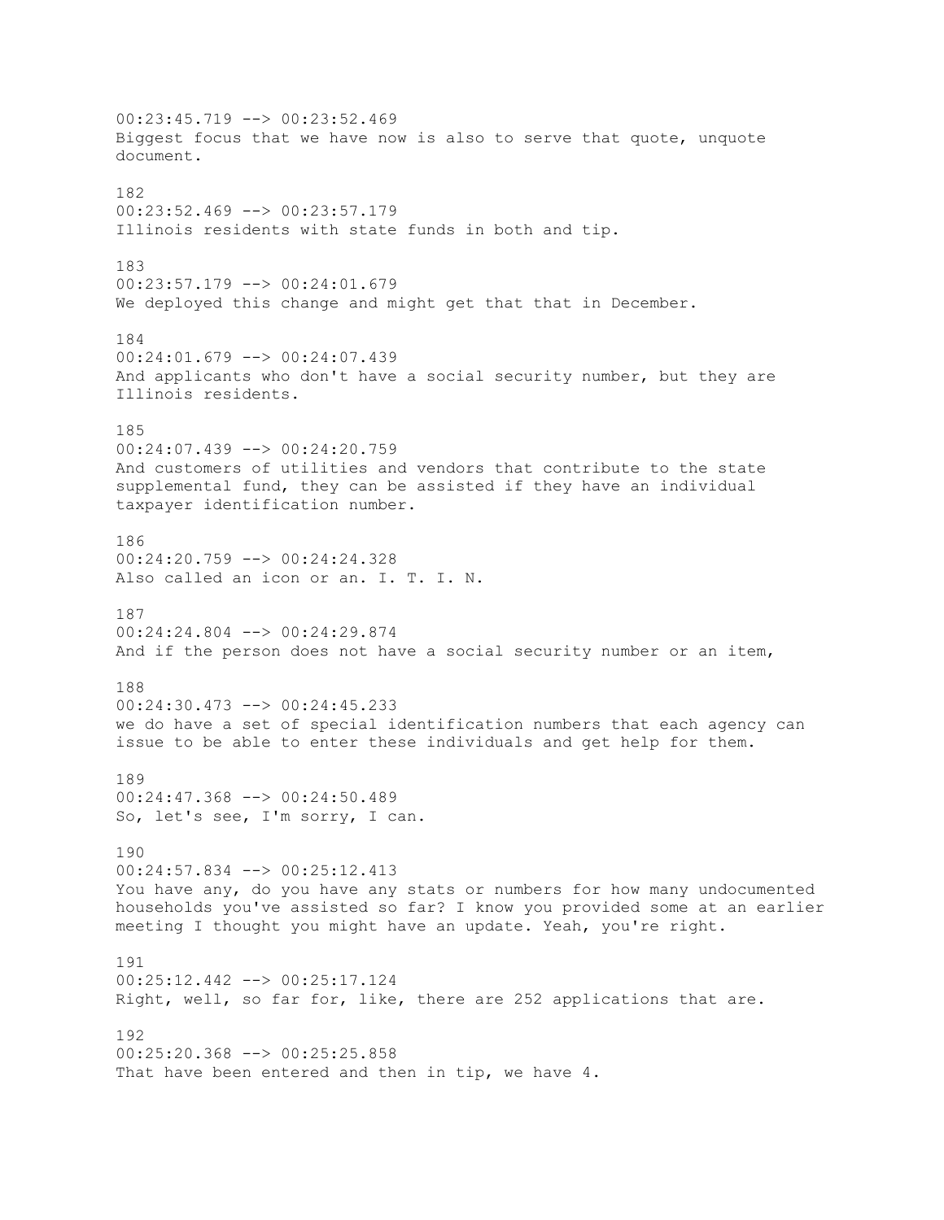00:23:45.719 --> 00:23:52.469
Biggest focus that we have now is also to serve that quote, unquote document.

182
00:23:52.469 --> 00:23:57.179
Illinois residents with state funds in both and tip.

183
00:23:57.179 --> 00:24:01.679
We deployed this change and might get that that in December.

184
00:24:01.679 --> 00:24:07.439
And applicants who don't have a social security number, but they are Illinois residents.

185
00:24:07.439 --> 00:24:20.759
And customers of utilities and vendors that contribute to the state supplemental fund, they can be assisted if they have an individual taxpayer identification number.

186
00:24:20.759 --> 00:24:24.328
Also called an icon or an. I. T. I. N.

187
00:24:24.804 --> 00:24:29.874
And if the person does not have a social security number or an item,

188
00:24:30.473 --> 00:24:45.233
we do have a set of special identification numbers that each agency can issue to be able to enter these individuals and get help for them.

189
00:24:47.368 --> 00:24:50.489
So, let's see, I'm sorry, I can.

190
00:24:57.834 --> 00:25:12.413
You have any, do you have any stats or numbers for how many undocumented households you've assisted so far? I know you provided some at an earlier meeting I thought you might have an update. Yeah, you're right.

191
00:25:12.442 --> 00:25:17.124
Right, well, so far for, like, there are 252 applications that are.

192
00:25:20.368 --> 00:25:25.858
That have been entered and then in tip, we have 4.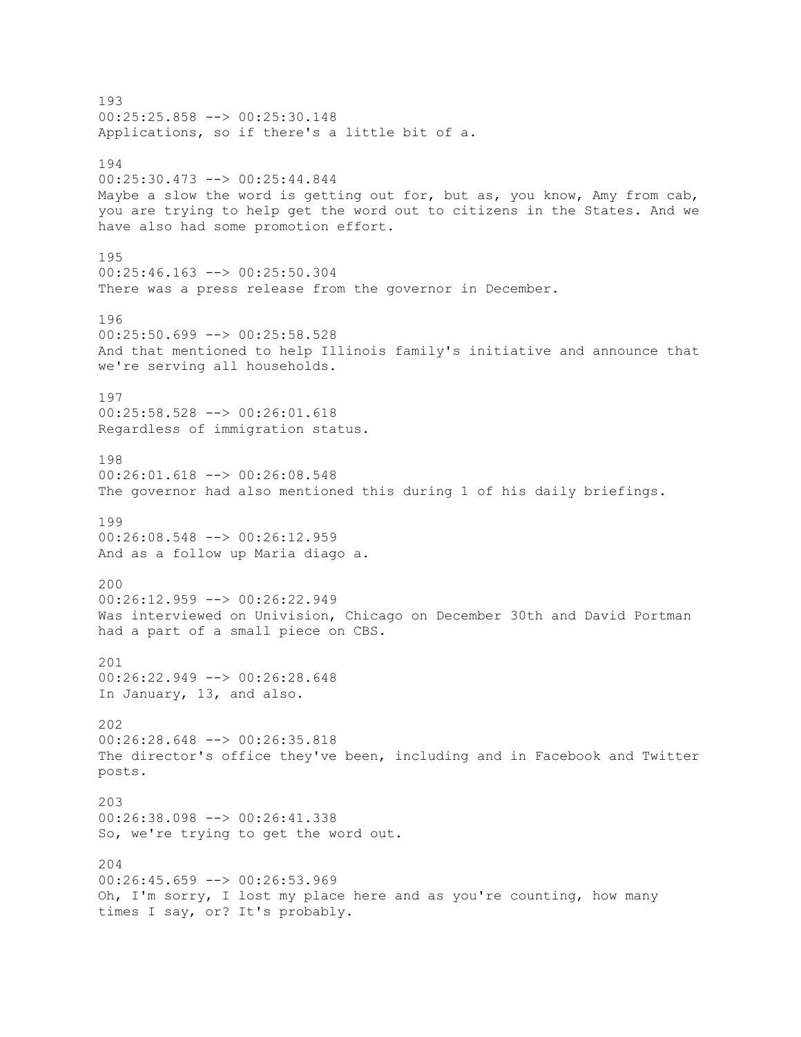193
00:25:25.858 --> 00:25:30.148
Applications, so if there's a little bit of a.

194
00:25:30.473 --> 00:25:44.844
Maybe a slow the word is getting out for, but as, you know, Amy from cab, you are trying to help get the word out to citizens in the States. And we have also had some promotion effort.

195
00:25:46.163 --> 00:25:50.304
There was a press release from the governor in December.

196
00:25:50.699 --> 00:25:58.528
And that mentioned to help Illinois family's initiative and announce that we're serving all households.

197
00:25:58.528 --> 00:26:01.618
Regardless of immigration status.

198
00:26:01.618 --> 00:26:08.548
The governor had also mentioned this during 1 of his daily briefings.

199
00:26:08.548 --> 00:26:12.959
And as a follow up Maria diago a.

200
00:26:12.959 --> 00:26:22.949
Was interviewed on Univision, Chicago on December 30th and David Portman had a part of a small piece on CBS.

201
00:26:22.949 --> 00:26:28.648
In January, 13, and also.

202
00:26:28.648 --> 00:26:35.818
The director's office they've been, including and in Facebook and Twitter posts.

203
00:26:38.098 --> 00:26:41.338
So, we're trying to get the word out.

204
00:26:45.659 --> 00:26:53.969
Oh, I'm sorry, I lost my place here and as you're counting, how many times I say, or? It's probably.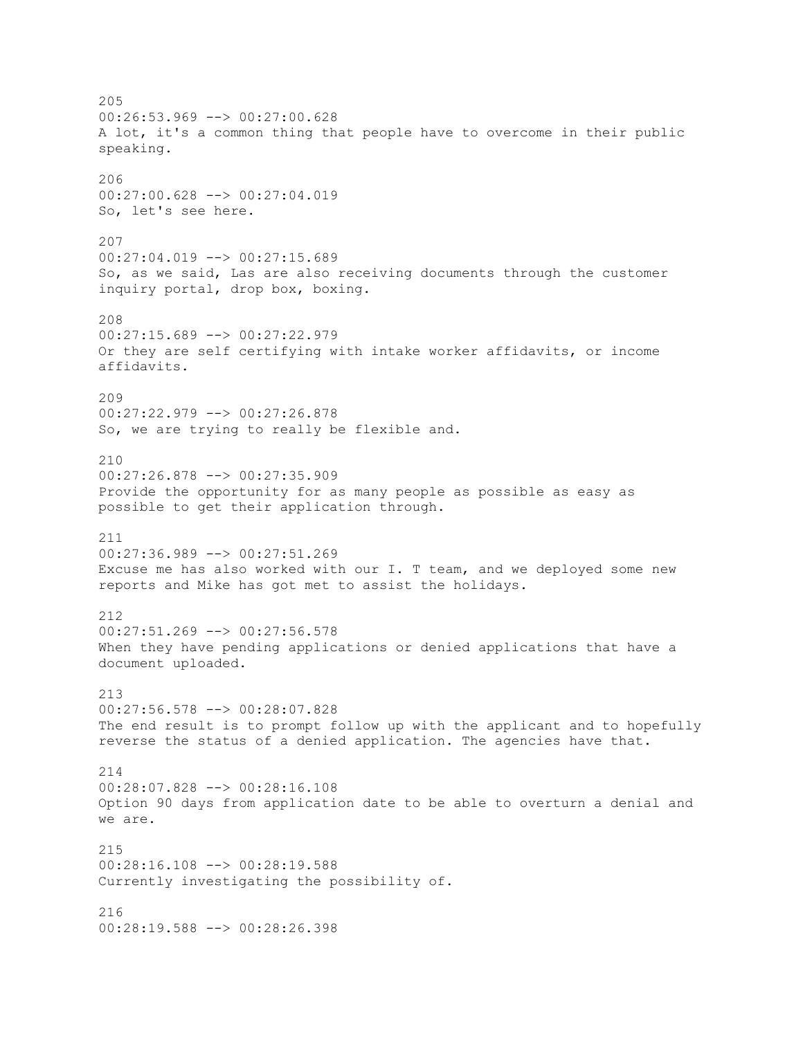205
00:26:53.969 --> 00:27:00.628
A lot, it's a common thing that people have to overcome in their public speaking.

206
00:27:00.628 --> 00:27:04.019
So, let's see here.

207
00:27:04.019 --> 00:27:15.689
So, as we said, Las are also receiving documents through the customer inquiry portal, drop box, boxing.

208
00:27:15.689 --> 00:27:22.979
Or they are self certifying with intake worker affidavits, or income affidavits.

209
00:27:22.979 --> 00:27:26.878
So, we are trying to really be flexible and.

210
00:27:26.878 --> 00:27:35.909
Provide the opportunity for as many people as possible as easy as possible to get their application through.

211
00:27:36.989 --> 00:27:51.269
Excuse me has also worked with our I. T team, and we deployed some new reports and Mike has got met to assist the holidays.

212
00:27:51.269 --> 00:27:56.578
When they have pending applications or denied applications that have a document uploaded.

213
00:27:56.578 --> 00:28:07.828
The end result is to prompt follow up with the applicant and to hopefully reverse the status of a denied application. The agencies have that.

214
00:28:07.828 --> 00:28:16.108
Option 90 days from application date to be able to overturn a denial and we are.

215
00:28:16.108 --> 00:28:19.588
Currently investigating the possibility of.

216
00:28:19.588 --> 00:28:26.398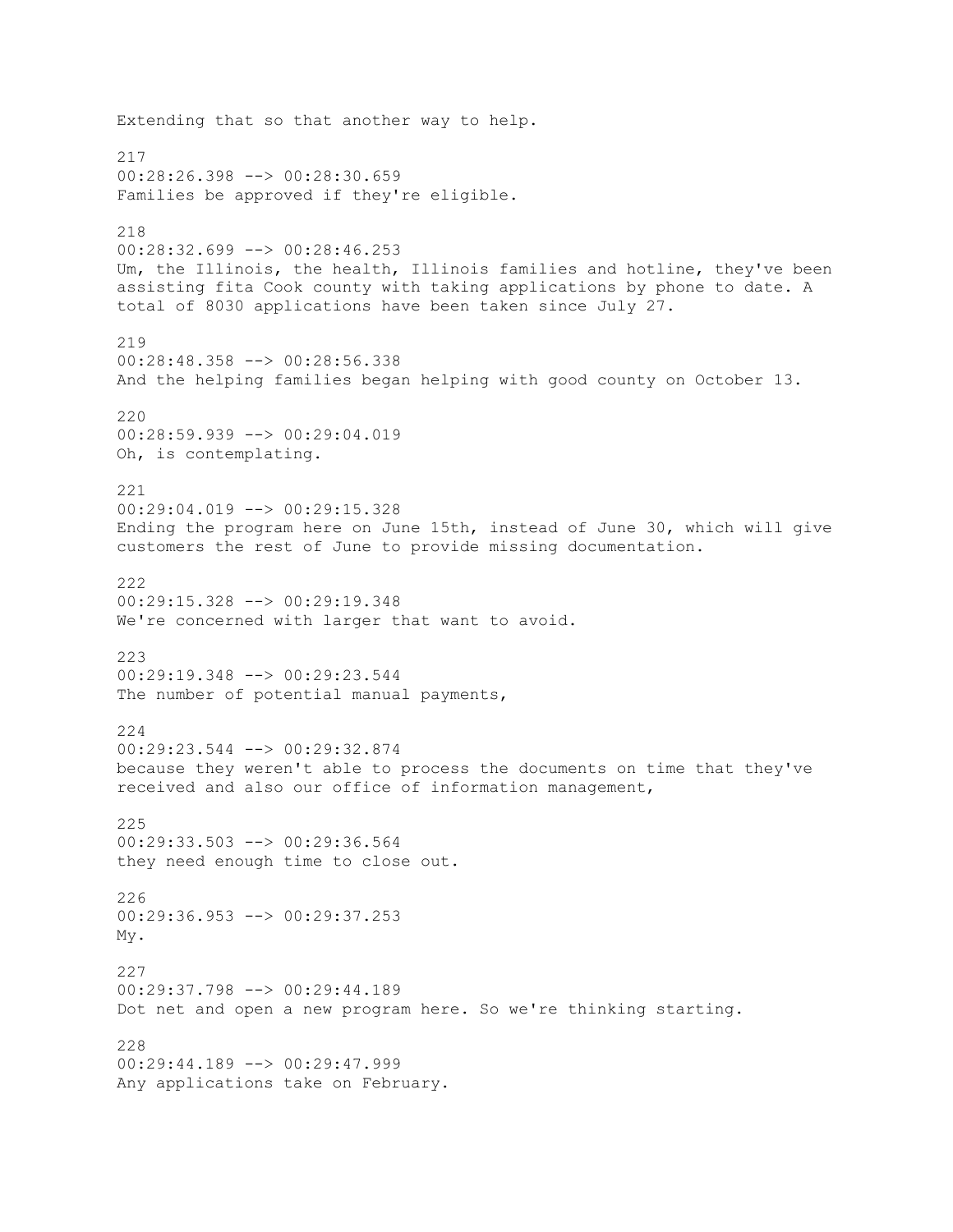Extending that so that another way to help.

217
00:28:26.398 --> 00:28:30.659
Families be approved if they're eligible.

218
00:28:32.699 --> 00:28:46.253
Um, the Illinois, the health, Illinois families and hotline, they've been assisting fita Cook county with taking applications by phone to date. A total of 8030 applications have been taken since July 27.

219
00:28:48.358 --> 00:28:56.338
And the helping families began helping with good county on October 13.

220
00:28:59.939 --> 00:29:04.019
Oh, is contemplating.

221
00:29:04.019 --> 00:29:15.328
Ending the program here on June 15th, instead of June 30, which will give customers the rest of June to provide missing documentation.

222
00:29:15.328 --> 00:29:19.348
We're concerned with larger that want to avoid.

223
00:29:19.348 --> 00:29:23.544
The number of potential manual payments,

224
00:29:23.544 --> 00:29:32.874
because they weren't able to process the documents on time that they've received and also our office of information management,

225
00:29:33.503 --> 00:29:36.564
they need enough time to close out.

226
00:29:36.953 --> 00:29:37.253
My.

227
00:29:37.798 --> 00:29:44.189
Dot net and open a new program here. So we're thinking starting.

228
00:29:44.189 --> 00:29:47.999
Any applications take on February.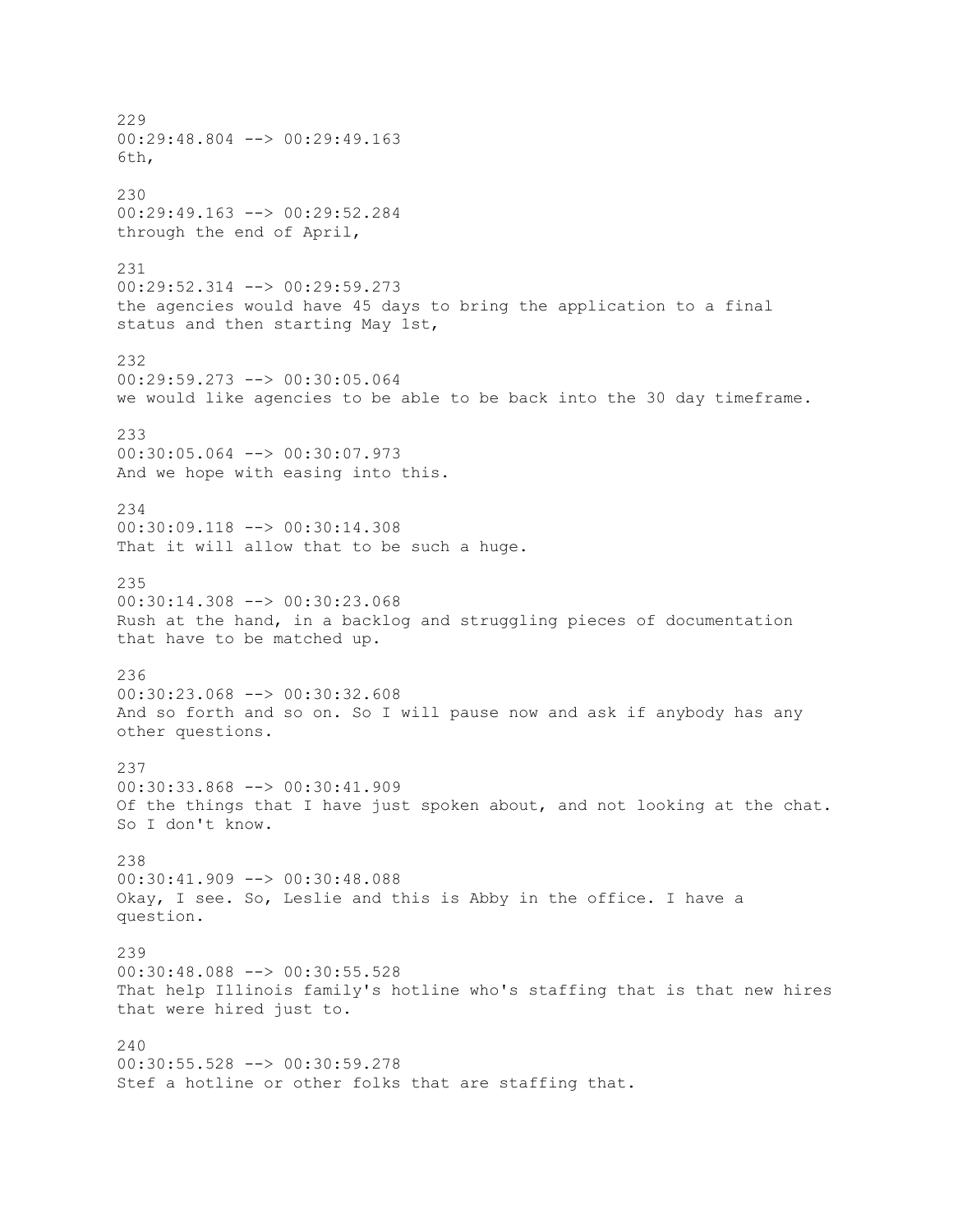229
00:29:48.804 --> 00:29:49.163
6th,

230
00:29:49.163 --> 00:29:52.284
through the end of April,

231
00:29:52.314 --> 00:29:59.273
the agencies would have 45 days to bring the application to a final status and then starting May 1st,

232
00:29:59.273 --> 00:30:05.064
we would like agencies to be able to be back into the 30 day timeframe.

233
00:30:05.064 --> 00:30:07.973
And we hope with easing into this.

234
00:30:09.118 --> 00:30:14.308
That it will allow that to be such a huge.

235
00:30:14.308 --> 00:30:23.068
Rush at the hand, in a backlog and struggling pieces of documentation that have to be matched up.

236
00:30:23.068 --> 00:30:32.608
And so forth and so on. So I will pause now and ask if anybody has any other questions.

237
00:30:33.868 --> 00:30:41.909
Of the things that I have just spoken about, and not looking at the chat. So I don't know.

238
00:30:41.909 --> 00:30:48.088
Okay, I see. So, Leslie and this is Abby in the office. I have a question.

239
00:30:48.088 --> 00:30:55.528
That help Illinois family's hotline who's staffing that is that new hires that were hired just to.

240
00:30:55.528 --> 00:30:59.278
Stef a hotline or other folks that are staffing that.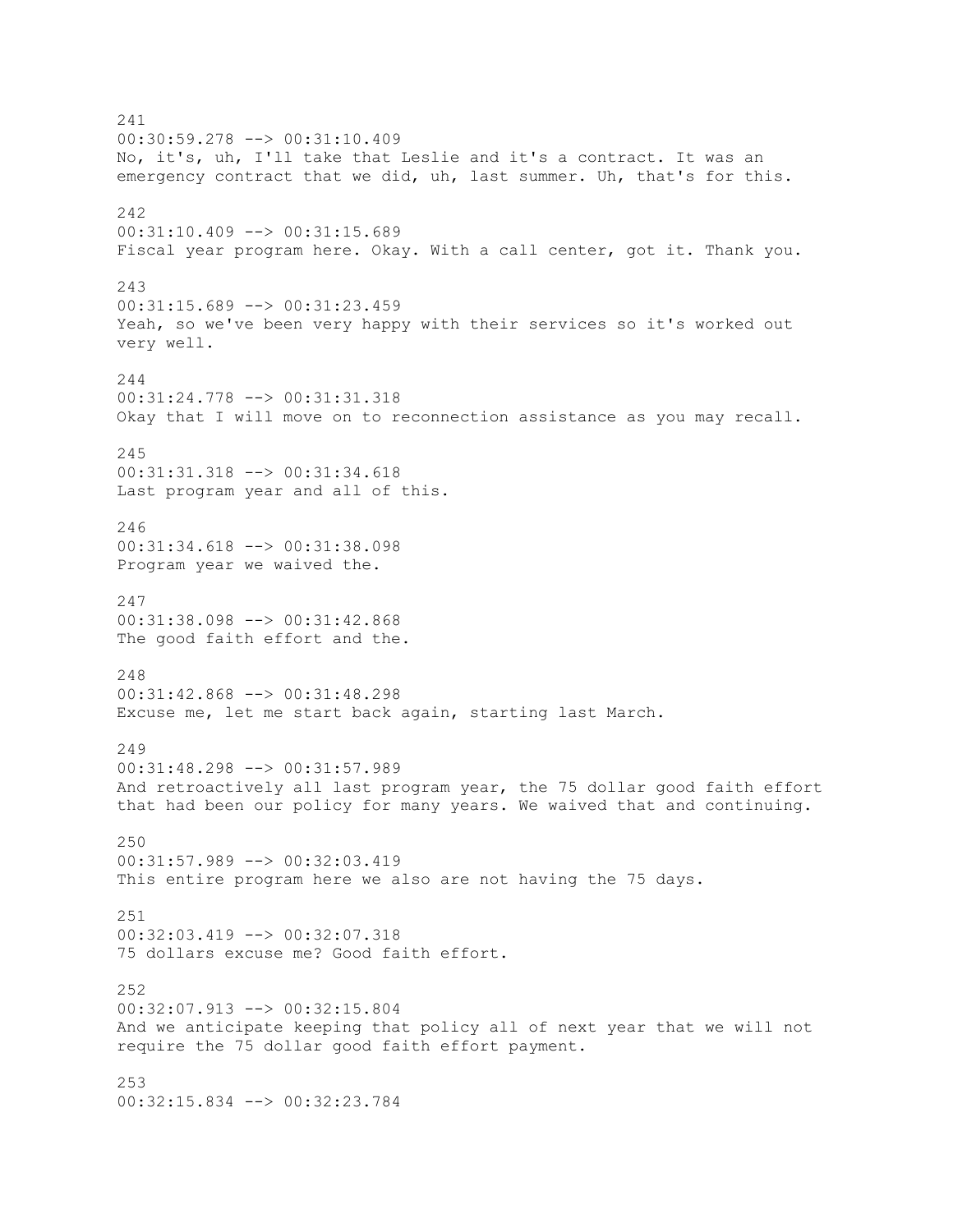241
00:30:59.278 --> 00:31:10.409
No, it's, uh, I'll take that Leslie and it's a contract. It was an emergency contract that we did, uh, last summer. Uh, that's for this.

242
00:31:10.409 --> 00:31:15.689
Fiscal year program here. Okay. With a call center, got it. Thank you.

243
00:31:15.689 --> 00:31:23.459
Yeah, so we've been very happy with their services so it's worked out very well.

244
00:31:24.778 --> 00:31:31.318
Okay that I will move on to reconnection assistance as you may recall.

245
00:31:31.318 --> 00:31:34.618
Last program year and all of this.

246
00:31:34.618 --> 00:31:38.098
Program year we waived the.

247
00:31:38.098 --> 00:31:42.868
The good faith effort and the.

248
00:31:42.868 --> 00:31:48.298
Excuse me, let me start back again, starting last March.

249
00:31:48.298 --> 00:31:57.989
And retroactively all last program year, the 75 dollar good faith effort that had been our policy for many years. We waived that and continuing.

250
00:31:57.989 --> 00:32:03.419
This entire program here we also are not having the 75 days.

251
00:32:03.419 --> 00:32:07.318
75 dollars excuse me? Good faith effort.

252
00:32:07.913 --> 00:32:15.804
And we anticipate keeping that policy all of next year that we will not require the 75 dollar good faith effort payment.

253
00:32:15.834 --> 00:32:23.784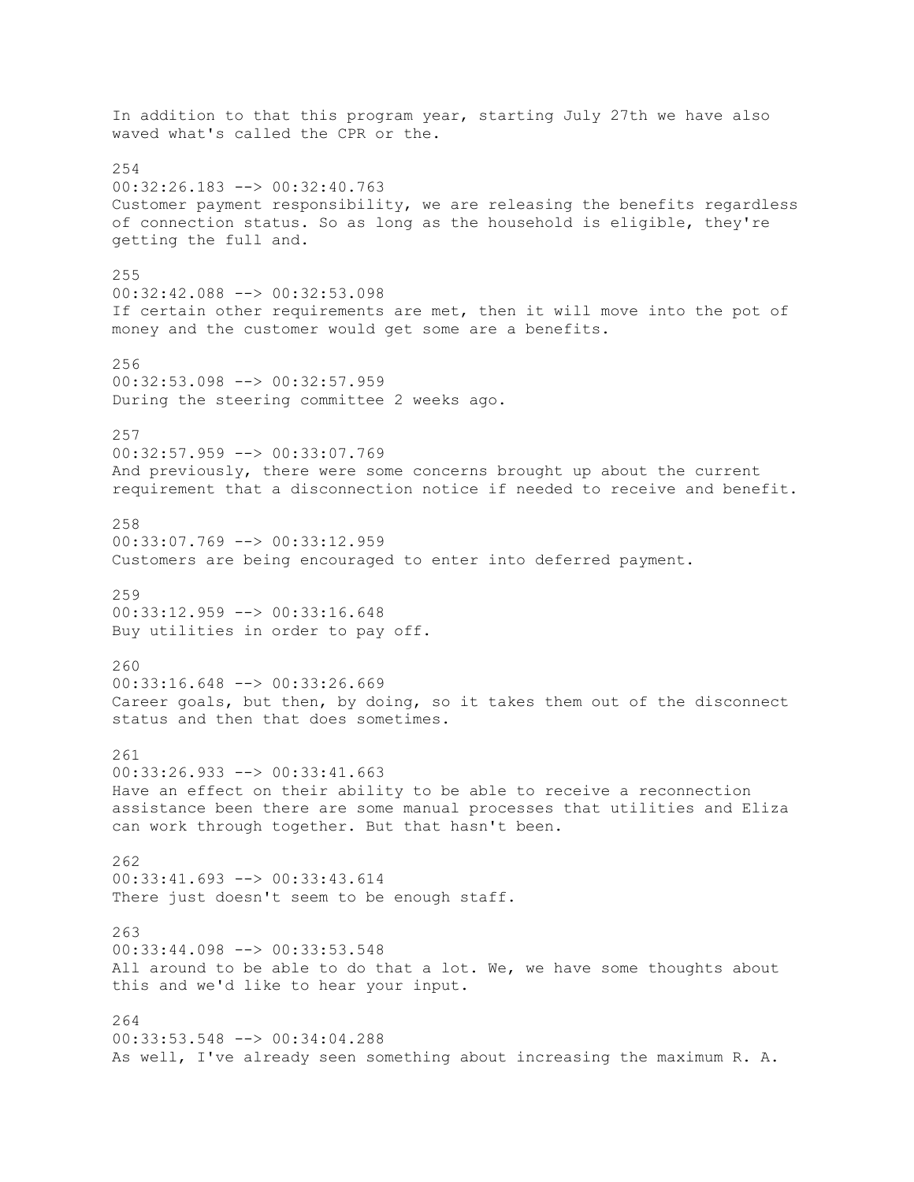In addition to that this program year, starting July 27th we have also waved what's called the CPR or the.

254
00:32:26.183 --> 00:32:40.763
Customer payment responsibility, we are releasing the benefits regardless of connection status. So as long as the household is eligible, they're getting the full and.

255
00:32:42.088 --> 00:32:53.098
If certain other requirements are met, then it will move into the pot of money and the customer would get some are a benefits.

256
00:32:53.098 --> 00:32:57.959
During the steering committee 2 weeks ago.

257
00:32:57.959 --> 00:33:07.769
And previously, there were some concerns brought up about the current requirement that a disconnection notice if needed to receive and benefit.

258
00:33:07.769 --> 00:33:12.959
Customers are being encouraged to enter into deferred payment.

259
00:33:12.959 --> 00:33:16.648
Buy utilities in order to pay off.

260
00:33:16.648 --> 00:33:26.669
Career goals, but then, by doing, so it takes them out of the disconnect status and then that does sometimes.

261
00:33:26.933 --> 00:33:41.663
Have an effect on their ability to be able to receive a reconnection assistance been there are some manual processes that utilities and Eliza can work through together. But that hasn't been.

262
00:33:41.693 --> 00:33:43.614
There just doesn't seem to be enough staff.

263
00:33:44.098 --> 00:33:53.548
All around to be able to do that a lot. We, we have some thoughts about this and we'd like to hear your input.

264
00:33:53.548 --> 00:34:04.288
As well, I've already seen something about increasing the maximum R. A.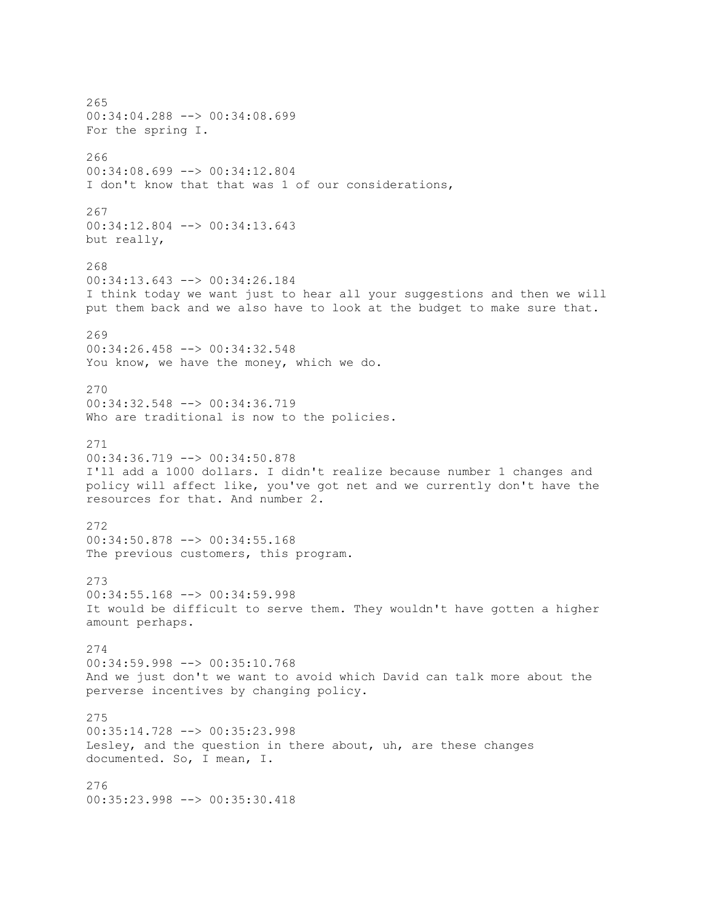265
00:34:04.288 --> 00:34:08.699
For the spring I.

266
00:34:08.699 --> 00:34:12.804
I don't know that that was 1 of our considerations,

267
00:34:12.804 --> 00:34:13.643
but really,

268
00:34:13.643 --> 00:34:26.184
I think today we want just to hear all your suggestions and then we will put them back and we also have to look at the budget to make sure that.

269
00:34:26.458 --> 00:34:32.548
You know, we have the money, which we do.

270
00:34:32.548 --> 00:34:36.719
Who are traditional is now to the policies.

271
00:34:36.719 --> 00:34:50.878
I'll add a 1000 dollars. I didn't realize because number 1 changes and policy will affect like, you've got net and we currently don't have the resources for that. And number 2.

272
00:34:50.878 --> 00:34:55.168
The previous customers, this program.

273
00:34:55.168 --> 00:34:59.998
It would be difficult to serve them. They wouldn't have gotten a higher amount perhaps.

274
00:34:59.998 --> 00:35:10.768
And we just don't we want to avoid which David can talk more about the perverse incentives by changing policy.

275
00:35:14.728 --> 00:35:23.998
Lesley, and the question in there about, uh, are these changes documented. So, I mean, I.

276
00:35:23.998 --> 00:35:30.418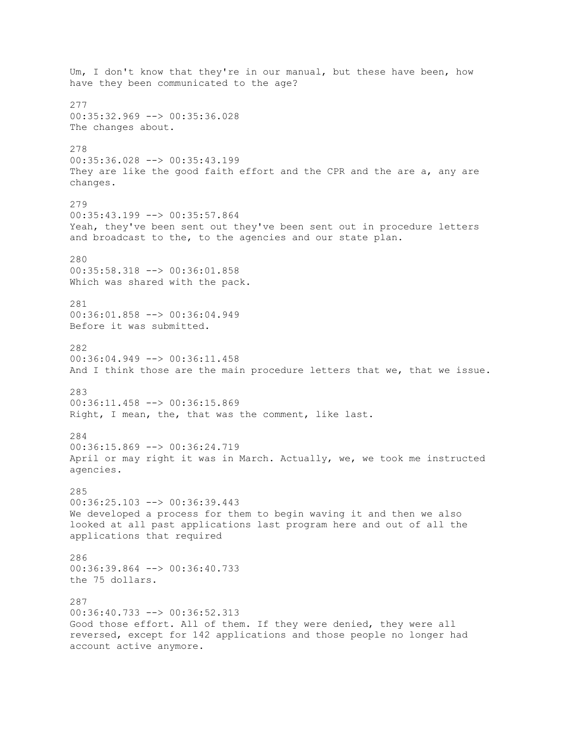Um, I don't know that they're in our manual, but these have been, how have they been communicated to the age?

277
00:35:32.969 --> 00:35:36.028
The changes about.

278
00:35:36.028 --> 00:35:43.199
They are like the good faith effort and the CPR and the are a, any are changes.

279
00:35:43.199 --> 00:35:57.864
Yeah, they've been sent out they've been sent out in procedure letters and broadcast to the, to the agencies and our state plan.

280
00:35:58.318 --> 00:36:01.858
Which was shared with the pack.

281
00:36:01.858 --> 00:36:04.949
Before it was submitted.

282
00:36:04.949 --> 00:36:11.458
And I think those are the main procedure letters that we, that we issue.

283
00:36:11.458 --> 00:36:15.869
Right, I mean, the, that was the comment, like last.

284
00:36:15.869 --> 00:36:24.719
April or may right it was in March. Actually, we, we took me instructed agencies.

285
00:36:25.103 --> 00:36:39.443
We developed a process for them to begin waving it and then we also looked at all past applications last program here and out of all the applications that required

286
00:36:39.864 --> 00:36:40.733
the 75 dollars.

287
00:36:40.733 --> 00:36:52.313
Good those effort. All of them. If they were denied, they were all reversed, except for 142 applications and those people no longer had account active anymore.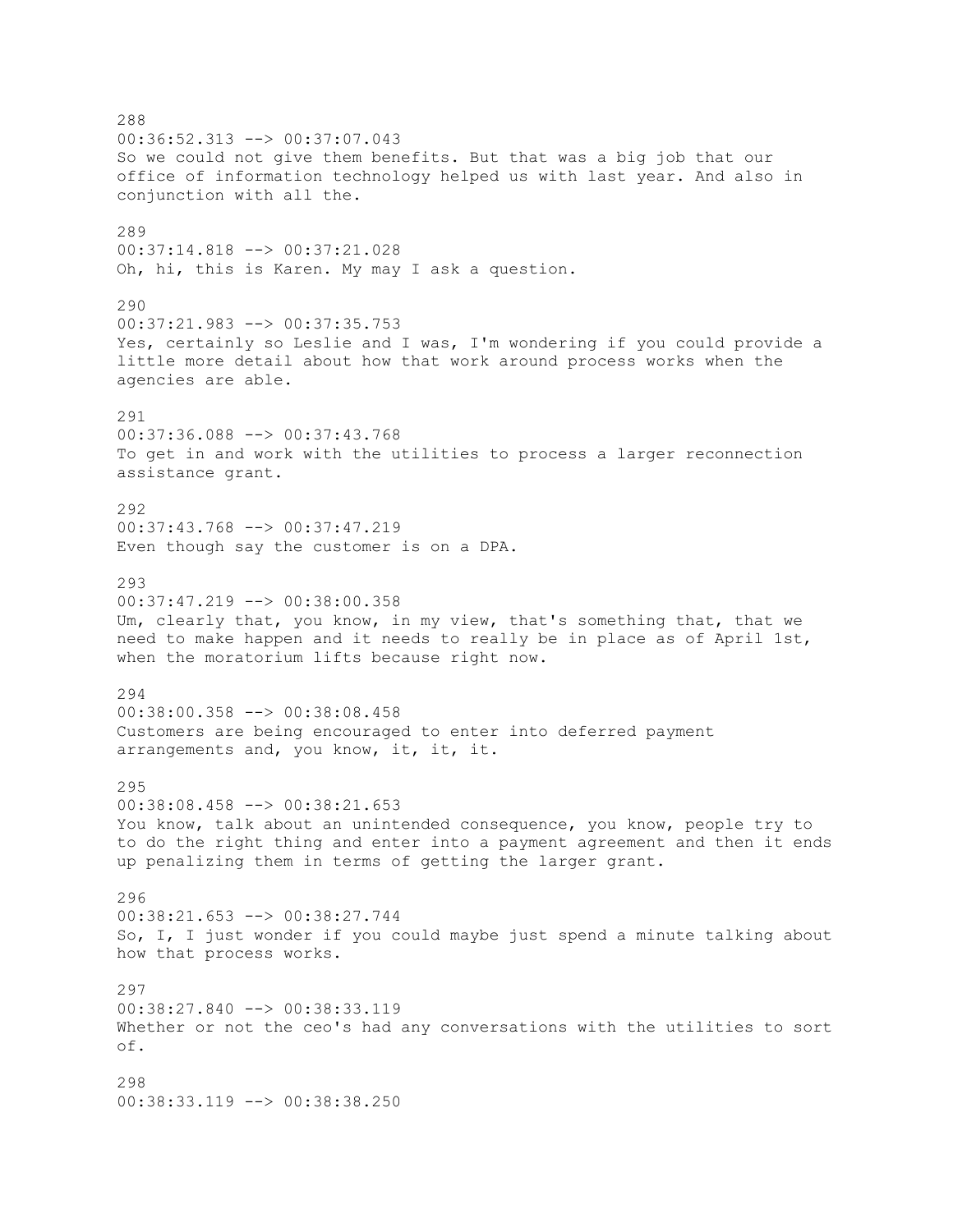288
00:36:52.313 --> 00:37:07.043
So we could not give them benefits. But that was a big job that our office of information technology helped us with last year. And also in conjunction with all the.

289
00:37:14.818 --> 00:37:21.028
Oh, hi, this is Karen. My may I ask a question.

290
00:37:21.983 --> 00:37:35.753
Yes, certainly so Leslie and I was, I'm wondering if you could provide a little more detail about how that work around process works when the agencies are able.

291
00:37:36.088 --> 00:37:43.768
To get in and work with the utilities to process a larger reconnection assistance grant.

292
00:37:43.768 --> 00:37:47.219
Even though say the customer is on a DPA.

293
00:37:47.219 --> 00:38:00.358
Um, clearly that, you know, in my view, that's something that, that we need to make happen and it needs to really be in place as of April 1st, when the moratorium lifts because right now.

294
00:38:00.358 --> 00:38:08.458
Customers are being encouraged to enter into deferred payment arrangements and, you know, it, it, it.

295
00:38:08.458 --> 00:38:21.653
You know, talk about an unintended consequence, you know, people try to to do the right thing and enter into a payment agreement and then it ends up penalizing them in terms of getting the larger grant.

296
00:38:21.653 --> 00:38:27.744
So, I, I just wonder if you could maybe just spend a minute talking about how that process works.

297
00:38:27.840 --> 00:38:33.119
Whether or not the ceo's had any conversations with the utilities to sort of.

298
00:38:33.119 --> 00:38:38.250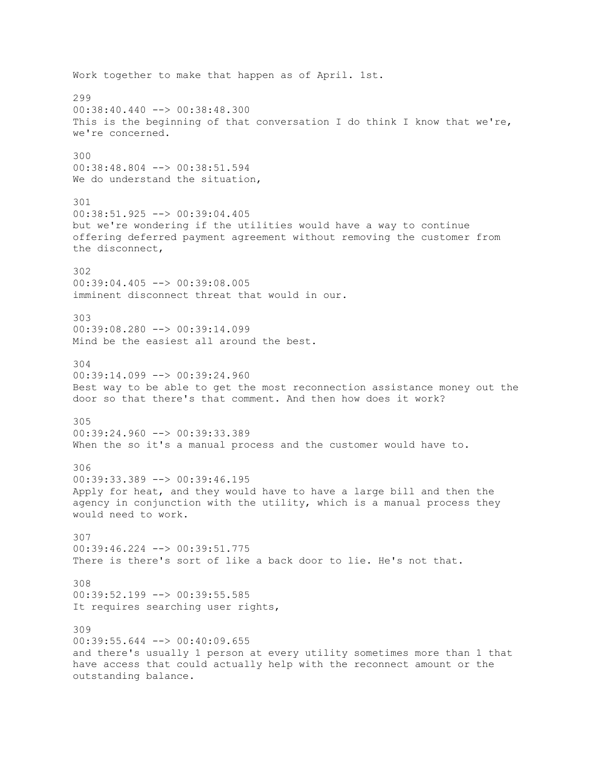Work together to make that happen as of April. 1st.

299
00:38:40.440 --> 00:38:48.300
This is the beginning of that conversation I do think I know that we're, we're concerned.

300
00:38:48.804 --> 00:38:51.594
We do understand the situation,

301
00:38:51.925 --> 00:39:04.405
but we're wondering if the utilities would have a way to continue offering deferred payment agreement without removing the customer from the disconnect,

302
00:39:04.405 --> 00:39:08.005
imminent disconnect threat that would in our.

303
00:39:08.280 --> 00:39:14.099
Mind be the easiest all around the best.

304
00:39:14.099 --> 00:39:24.960
Best way to be able to get the most reconnection assistance money out the door so that there's that comment. And then how does it work?

305
00:39:24.960 --> 00:39:33.389
When the so it's a manual process and the customer would have to.

306
00:39:33.389 --> 00:39:46.195
Apply for heat, and they would have to have a large bill and then the agency in conjunction with the utility, which is a manual process they would need to work.

307
00:39:46.224 --> 00:39:51.775
There is there's sort of like a back door to lie. He's not that.

308
00:39:52.199 --> 00:39:55.585
It requires searching user rights,

309
00:39:55.644 --> 00:40:09.655
and there's usually 1 person at every utility sometimes more than 1 that have access that could actually help with the reconnect amount or the outstanding balance.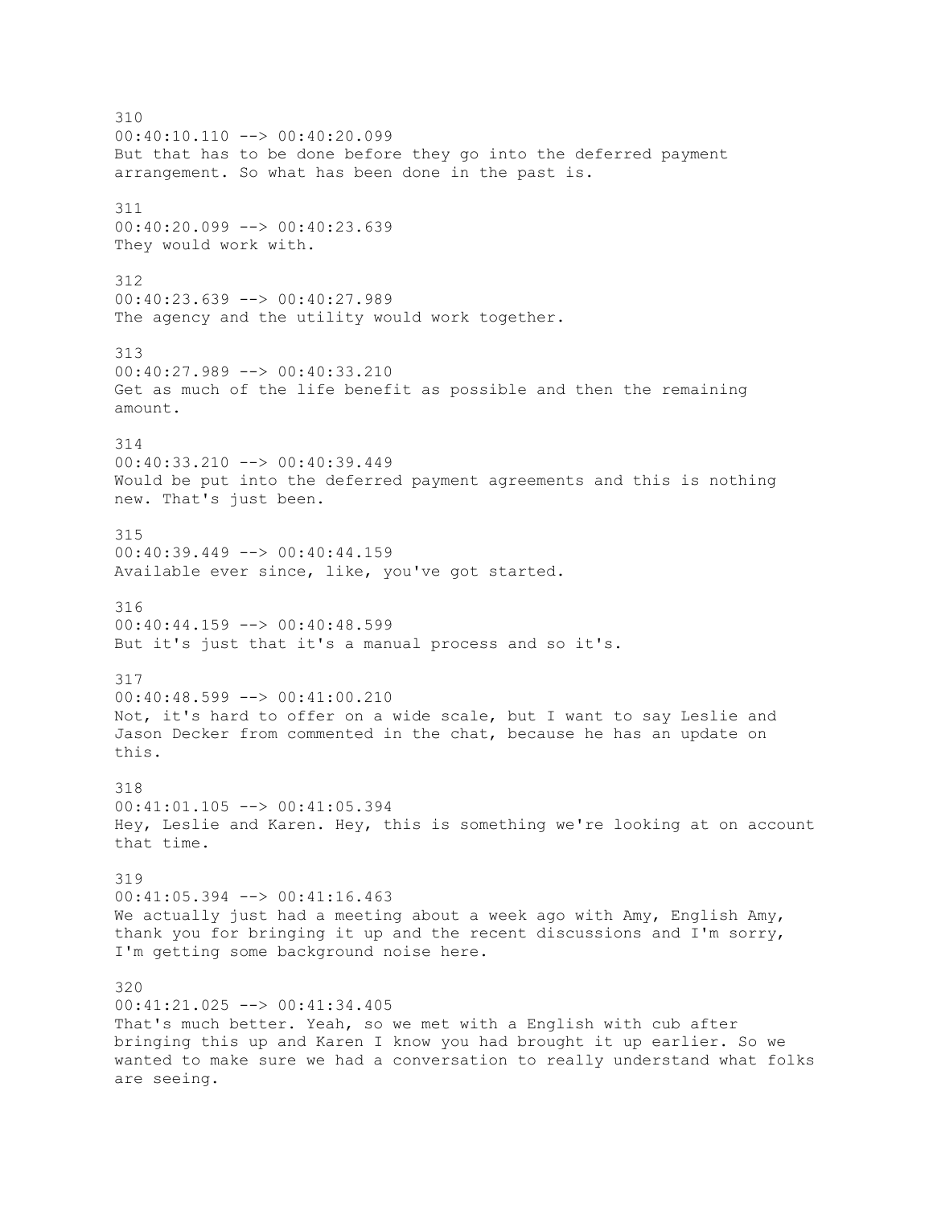310
00:40:10.110 --> 00:40:20.099
But that has to be done before they go into the deferred payment arrangement. So what has been done in the past is.

311
00:40:20.099 --> 00:40:23.639
They would work with.

312
00:40:23.639 --> 00:40:27.989
The agency and the utility would work together.

313
00:40:27.989 --> 00:40:33.210
Get as much of the life benefit as possible and then the remaining amount.

314
00:40:33.210 --> 00:40:39.449
Would be put into the deferred payment agreements and this is nothing new. That's just been.

315
00:40:39.449 --> 00:40:44.159
Available ever since, like, you've got started.

316
00:40:44.159 --> 00:40:48.599
But it's just that it's a manual process and so it's.

317
00:40:48.599 --> 00:41:00.210
Not, it's hard to offer on a wide scale, but I want to say Leslie and Jason Decker from commented in the chat, because he has an update on this.

318
00:41:01.105 --> 00:41:05.394
Hey, Leslie and Karen. Hey, this is something we're looking at on account that time.

319
00:41:05.394 --> 00:41:16.463
We actually just had a meeting about a week ago with Amy, English Amy, thank you for bringing it up and the recent discussions and I'm sorry, I'm getting some background noise here.

320
00:41:21.025 --> 00:41:34.405
That's much better. Yeah, so we met with a English with cub after bringing this up and Karen I know you had brought it up earlier. So we wanted to make sure we had a conversation to really understand what folks are seeing.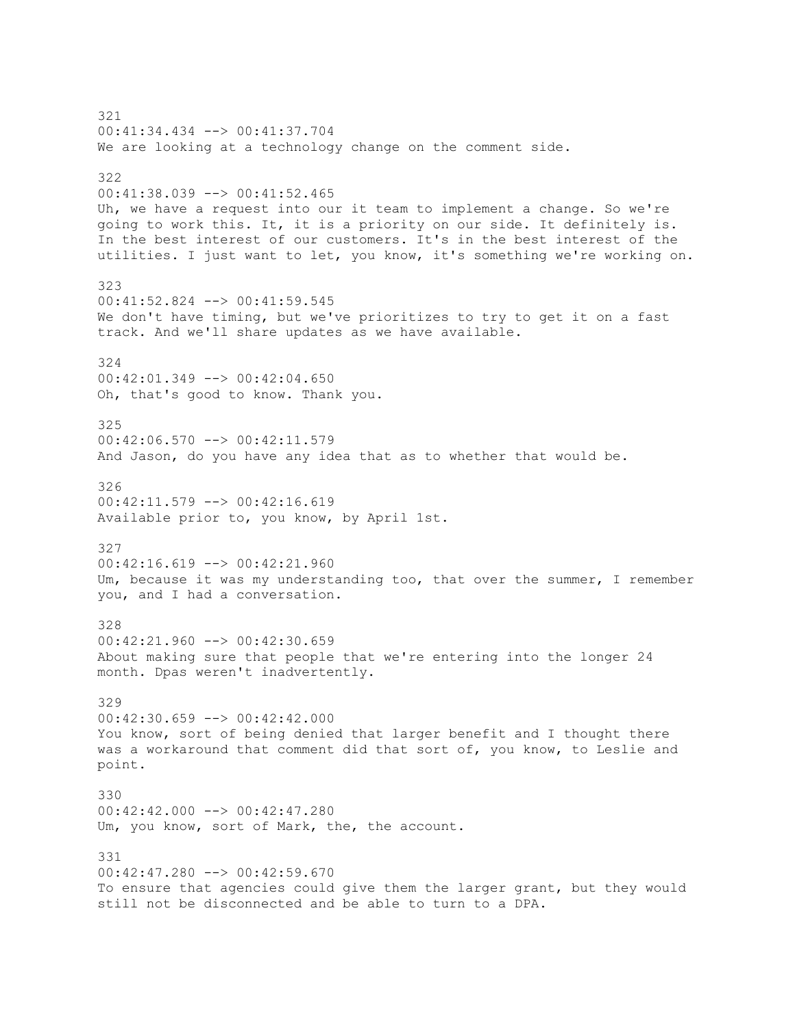321
00:41:34.434 --> 00:41:37.704
We are looking at a technology change on the comment side.

322
00:41:38.039 --> 00:41:52.465
Uh, we have a request into our it team to implement a change. So we're going to work this. It, it is a priority on our side. It definitely is. In the best interest of our customers. It's in the best interest of the utilities. I just want to let, you know, it's something we're working on.

323
00:41:52.824 --> 00:41:59.545
We don't have timing, but we've prioritizes to try to get it on a fast track. And we'll share updates as we have available.

324
00:42:01.349 --> 00:42:04.650
Oh, that's good to know. Thank you.

325
00:42:06.570 --> 00:42:11.579
And Jason, do you have any idea that as to whether that would be.

326
00:42:11.579 --> 00:42:16.619
Available prior to, you know, by April 1st.

327
00:42:16.619 --> 00:42:21.960
Um, because it was my understanding too, that over the summer, I remember you, and I had a conversation.

328
00:42:21.960 --> 00:42:30.659
About making sure that people that we're entering into the longer 24 month. Dpas weren't inadvertently.

329
00:42:30.659 --> 00:42:42.000
You know, sort of being denied that larger benefit and I thought there was a workaround that comment did that sort of, you know, to Leslie and point.

330
00:42:42.000 --> 00:42:47.280
Um, you know, sort of Mark, the, the account.

331
00:42:47.280 --> 00:42:59.670
To ensure that agencies could give them the larger grant, but they would still not be disconnected and be able to turn to a DPA.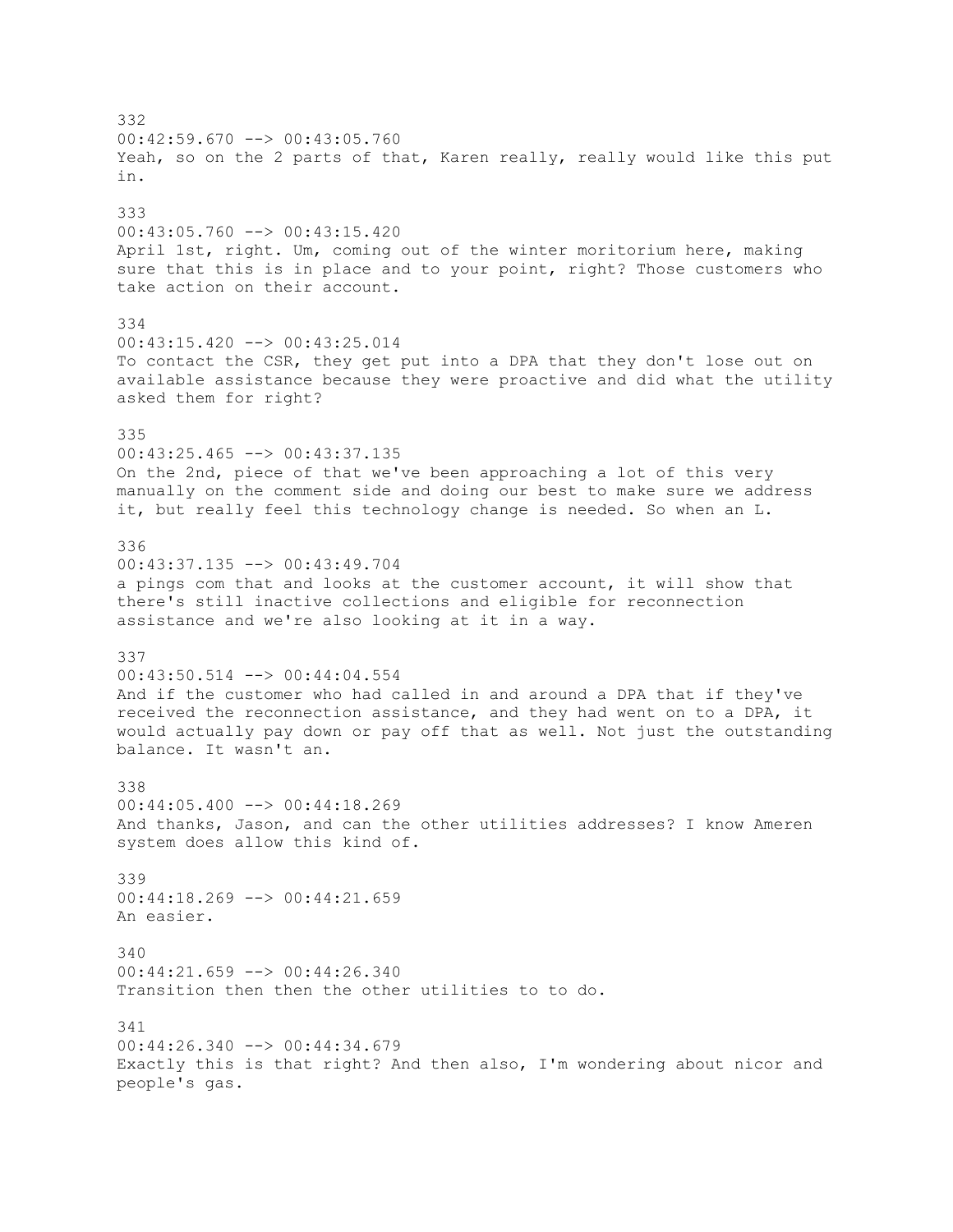332
00:42:59.670 --> 00:43:05.760
Yeah, so on the 2 parts of that, Karen really, really would like this put in.

333
00:43:05.760 --> 00:43:15.420
April 1st, right. Um, coming out of the winter moritorium here, making sure that this is in place and to your point, right? Those customers who take action on their account.

334
00:43:15.420 --> 00:43:25.014
To contact the CSR, they get put into a DPA that they don't lose out on available assistance because they were proactive and did what the utility asked them for right?

335
00:43:25.465 --> 00:43:37.135
On the 2nd, piece of that we've been approaching a lot of this very manually on the comment side and doing our best to make sure we address it, but really feel this technology change is needed. So when an L.

336
00:43:37.135 --> 00:43:49.704
a pings com that and looks at the customer account, it will show that there's still inactive collections and eligible for reconnection assistance and we're also looking at it in a way.

337
00:43:50.514 --> 00:44:04.554
And if the customer who had called in and around a DPA that if they've received the reconnection assistance, and they had went on to a DPA, it would actually pay down or pay off that as well. Not just the outstanding balance. It wasn't an.

338
00:44:05.400 --> 00:44:18.269
And thanks, Jason, and can the other utilities addresses? I know Ameren system does allow this kind of.

339
00:44:18.269 --> 00:44:21.659
An easier.

340
00:44:21.659 --> 00:44:26.340
Transition then then the other utilities to to do.

341
00:44:26.340 --> 00:44:34.679
Exactly this is that right? And then also, I'm wondering about nicor and people's gas.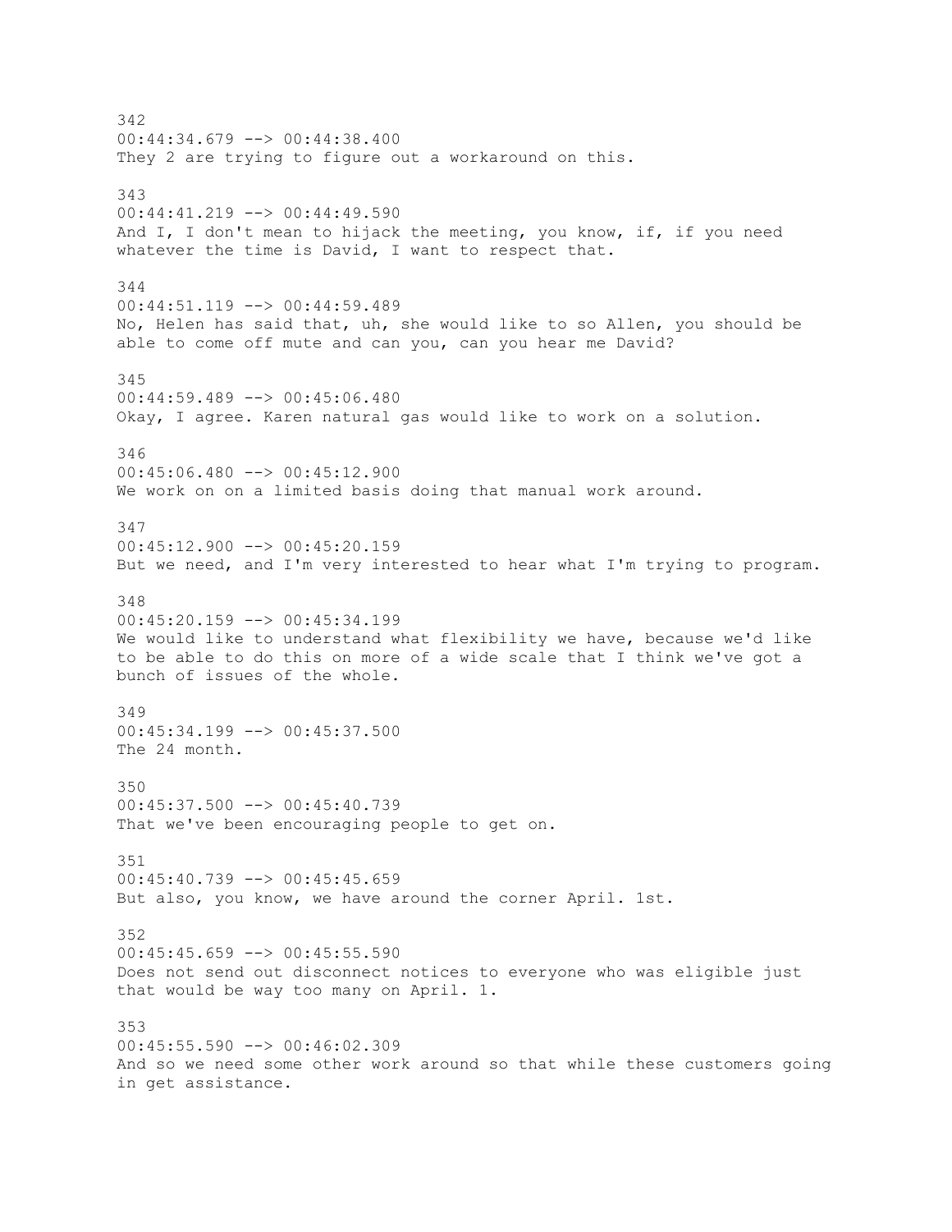342
00:44:34.679 --> 00:44:38.400
They 2 are trying to figure out a workaround on this.

343
00:44:41.219 --> 00:44:49.590
And I, I don't mean to hijack the meeting, you know, if, if you need whatever the time is David, I want to respect that.

344
00:44:51.119 --> 00:44:59.489
No, Helen has said that, uh, she would like to so Allen, you should be able to come off mute and can you, can you hear me David?

345
00:44:59.489 --> 00:45:06.480
Okay, I agree. Karen natural gas would like to work on a solution.

346
00:45:06.480 --> 00:45:12.900
We work on on a limited basis doing that manual work around.

347
00:45:12.900 --> 00:45:20.159
But we need, and I'm very interested to hear what I'm trying to program.

348
00:45:20.159 --> 00:45:34.199
We would like to understand what flexibility we have, because we'd like to be able to do this on more of a wide scale that I think we've got a bunch of issues of the whole.

349
00:45:34.199 --> 00:45:37.500
The 24 month.

350
00:45:37.500 --> 00:45:40.739
That we've been encouraging people to get on.

351
00:45:40.739 --> 00:45:45.659
But also, you know, we have around the corner April. 1st.

352
00:45:45.659 --> 00:45:55.590
Does not send out disconnect notices to everyone who was eligible just that would be way too many on April. 1.

353
00:45:55.590 --> 00:46:02.309
And so we need some other work around so that while these customers going in get assistance.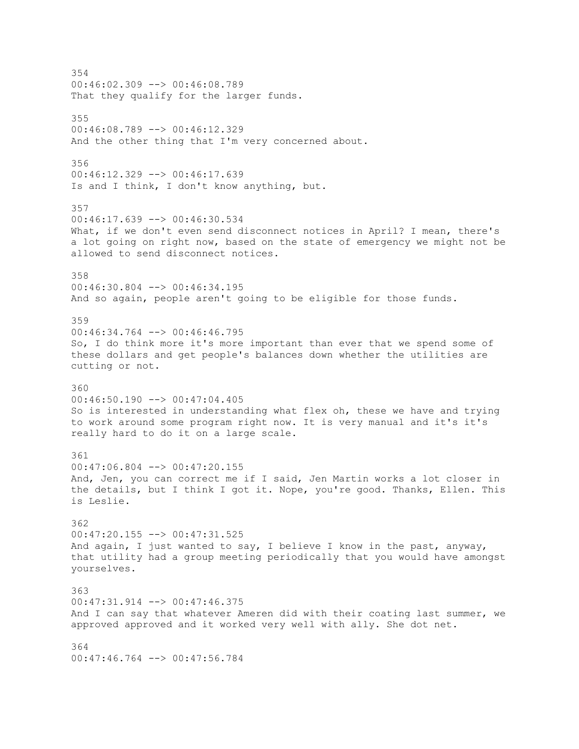354
00:46:02.309 --> 00:46:08.789
That they qualify for the larger funds.

355
00:46:08.789 --> 00:46:12.329
And the other thing that I'm very concerned about.

356
00:46:12.329 --> 00:46:17.639
Is and I think, I don't know anything, but.

357
00:46:17.639 --> 00:46:30.534
What, if we don't even send disconnect notices in April? I mean, there's a lot going on right now, based on the state of emergency we might not be allowed to send disconnect notices.

358
00:46:30.804 --> 00:46:34.195
And so again, people aren't going to be eligible for those funds.

359
00:46:34.764 --> 00:46:46.795
So, I do think more it's more important than ever that we spend some of these dollars and get people's balances down whether the utilities are cutting or not.

360
00:46:50.190 --> 00:47:04.405
So is interested in understanding what flex oh, these we have and trying to work around some program right now. It is very manual and it's it's really hard to do it on a large scale.

361
00:47:06.804 --> 00:47:20.155
And, Jen, you can correct me if I said, Jen Martin works a lot closer in the details, but I think I got it. Nope, you're good. Thanks, Ellen. This is Leslie.

362
00:47:20.155 --> 00:47:31.525
And again, I just wanted to say, I believe I know in the past, anyway, that utility had a group meeting periodically that you would have amongst yourselves.

363
00:47:31.914 --> 00:47:46.375
And I can say that whatever Ameren did with their coating last summer, we approved approved and it worked very well with ally. She dot net.

364
00:47:46.764 --> 00:47:56.784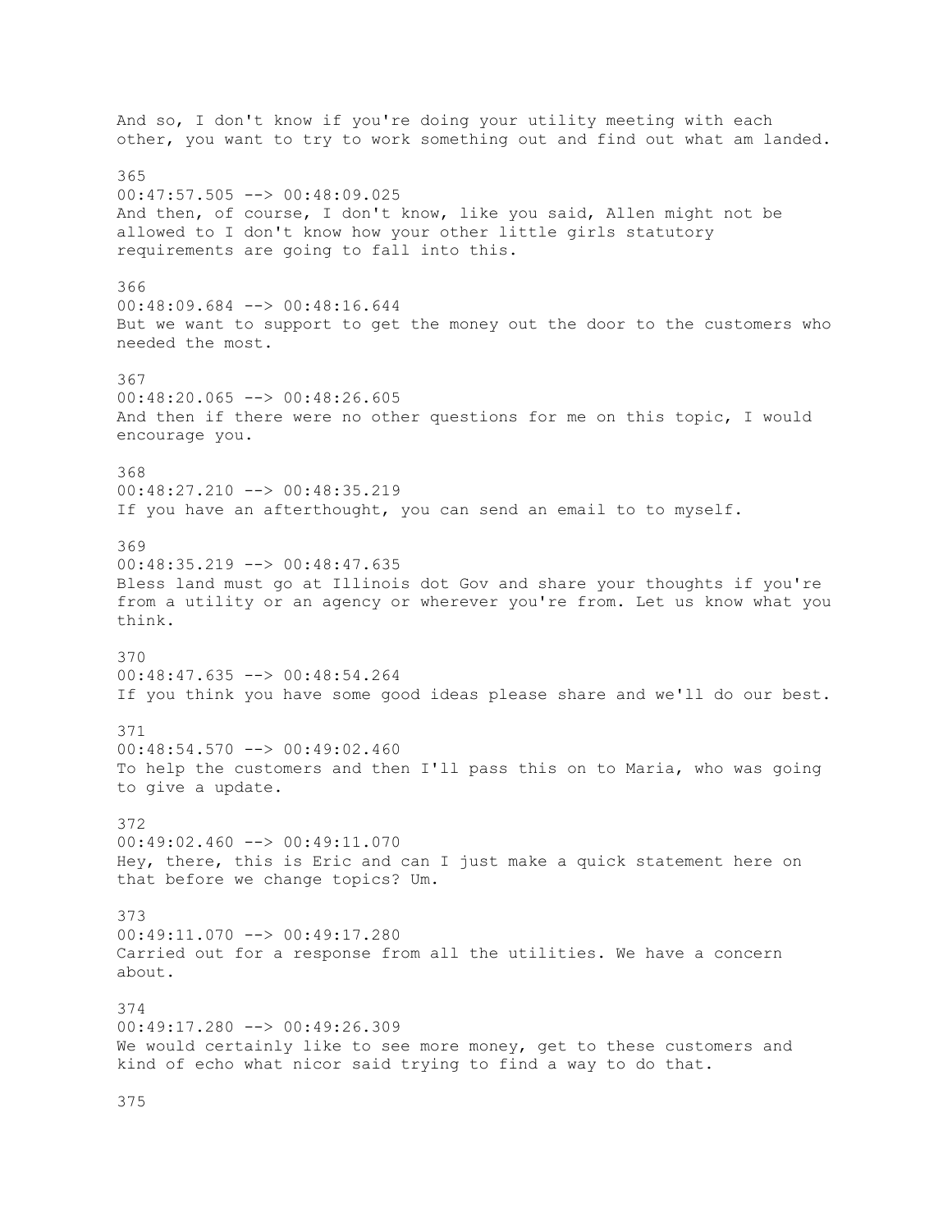And so, I don't know if you're doing your utility meeting with each other, you want to try to work something out and find out what am landed.

365
00:47:57.505 --> 00:48:09.025
And then, of course, I don't know, like you said, Allen might not be allowed to I don't know how your other little girls statutory requirements are going to fall into this.

366
00:48:09.684 --> 00:48:16.644
But we want to support to get the money out the door to the customers who needed the most.

367
00:48:20.065 --> 00:48:26.605
And then if there were no other questions for me on this topic, I would encourage you.

368
00:48:27.210 --> 00:48:35.219
If you have an afterthought, you can send an email to to myself.

369
00:48:35.219 --> 00:48:47.635
Bless land must go at Illinois dot Gov and share your thoughts if you're from a utility or an agency or wherever you're from. Let us know what you think.

370
00:48:47.635 --> 00:48:54.264
If you think you have some good ideas please share and we'll do our best.

371
00:48:54.570 --> 00:49:02.460
To help the customers and then I'll pass this on to Maria, who was going to give a update.

372
00:49:02.460 --> 00:49:11.070
Hey, there, this is Eric and can I just make a quick statement here on that before we change topics? Um.

373
00:49:11.070 --> 00:49:17.280
Carried out for a response from all the utilities. We have a concern about.

374
00:49:17.280 --> 00:49:26.309
We would certainly like to see more money, get to these customers and kind of echo what nicor said trying to find a way to do that.

375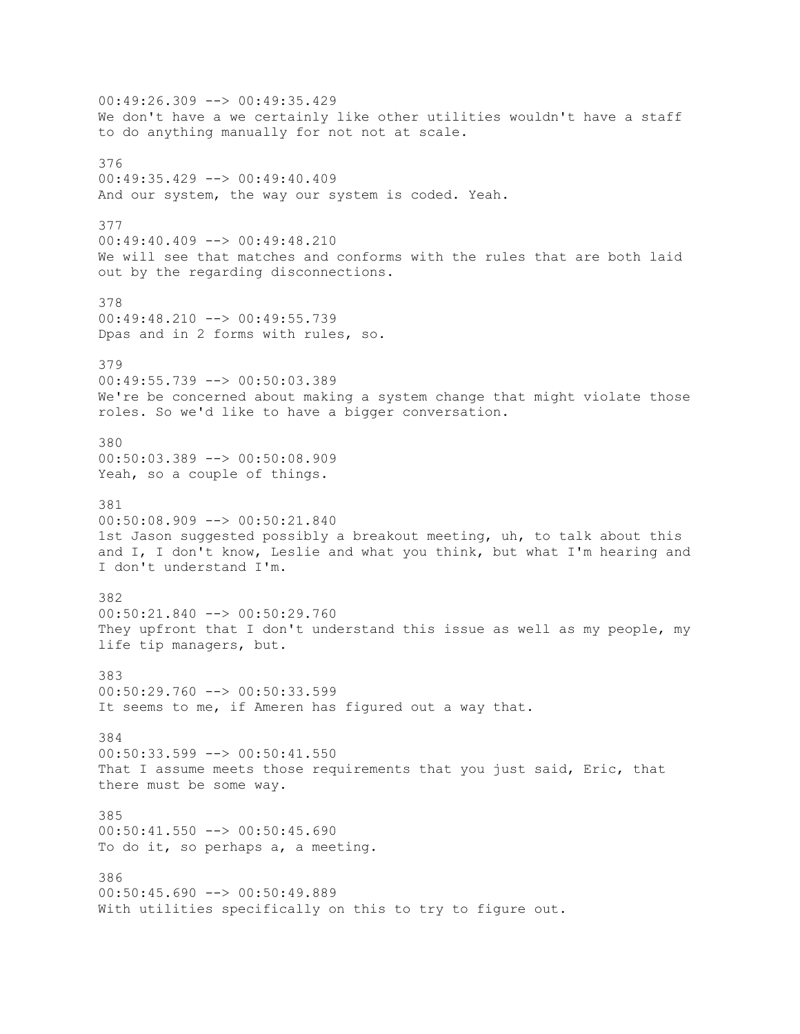00:49:26.309 --> 00:49:35.429
We don't have a we certainly like other utilities wouldn't have a staff to do anything manually for not not at scale.

376
00:49:35.429 --> 00:49:40.409
And our system, the way our system is coded. Yeah.

377
00:49:40.409 --> 00:49:48.210
We will see that matches and conforms with the rules that are both laid out by the regarding disconnections.

378
00:49:48.210 --> 00:49:55.739
Dpas and in 2 forms with rules, so.

379
00:49:55.739 --> 00:50:03.389
We're be concerned about making a system change that might violate those roles. So we'd like to have a bigger conversation.

380
00:50:03.389 --> 00:50:08.909
Yeah, so a couple of things.

381
00:50:08.909 --> 00:50:21.840
1st Jason suggested possibly a breakout meeting, uh, to talk about this and I, I don't know, Leslie and what you think, but what I'm hearing and I don't understand I'm.

382
00:50:21.840 --> 00:50:29.760
They upfront that I don't understand this issue as well as my people, my life tip managers, but.

383
00:50:29.760 --> 00:50:33.599
It seems to me, if Ameren has figured out a way that.

384
00:50:33.599 --> 00:50:41.550
That I assume meets those requirements that you just said, Eric, that there must be some way.

385
00:50:41.550 --> 00:50:45.690
To do it, so perhaps a, a meeting.

386
00:50:45.690 --> 00:50:49.889
With utilities specifically on this to try to figure out.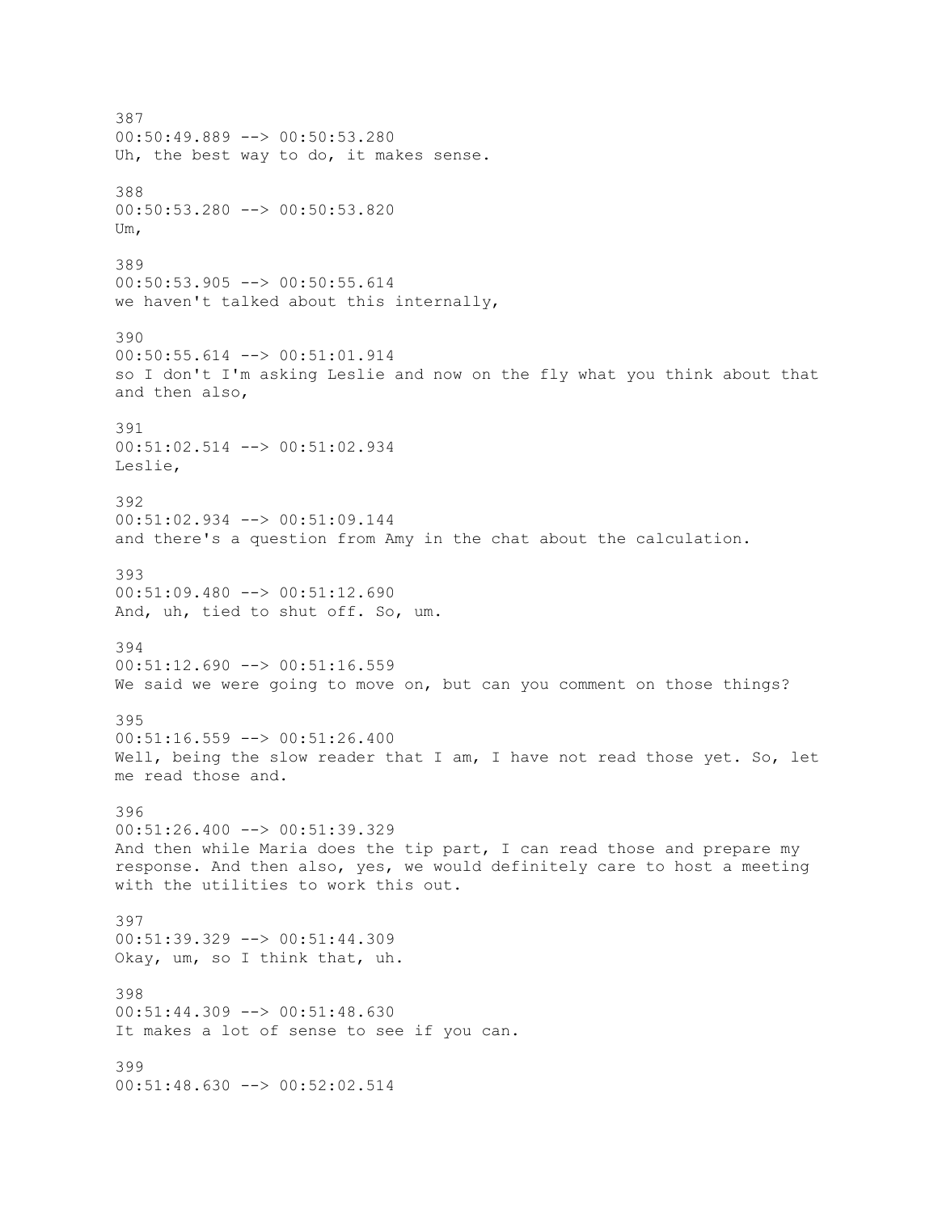387
00:50:49.889 --> 00:50:53.280
Uh, the best way to do, it makes sense.

388
00:50:53.280 --> 00:50:53.820
Um,

389
00:50:53.905 --> 00:50:55.614
we haven't talked about this internally,

390
00:50:55.614 --> 00:51:01.914
so I don't I'm asking Leslie and now on the fly what you think about that and then also,

391
00:51:02.514 --> 00:51:02.934
Leslie,

392
00:51:02.934 --> 00:51:09.144
and there's a question from Amy in the chat about the calculation.

393
00:51:09.480 --> 00:51:12.690
And, uh, tied to shut off. So, um.

394
00:51:12.690 --> 00:51:16.559
We said we were going to move on, but can you comment on those things?

395
00:51:16.559 --> 00:51:26.400
Well, being the slow reader that I am, I have not read those yet. So, let me read those and.

396
00:51:26.400 --> 00:51:39.329
And then while Maria does the tip part, I can read those and prepare my response. And then also, yes, we would definitely care to host a meeting with the utilities to work this out.

397
00:51:39.329 --> 00:51:44.309
Okay, um, so I think that, uh.

398
00:51:44.309 --> 00:51:48.630
It makes a lot of sense to see if you can.

399
00:51:48.630 --> 00:52:02.514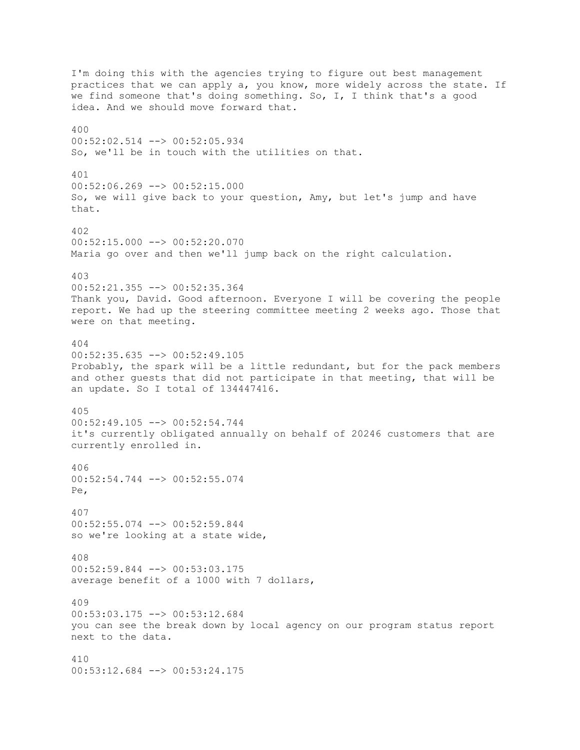I'm doing this with the agencies trying to figure out best management practices that we can apply a, you know, more widely across the state. If we find someone that's doing something. So, I, I think that's a good idea. And we should move forward that.

400
00:52:02.514 --> 00:52:05.934
So, we'll be in touch with the utilities on that.

401
00:52:06.269 --> 00:52:15.000
So, we will give back to your question, Amy, but let's jump and have that.

402
00:52:15.000 --> 00:52:20.070
Maria go over and then we'll jump back on the right calculation.

403
00:52:21.355 --> 00:52:35.364
Thank you, David. Good afternoon. Everyone I will be covering the people report. We had up the steering committee meeting 2 weeks ago. Those that were on that meeting.

404
00:52:35.635 --> 00:52:49.105
Probably, the spark will be a little redundant, but for the pack members and other guests that did not participate in that meeting, that will be an update. So I total of 134447416.

405
00:52:49.105 --> 00:52:54.744
it's currently obligated annually on behalf of 20246 customers that are currently enrolled in.

406
00:52:54.744 --> 00:52:55.074
Pe,

407
00:52:55.074 --> 00:52:59.844
so we're looking at a state wide,

408
00:52:59.844 --> 00:53:03.175
average benefit of a 1000 with 7 dollars,

409
00:53:03.175 --> 00:53:12.684
you can see the break down by local agency on our program status report next to the data.

410
00:53:12.684 --> 00:53:24.175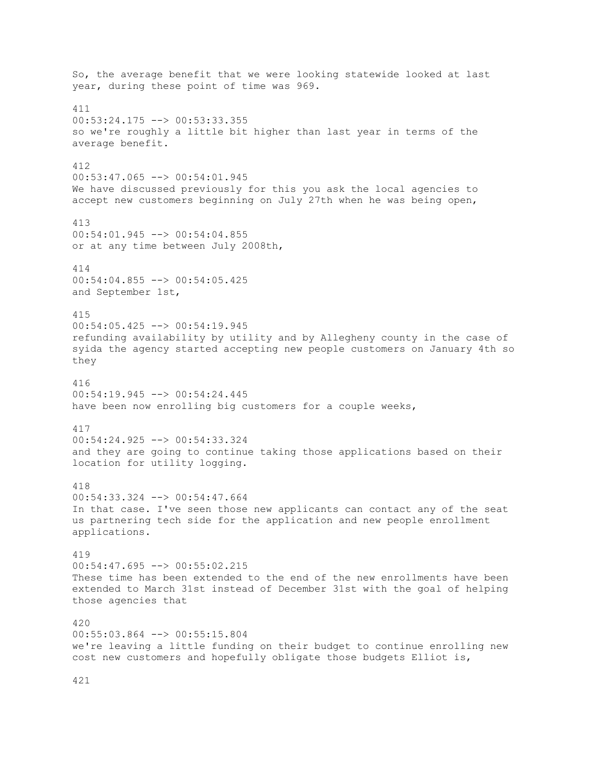So, the average benefit that we were looking statewide looked at last year, during these point of time was 969.

411
00:53:24.175 --> 00:53:33.355
so we're roughly a little bit higher than last year in terms of the average benefit.

412
00:53:47.065 --> 00:54:01.945
We have discussed previously for this you ask the local agencies to accept new customers beginning on July 27th when he was being open,

413
00:54:01.945 --> 00:54:04.855
or at any time between July 2008th,

414
00:54:04.855 --> 00:54:05.425
and September 1st,

415
00:54:05.425 --> 00:54:19.945
refunding availability by utility and by Allegheny county in the case of syida the agency started accepting new people customers on January 4th so they

416
00:54:19.945 --> 00:54:24.445
have been now enrolling big customers for a couple weeks,

417
00:54:24.925 --> 00:54:33.324
and they are going to continue taking those applications based on their location for utility logging.

418
00:54:33.324 --> 00:54:47.664
In that case. I've seen those new applicants can contact any of the seat us partnering tech side for the application and new people enrollment applications.

419
00:54:47.695 --> 00:55:02.215
These time has been extended to the end of the new enrollments have been extended to March 31st instead of December 31st with the goal of helping those agencies that

420
00:55:03.864 --> 00:55:15.804
we're leaving a little funding on their budget to continue enrolling new cost new customers and hopefully obligate those budgets Elliot is,

421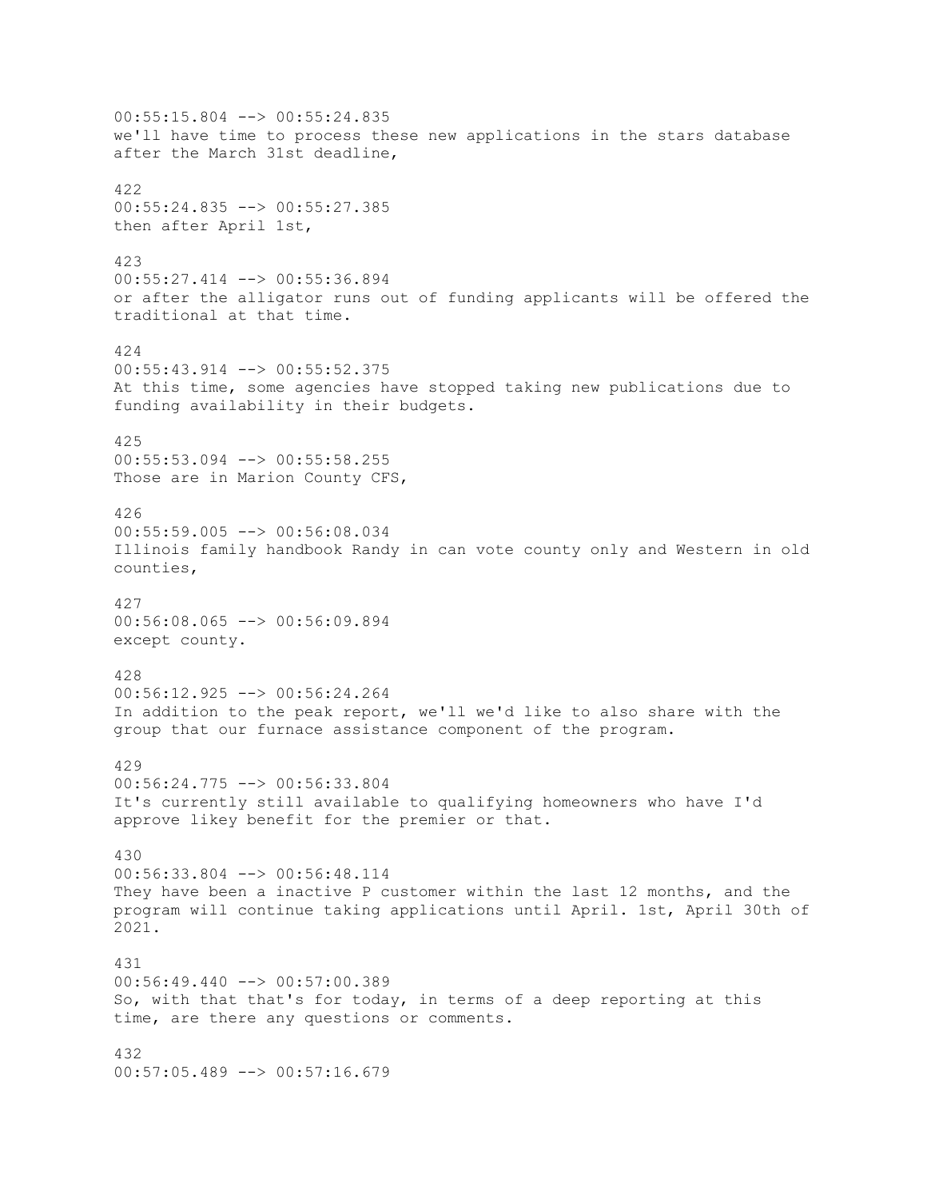00:55:15.804 --> 00:55:24.835
we'll have time to process these new applications in the stars database after the March 31st deadline,

422
00:55:24.835 --> 00:55:27.385
then after April 1st,

423
00:55:27.414 --> 00:55:36.894
or after the alligator runs out of funding applicants will be offered the traditional at that time.

424
00:55:43.914 --> 00:55:52.375
At this time, some agencies have stopped taking new publications due to funding availability in their budgets.

425
00:55:53.094 --> 00:55:58.255
Those are in Marion County CFS,

426
00:55:59.005 --> 00:56:08.034
Illinois family handbook Randy in can vote county only and Western in old counties,

427
00:56:08.065 --> 00:56:09.894
except county.

428
00:56:12.925 --> 00:56:24.264
In addition to the peak report, we'll we'd like to also share with the group that our furnace assistance component of the program.

429
00:56:24.775 --> 00:56:33.804
It's currently still available to qualifying homeowners who have I'd approve likey benefit for the premier or that.

430
00:56:33.804 --> 00:56:48.114
They have been a inactive P customer within the last 12 months, and the program will continue taking applications until April. 1st, April 30th of 2021.

431
00:56:49.440 --> 00:57:00.389
So, with that that's for today, in terms of a deep reporting at this time, are there any questions or comments.

432
00:57:05.489 --> 00:57:16.679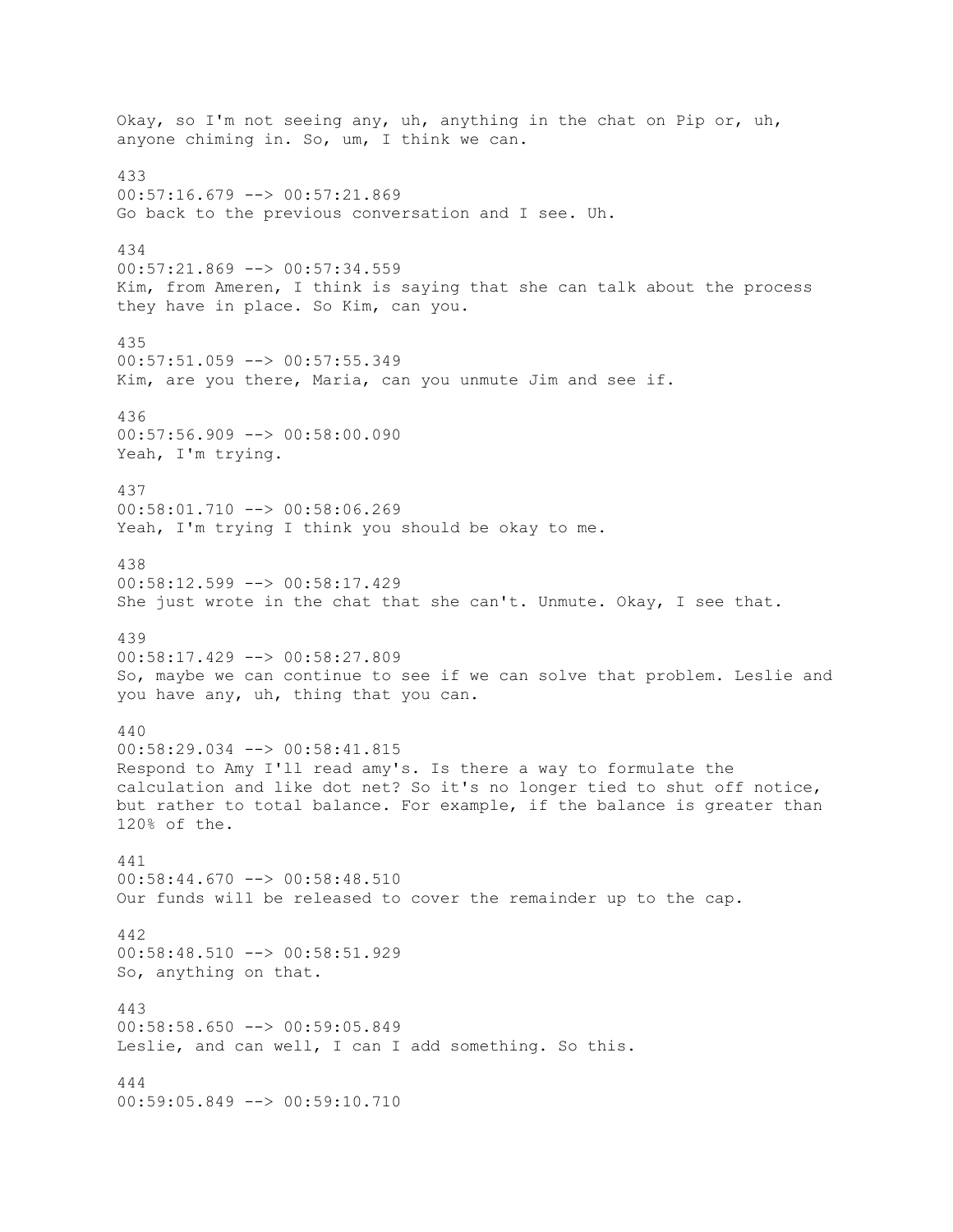Okay, so I'm not seeing any, uh, anything in the chat on Pip or, uh, anyone chiming in. So, um, I think we can.

433
00:57:16.679 --> 00:57:21.869
Go back to the previous conversation and I see. Uh.

434
00:57:21.869 --> 00:57:34.559
Kim, from Ameren, I think is saying that she can talk about the process they have in place. So Kim, can you.

435
00:57:51.059 --> 00:57:55.349
Kim, are you there, Maria, can you unmute Jim and see if.

436
00:57:56.909 --> 00:58:00.090
Yeah, I'm trying.

437
00:58:01.710 --> 00:58:06.269
Yeah, I'm trying I think you should be okay to me.

438
00:58:12.599 --> 00:58:17.429
She just wrote in the chat that she can't. Unmute. Okay, I see that.

439
00:58:17.429 --> 00:58:27.809
So, maybe we can continue to see if we can solve that problem. Leslie and you have any, uh, thing that you can.

440
00:58:29.034 --> 00:58:41.815
Respond to Amy I'll read amy's. Is there a way to formulate the calculation and like dot net? So it's no longer tied to shut off notice, but rather to total balance. For example, if the balance is greater than 120% of the.

441
00:58:44.670 --> 00:58:48.510
Our funds will be released to cover the remainder up to the cap.

442
00:58:48.510 --> 00:58:51.929
So, anything on that.

443
00:58:58.650 --> 00:59:05.849
Leslie, and can well, I can I add something. So this.

444
00:59:05.849 --> 00:59:10.710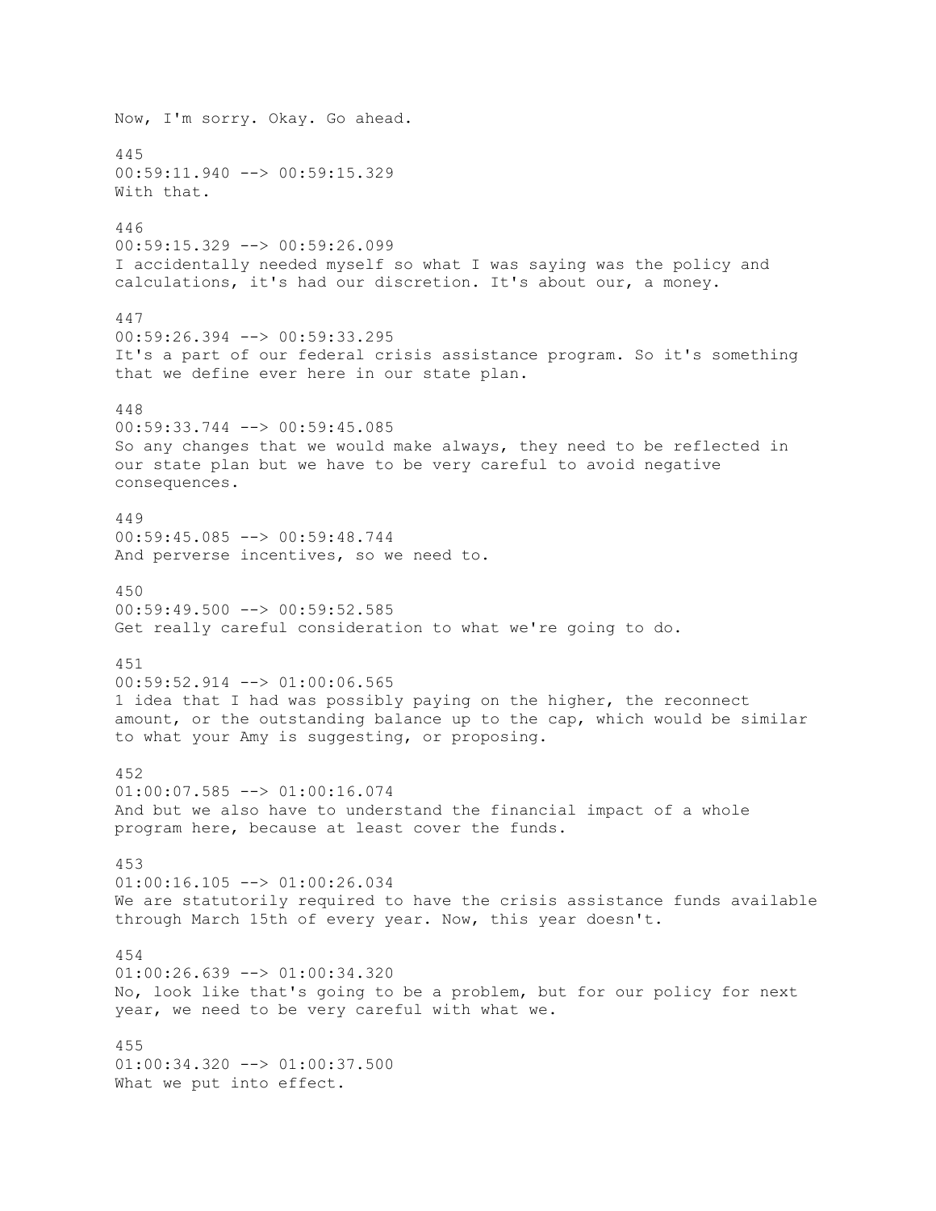Now, I'm sorry. Okay. Go ahead.

445
00:59:11.940 --> 00:59:15.329
With that.

446
00:59:15.329 --> 00:59:26.099
I accidentally needed myself so what I was saying was the policy and calculations, it's had our discretion. It's about our, a money.

447
00:59:26.394 --> 00:59:33.295
It's a part of our federal crisis assistance program. So it's something that we define ever here in our state plan.

448
00:59:33.744 --> 00:59:45.085
So any changes that we would make always, they need to be reflected in our state plan but we have to be very careful to avoid negative consequences.

449
00:59:45.085 --> 00:59:48.744
And perverse incentives, so we need to.

450
00:59:49.500 --> 00:59:52.585
Get really careful consideration to what we're going to do.

451
00:59:52.914 --> 01:00:06.565
1 idea that I had was possibly paying on the higher, the reconnect amount, or the outstanding balance up to the cap, which would be similar to what your Amy is suggesting, or proposing.

452
01:00:07.585 --> 01:00:16.074
And but we also have to understand the financial impact of a whole program here, because at least cover the funds.

453
01:00:16.105 --> 01:00:26.034
We are statutorily required to have the crisis assistance funds available through March 15th of every year. Now, this year doesn't.

454
01:00:26.639 --> 01:00:34.320
No, look like that's going to be a problem, but for our policy for next year, we need to be very careful with what we.

455
01:00:34.320 --> 01:00:37.500
What we put into effect.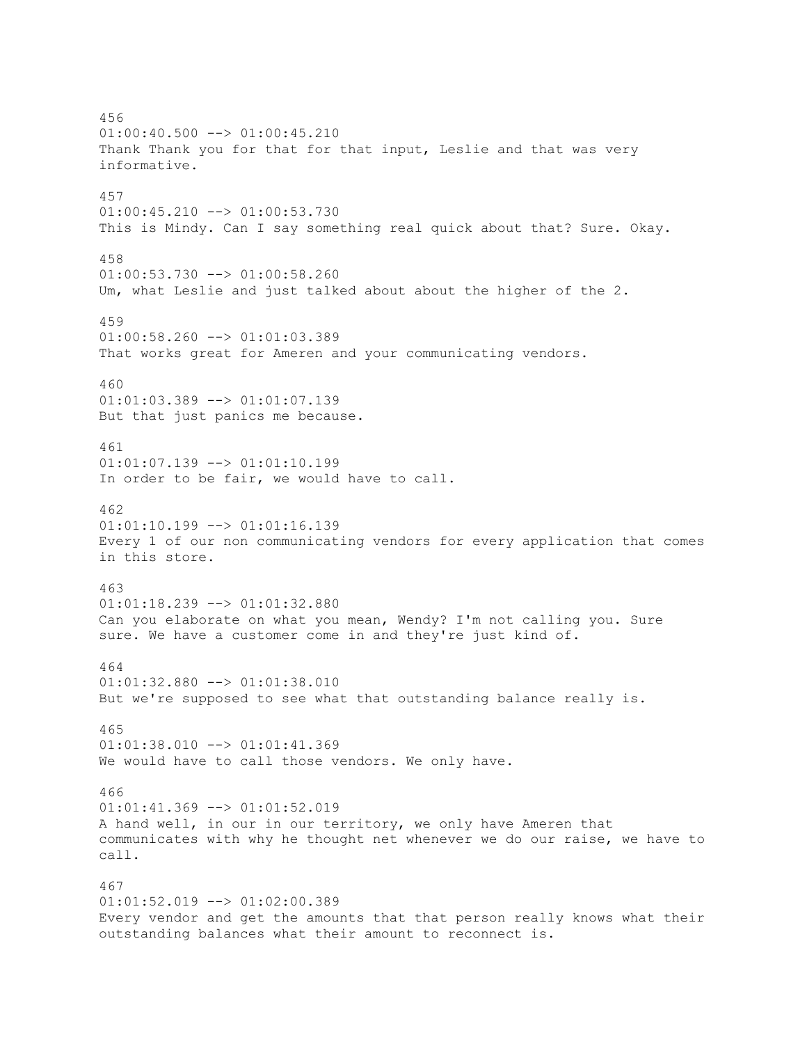456
01:00:40.500 --> 01:00:45.210
Thank Thank you for that for that input, Leslie and that was very informative.

457
01:00:45.210 --> 01:00:53.730
This is Mindy. Can I say something real quick about that? Sure. Okay.

458
01:00:53.730 --> 01:00:58.260
Um, what Leslie and just talked about about the higher of the 2.

459
01:00:58.260 --> 01:01:03.389
That works great for Ameren and your communicating vendors.

460
01:01:03.389 --> 01:01:07.139
But that just panics me because.

461
01:01:07.139 --> 01:01:10.199
In order to be fair, we would have to call.

462
01:01:10.199 --> 01:01:16.139
Every 1 of our non communicating vendors for every application that comes in this store.

463
01:01:18.239 --> 01:01:32.880
Can you elaborate on what you mean, Wendy? I'm not calling you. Sure sure. We have a customer come in and they're just kind of.

464
01:01:32.880 --> 01:01:38.010
But we're supposed to see what that outstanding balance really is.

465
01:01:38.010 --> 01:01:41.369
We would have to call those vendors. We only have.

466
01:01:41.369 --> 01:01:52.019
A hand well, in our in our territory, we only have Ameren that communicates with why he thought net whenever we do our raise, we have to call.

467
01:01:52.019 --> 01:02:00.389
Every vendor and get the amounts that that person really knows what their outstanding balances what their amount to reconnect is.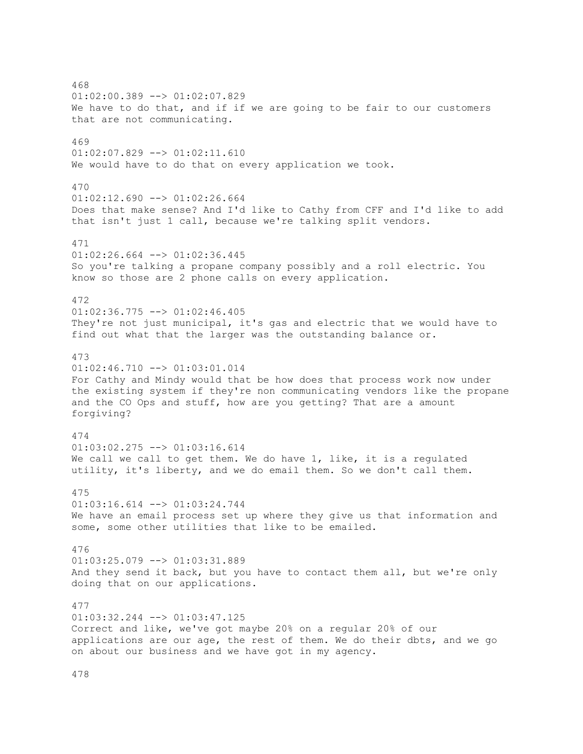468
01:02:00.389 --> 01:02:07.829
We have to do that, and if if we are going to be fair to our customers that are not communicating.

469
01:02:07.829 --> 01:02:11.610
We would have to do that on every application we took.

470
01:02:12.690 --> 01:02:26.664
Does that make sense? And I'd like to Cathy from CFF and I'd like to add that isn't just 1 call, because we're talking split vendors.

471
01:02:26.664 --> 01:02:36.445
So you're talking a propane company possibly and a roll electric. You know so those are 2 phone calls on every application.

472
01:02:36.775 --> 01:02:46.405
They're not just municipal, it's gas and electric that we would have to find out what that the larger was the outstanding balance or.

473
01:02:46.710 --> 01:03:01.014
For Cathy and Mindy would that be how does that process work now under the existing system if they're non communicating vendors like the propane and the CO Ops and stuff, how are you getting? That are a amount forgiving?

474
01:03:02.275 --> 01:03:16.614
We call we call to get them. We do have 1, like, it is a regulated utility, it's liberty, and we do email them. So we don't call them.

475
01:03:16.614 --> 01:03:24.744
We have an email process set up where they give us that information and some, some other utilities that like to be emailed.

476
01:03:25.079 --> 01:03:31.889
And they send it back, but you have to contact them all, but we're only doing that on our applications.

477
01:03:32.244 --> 01:03:47.125
Correct and like, we've got maybe 20% on a regular 20% of our applications are our age, the rest of them. We do their dbts, and we go on about our business and we have got in my agency.

478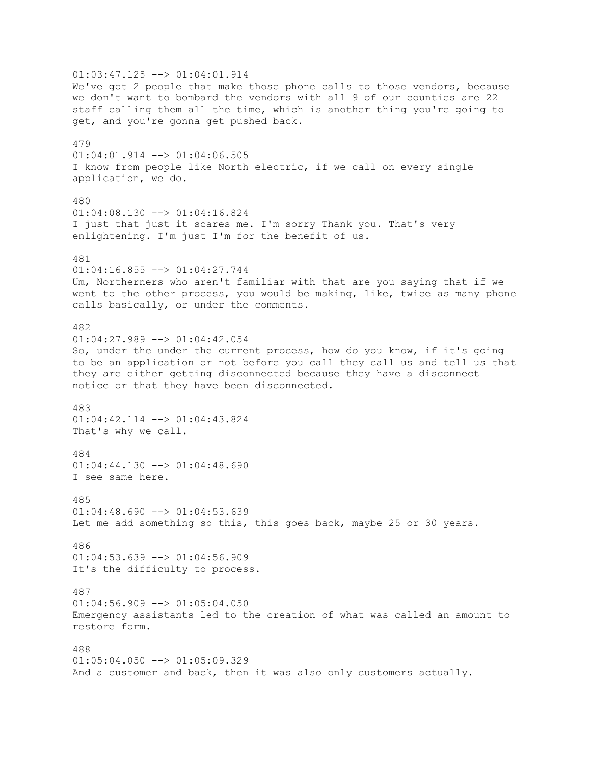01:03:47.125 --> 01:04:01.914
We've got 2 people that make those phone calls to those vendors, because we don't want to bombard the vendors with all 9 of our counties are 22 staff calling them all the time, which is another thing you're going to get, and you're gonna get pushed back.

479
01:04:01.914 --> 01:04:06.505
I know from people like North electric, if we call on every single application, we do.

480
01:04:08.130 --> 01:04:16.824
I just that just it scares me. I'm sorry Thank you. That's very enlightening. I'm just I'm for the benefit of us.

481
01:04:16.855 --> 01:04:27.744
Um, Northerners who aren't familiar with that are you saying that if we went to the other process, you would be making, like, twice as many phone calls basically, or under the comments.

482
01:04:27.989 --> 01:04:42.054
So, under the under the current process, how do you know, if it's going to be an application or not before you call they call us and tell us that they are either getting disconnected because they have a disconnect notice or that they have been disconnected.

483
01:04:42.114 --> 01:04:43.824
That's why we call.

484
01:04:44.130 --> 01:04:48.690
I see same here.

485
01:04:48.690 --> 01:04:53.639
Let me add something so this, this goes back, maybe 25 or 30 years.

486
01:04:53.639 --> 01:04:56.909
It's the difficulty to process.

487
01:04:56.909 --> 01:05:04.050
Emergency assistants led to the creation of what was called an amount to restore form.

488
01:05:04.050 --> 01:05:09.329
And a customer and back, then it was also only customers actually.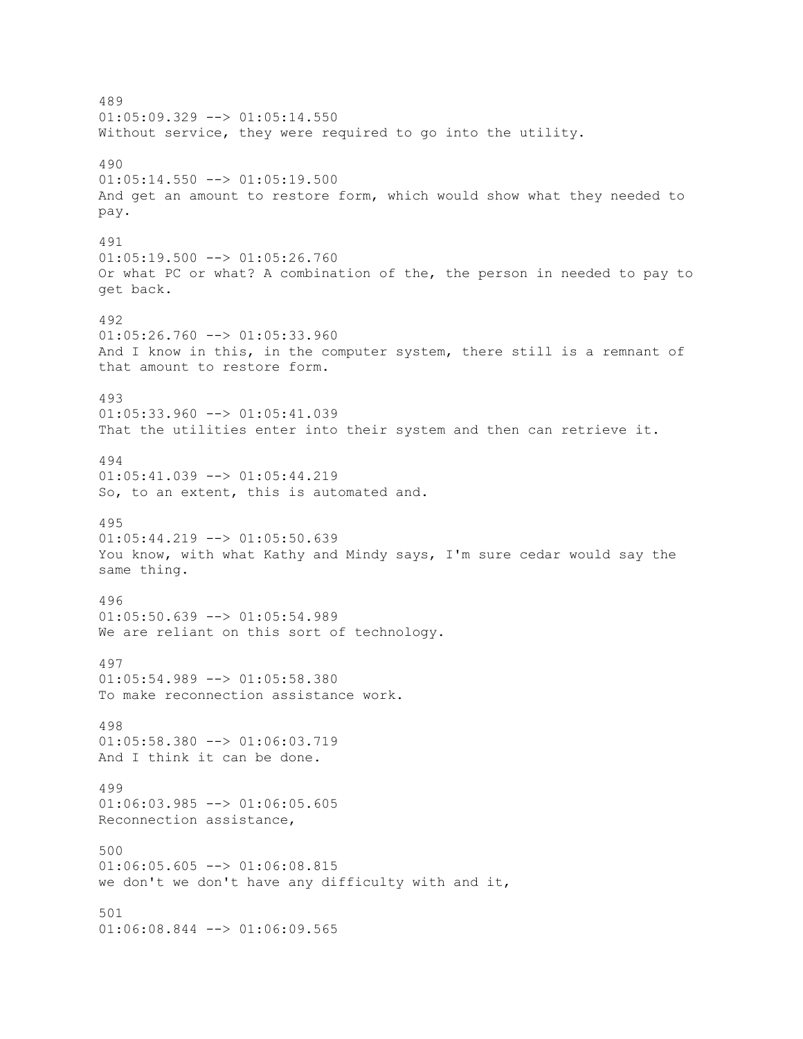489
01:05:09.329 --> 01:05:14.550
Without service, they were required to go into the utility.

490
01:05:14.550 --> 01:05:19.500
And get an amount to restore form, which would show what they needed to pay.

491
01:05:19.500 --> 01:05:26.760
Or what PC or what? A combination of the, the person in needed to pay to get back.

492
01:05:26.760 --> 01:05:33.960
And I know in this, in the computer system, there still is a remnant of that amount to restore form.

493
01:05:33.960 --> 01:05:41.039
That the utilities enter into their system and then can retrieve it.

494
01:05:41.039 --> 01:05:44.219
So, to an extent, this is automated and.

495
01:05:44.219 --> 01:05:50.639
You know, with what Kathy and Mindy says, I'm sure cedar would say the same thing.

496
01:05:50.639 --> 01:05:54.989
We are reliant on this sort of technology.

497
01:05:54.989 --> 01:05:58.380
To make reconnection assistance work.

498
01:05:58.380 --> 01:06:03.719
And I think it can be done.

499
01:06:03.985 --> 01:06:05.605
Reconnection assistance,

500
01:06:05.605 --> 01:06:08.815
we don't we don't have any difficulty with and it,

501
01:06:08.844 --> 01:06:09.565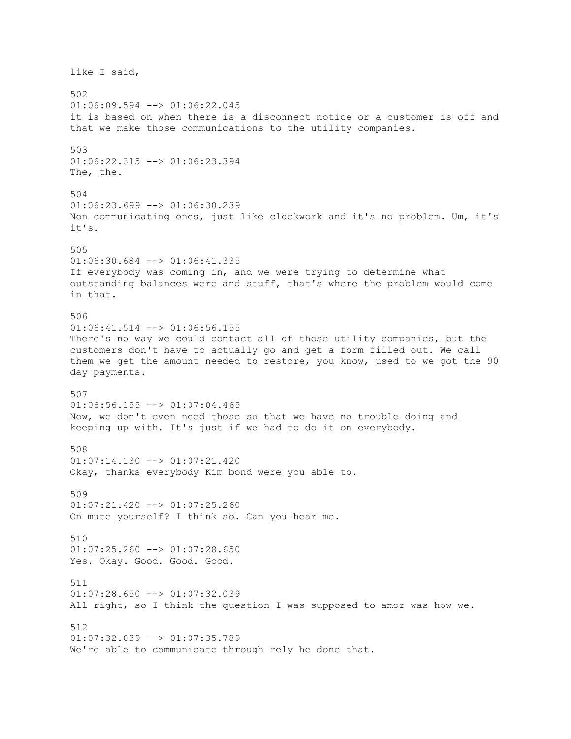like I said,

502
01:06:09.594 --> 01:06:22.045
it is based on when there is a disconnect notice or a customer is off and that we make those communications to the utility companies.

503
01:06:22.315 --> 01:06:23.394
The, the.

504
01:06:23.699 --> 01:06:30.239
Non communicating ones, just like clockwork and it's no problem. Um, it's it's.

505
01:06:30.684 --> 01:06:41.335
If everybody was coming in, and we were trying to determine what outstanding balances were and stuff, that's where the problem would come in that.

506
01:06:41.514 --> 01:06:56.155
There's no way we could contact all of those utility companies, but the customers don't have to actually go and get a form filled out. We call them we get the amount needed to restore, you know, used to we got the 90 day payments.

507
01:06:56.155 --> 01:07:04.465
Now, we don't even need those so that we have no trouble doing and keeping up with. It's just if we had to do it on everybody.

508
01:07:14.130 --> 01:07:21.420
Okay, thanks everybody Kim bond were you able to.

509
01:07:21.420 --> 01:07:25.260
On mute yourself? I think so. Can you hear me.

510
01:07:25.260 --> 01:07:28.650
Yes. Okay. Good. Good. Good.

511
01:07:28.650 --> 01:07:32.039
All right, so I think the question I was supposed to amor was how we.

512
01:07:32.039 --> 01:07:35.789
We're able to communicate through rely he done that.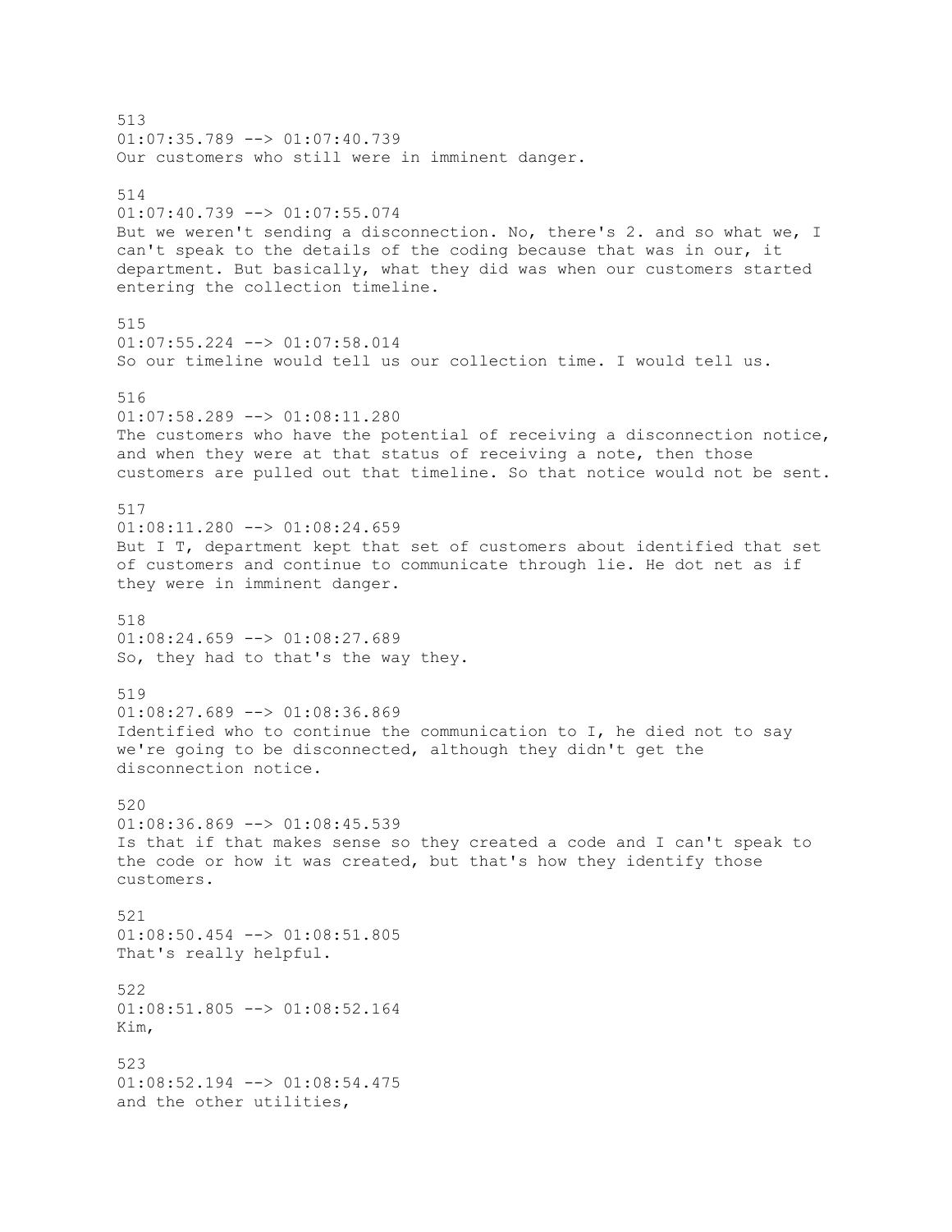513
01:07:35.789 --> 01:07:40.739
Our customers who still were in imminent danger.

514
01:07:40.739 --> 01:07:55.074
But we weren't sending a disconnection. No, there's 2. and so what we, I can't speak to the details of the coding because that was in our, it department. But basically, what they did was when our customers started entering the collection timeline.

515
01:07:55.224 --> 01:07:58.014
So our timeline would tell us our collection time. I would tell us.

516
01:07:58.289 --> 01:08:11.280
The customers who have the potential of receiving a disconnection notice, and when they were at that status of receiving a note, then those customers are pulled out that timeline. So that notice would not be sent.

517
01:08:11.280 --> 01:08:24.659
But I T, department kept that set of customers about identified that set of customers and continue to communicate through lie. He dot net as if they were in imminent danger.

518
01:08:24.659 --> 01:08:27.689
So, they had to that's the way they.

519
01:08:27.689 --> 01:08:36.869
Identified who to continue the communication to I, he died not to say we're going to be disconnected, although they didn't get the disconnection notice.

520
01:08:36.869 --> 01:08:45.539
Is that if that makes sense so they created a code and I can't speak to the code or how it was created, but that's how they identify those customers.

521
01:08:50.454 --> 01:08:51.805
That's really helpful.

522
01:08:51.805 --> 01:08:52.164
Kim,

523
01:08:52.194 --> 01:08:54.475
and the other utilities,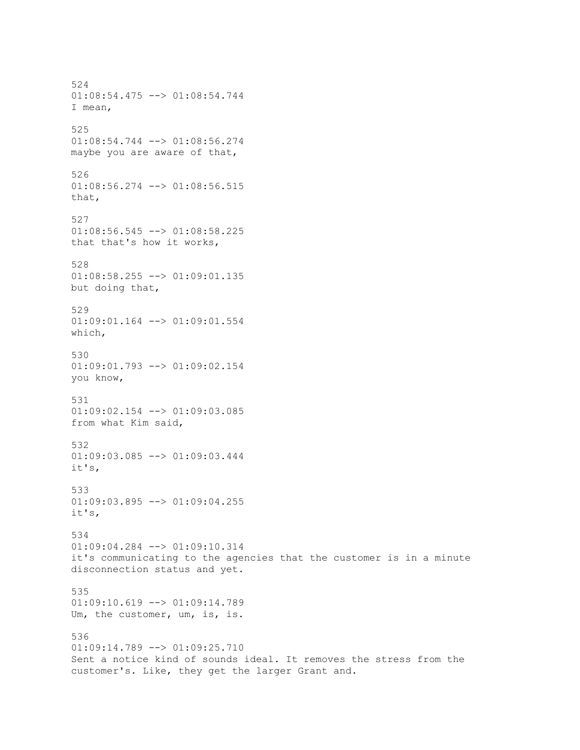524
01:08:54.475 --> 01:08:54.744
I mean,

525
01:08:54.744 --> 01:08:56.274
maybe you are aware of that,

526
01:08:56.274 --> 01:08:56.515
that,

527
01:08:56.545 --> 01:08:58.225
that that's how it works,

528
01:08:58.255 --> 01:09:01.135
but doing that,

529
01:09:01.164 --> 01:09:01.554
which,

530
01:09:01.793 --> 01:09:02.154
you know,

531
01:09:02.154 --> 01:09:03.085
from what Kim said,

532
01:09:03.085 --> 01:09:03.444
it's,

533
01:09:03.895 --> 01:09:04.255
it's,

534
01:09:04.284 --> 01:09:10.314
it's communicating to the agencies that the customer is in a minute disconnection status and yet.

535
01:09:10.619 --> 01:09:14.789
Um, the customer, um, is, is.

536
01:09:14.789 --> 01:09:25.710
Sent a notice kind of sounds ideal. It removes the stress from the customer's. Like, they get the larger Grant and.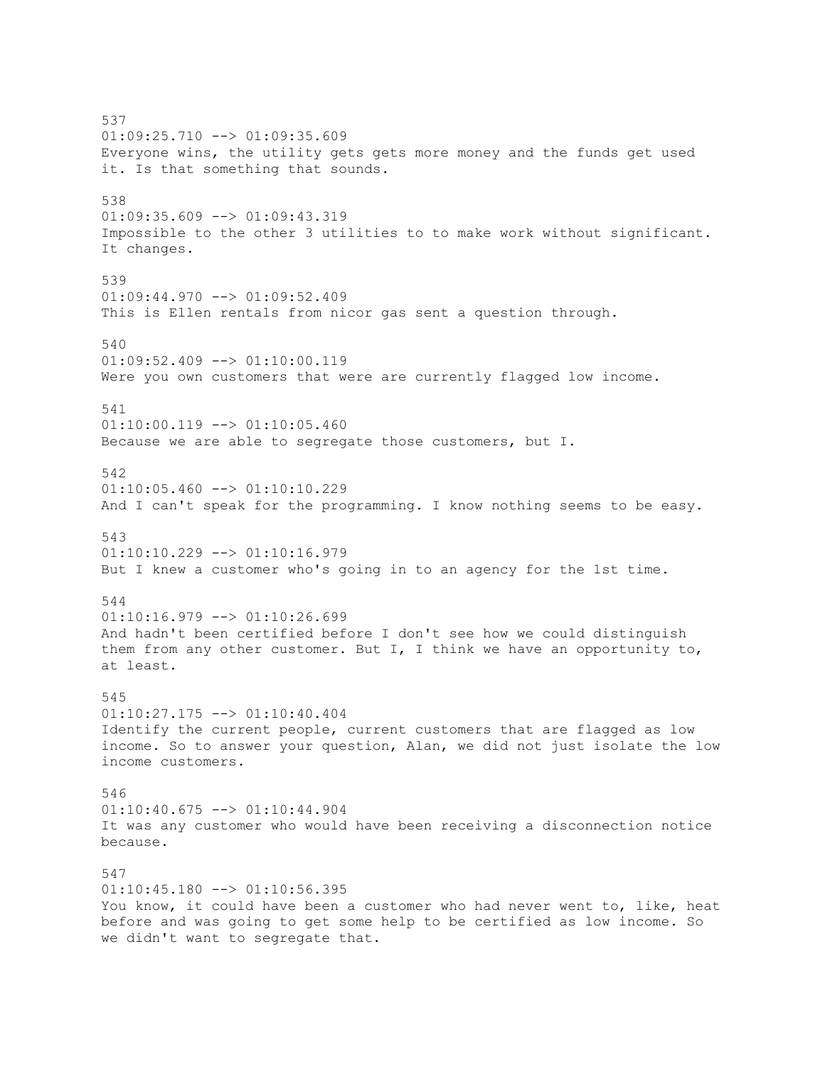537
01:09:25.710 --> 01:09:35.609
Everyone wins, the utility gets gets more money and the funds get used it. Is that something that sounds.

538
01:09:35.609 --> 01:09:43.319
Impossible to the other 3 utilities to to make work without significant. It changes.

539
01:09:44.970 --> 01:09:52.409
This is Ellen rentals from nicor gas sent a question through.

540
01:09:52.409 --> 01:10:00.119
Were you own customers that were are currently flagged low income.

541
01:10:00.119 --> 01:10:05.460
Because we are able to segregate those customers, but I.

542
01:10:05.460 --> 01:10:10.229
And I can't speak for the programming. I know nothing seems to be easy.

543
01:10:10.229 --> 01:10:16.979
But I knew a customer who's going in to an agency for the 1st time.

544
01:10:16.979 --> 01:10:26.699
And hadn't been certified before I don't see how we could distinguish them from any other customer. But I, I think we have an opportunity to, at least.

545
01:10:27.175 --> 01:10:40.404
Identify the current people, current customers that are flagged as low income. So to answer your question, Alan, we did not just isolate the low income customers.

546
01:10:40.675 --> 01:10:44.904
It was any customer who would have been receiving a disconnection notice because.

547
01:10:45.180 --> 01:10:56.395
You know, it could have been a customer who had never went to, like, heat before and was going to get some help to be certified as low income. So we didn't want to segregate that.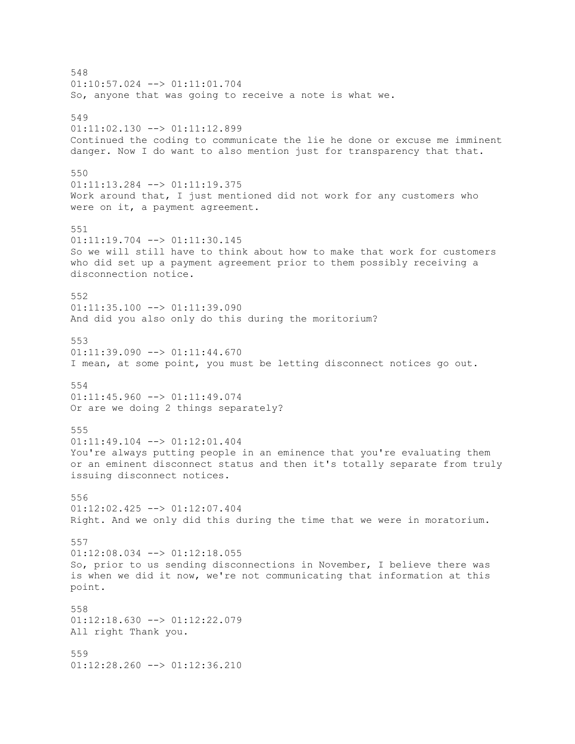548
01:10:57.024 --> 01:11:01.704
So, anyone that was going to receive a note is what we.

549
01:11:02.130 --> 01:11:12.899
Continued the coding to communicate the lie he done or excuse me imminent danger. Now I do want to also mention just for transparency that that.

550
01:11:13.284 --> 01:11:19.375
Work around that, I just mentioned did not work for any customers who were on it, a payment agreement.

551
01:11:19.704 --> 01:11:30.145
So we will still have to think about how to make that work for customers who did set up a payment agreement prior to them possibly receiving a disconnection notice.

552
01:11:35.100 --> 01:11:39.090
And did you also only do this during the moritorium?

553
01:11:39.090 --> 01:11:44.670
I mean, at some point, you must be letting disconnect notices go out.

554
01:11:45.960 --> 01:11:49.074
Or are we doing 2 things separately?

555
01:11:49.104 --> 01:12:01.404
You're always putting people in an eminence that you're evaluating them or an eminent disconnect status and then it's totally separate from truly issuing disconnect notices.

556
01:12:02.425 --> 01:12:07.404
Right. And we only did this during the time that we were in moratorium.

557
01:12:08.034 --> 01:12:18.055
So, prior to us sending disconnections in November, I believe there was is when we did it now, we're not communicating that information at this point.

558
01:12:18.630 --> 01:12:22.079
All right Thank you.

559
01:12:28.260 --> 01:12:36.210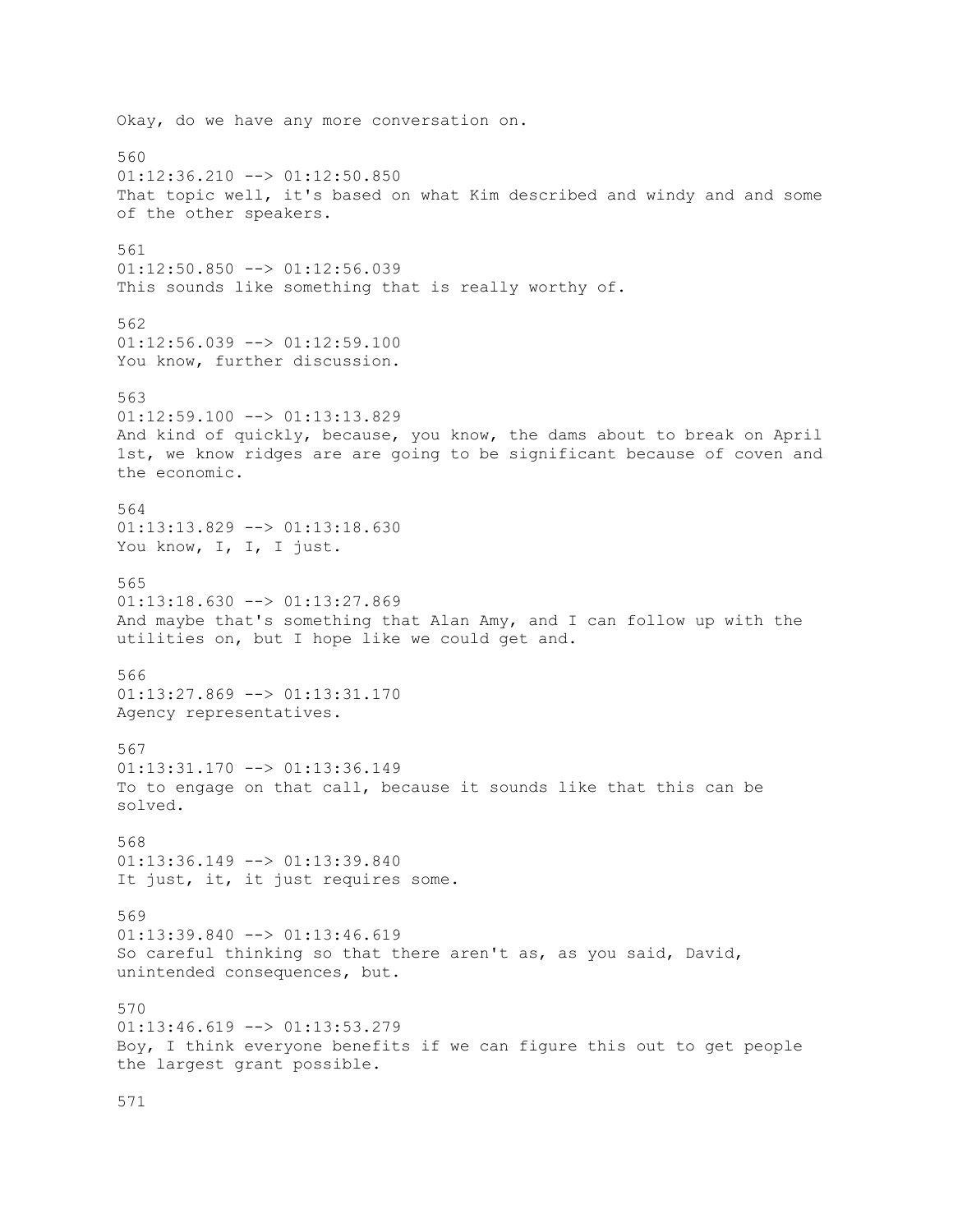Okay, do we have any more conversation on.

560
01:12:36.210 --> 01:12:50.850
That topic well, it's based on what Kim described and windy and and some of the other speakers.

561
01:12:50.850 --> 01:12:56.039
This sounds like something that is really worthy of.

562
01:12:56.039 --> 01:12:59.100
You know, further discussion.

563
01:12:59.100 --> 01:13:13.829
And kind of quickly, because, you know, the dams about to break on April 1st, we know ridges are are going to be significant because of coven and the economic.

564
01:13:13.829 --> 01:13:18.630
You know, I, I, I just.

565
01:13:18.630 --> 01:13:27.869
And maybe that's something that Alan Amy, and I can follow up with the utilities on, but I hope like we could get and.

566
01:13:27.869 --> 01:13:31.170
Agency representatives.

567
01:13:31.170 --> 01:13:36.149
To to engage on that call, because it sounds like that this can be solved.

568
01:13:36.149 --> 01:13:39.840
It just, it, it just requires some.

569
01:13:39.840 --> 01:13:46.619
So careful thinking so that there aren't as, as you said, David, unintended consequences, but.

570
01:13:46.619 --> 01:13:53.279
Boy, I think everyone benefits if we can figure this out to get people the largest grant possible.

571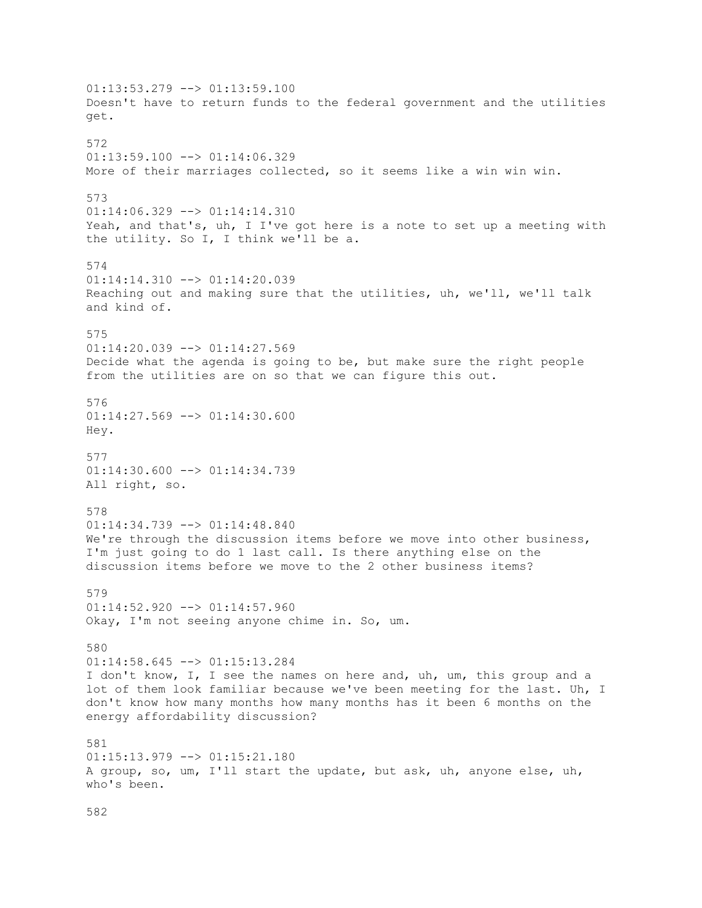01:13:53.279 --> 01:13:59.100
Doesn't have to return funds to the federal government and the utilities get.

572
01:13:59.100 --> 01:14:06.329
More of their marriages collected, so it seems like a win win win.

573
01:14:06.329 --> 01:14:14.310
Yeah, and that's, uh, I I've got here is a note to set up a meeting with the utility. So I, I think we'll be a.

574
01:14:14.310 --> 01:14:20.039
Reaching out and making sure that the utilities, uh, we'll, we'll talk and kind of.

575
01:14:20.039 --> 01:14:27.569
Decide what the agenda is going to be, but make sure the right people from the utilities are on so that we can figure this out.

576
01:14:27.569 --> 01:14:30.600
Hey.

577
01:14:30.600 --> 01:14:34.739
All right, so.

578
01:14:34.739 --> 01:14:48.840
We're through the discussion items before we move into other business, I'm just going to do 1 last call. Is there anything else on the discussion items before we move to the 2 other business items?

579
01:14:52.920 --> 01:14:57.960
Okay, I'm not seeing anyone chime in. So, um.

580
01:14:58.645 --> 01:15:13.284
I don't know, I, I see the names on here and, uh, um, this group and a lot of them look familiar because we've been meeting for the last. Uh, I don't know how many months how many months has it been 6 months on the energy affordability discussion?

581
01:15:13.979 --> 01:15:21.180
A group, so, um, I'll start the update, but ask, uh, anyone else, uh, who's been.

582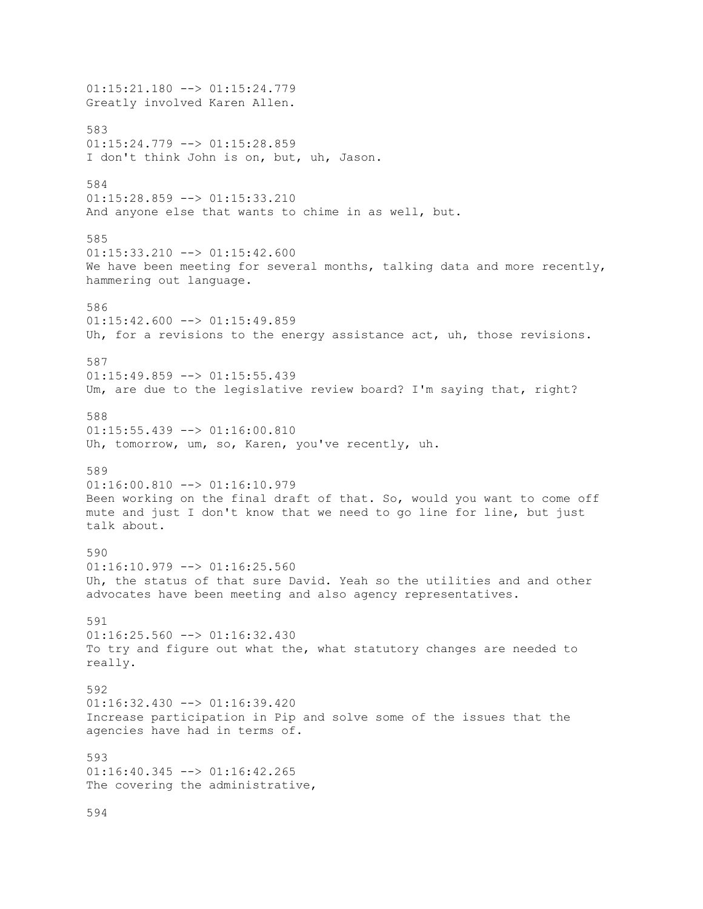01:15:21.180 --> 01:15:24.779
Greatly involved Karen Allen.

583
01:15:24.779 --> 01:15:28.859
I don't think John is on, but, uh, Jason.

584
01:15:28.859 --> 01:15:33.210
And anyone else that wants to chime in as well, but.

585
01:15:33.210 --> 01:15:42.600
We have been meeting for several months, talking data and more recently, hammering out language.

586
01:15:42.600 --> 01:15:49.859
Uh, for a revisions to the energy assistance act, uh, those revisions.

587
01:15:49.859 --> 01:15:55.439
Um, are due to the legislative review board? I'm saying that, right?

588
01:15:55.439 --> 01:16:00.810
Uh, tomorrow, um, so, Karen, you've recently, uh.

589
01:16:00.810 --> 01:16:10.979
Been working on the final draft of that. So, would you want to come off mute and just I don't know that we need to go line for line, but just talk about.

590
01:16:10.979 --> 01:16:25.560
Uh, the status of that sure David. Yeah so the utilities and and other advocates have been meeting and also agency representatives.

591
01:16:25.560 --> 01:16:32.430
To try and figure out what the, what statutory changes are needed to really.

592
01:16:32.430 --> 01:16:39.420
Increase participation in Pip and solve some of the issues that the agencies have had in terms of.

593
01:16:40.345 --> 01:16:42.265
The covering the administrative,

594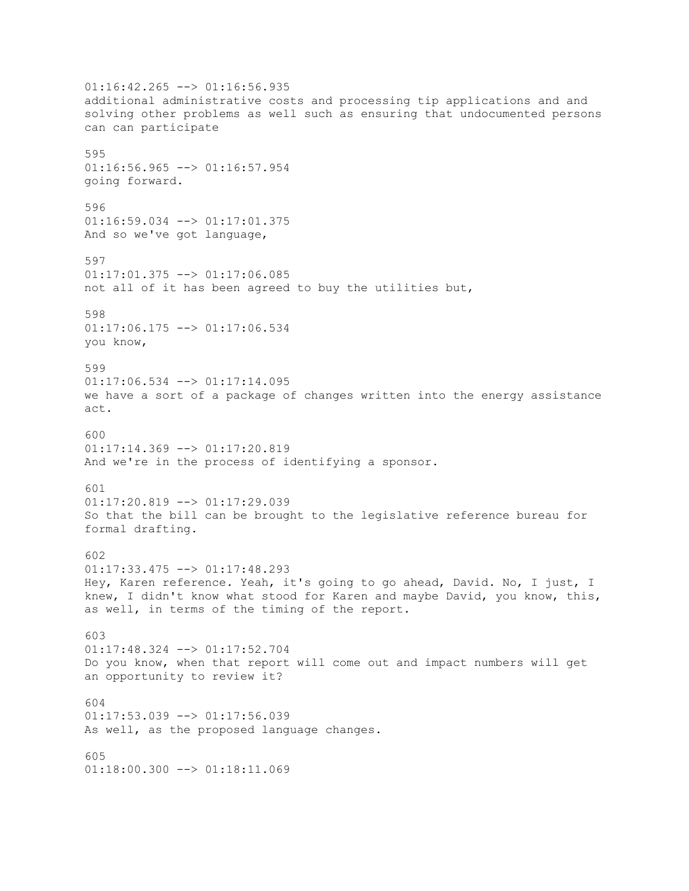01:16:42.265 --> 01:16:56.935
additional administrative costs and processing tip applications and and solving other problems as well such as ensuring that undocumented persons can can participate

595
01:16:56.965 --> 01:16:57.954
going forward.

596
01:16:59.034 --> 01:17:01.375
And so we've got language,

597
01:17:01.375 --> 01:17:06.085
not all of it has been agreed to buy the utilities but,

598
01:17:06.175 --> 01:17:06.534
you know,

599
01:17:06.534 --> 01:17:14.095
we have a sort of a package of changes written into the energy assistance act.

600
01:17:14.369 --> 01:17:20.819
And we're in the process of identifying a sponsor.

601
01:17:20.819 --> 01:17:29.039
So that the bill can be brought to the legislative reference bureau for formal drafting.

602
01:17:33.475 --> 01:17:48.293
Hey, Karen reference. Yeah, it's going to go ahead, David. No, I just, I knew, I didn't know what stood for Karen and maybe David, you know, this, as well, in terms of the timing of the report.

603
01:17:48.324 --> 01:17:52.704
Do you know, when that report will come out and impact numbers will get an opportunity to review it?

604
01:17:53.039 --> 01:17:56.039
As well, as the proposed language changes.

605
01:18:00.300 --> 01:18:11.069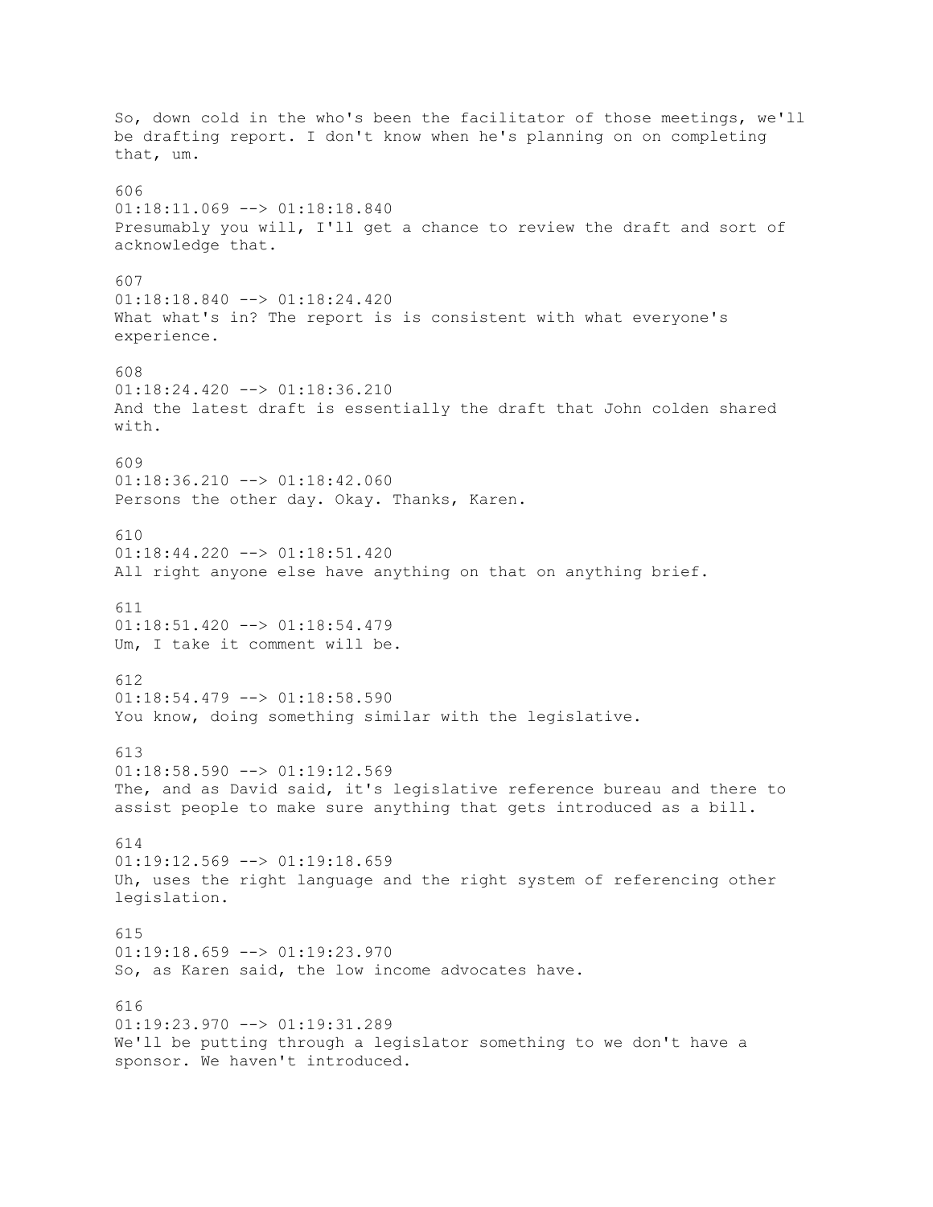So, down cold in the who's been the facilitator of those meetings, we'll be drafting report. I don't know when he's planning on on completing that, um.

606
01:18:11.069 --> 01:18:18.840
Presumably you will, I'll get a chance to review the draft and sort of acknowledge that.

607
01:18:18.840 --> 01:18:24.420
What what's in? The report is is consistent with what everyone's experience.

608
01:18:24.420 --> 01:18:36.210
And the latest draft is essentially the draft that John colden shared with.

609
01:18:36.210 --> 01:18:42.060
Persons the other day. Okay. Thanks, Karen.

610
01:18:44.220 --> 01:18:51.420
All right anyone else have anything on that on anything brief.

611
01:18:51.420 --> 01:18:54.479
Um, I take it comment will be.

612
01:18:54.479 --> 01:18:58.590
You know, doing something similar with the legislative.

613
01:18:58.590 --> 01:19:12.569
The, and as David said, it's legislative reference bureau and there to assist people to make sure anything that gets introduced as a bill.

614
01:19:12.569 --> 01:19:18.659
Uh, uses the right language and the right system of referencing other legislation.

615
01:19:18.659 --> 01:19:23.970
So, as Karen said, the low income advocates have.

616
01:19:23.970 --> 01:19:31.289
We'll be putting through a legislator something to we don't have a sponsor. We haven't introduced.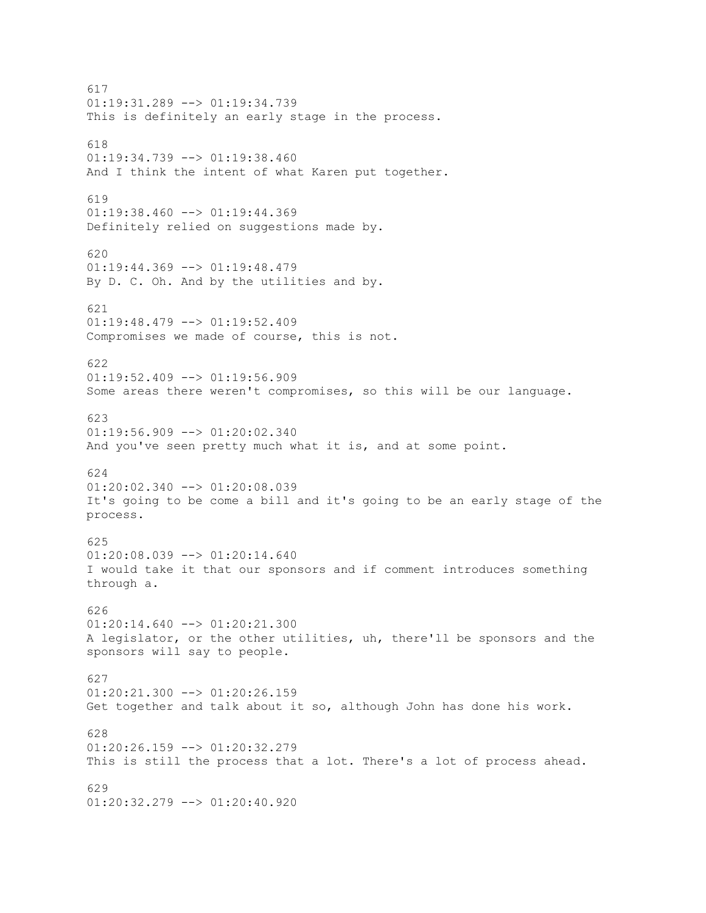617
01:19:31.289 --> 01:19:34.739
This is definitely an early stage in the process.

618
01:19:34.739 --> 01:19:38.460
And I think the intent of what Karen put together.

619
01:19:38.460 --> 01:19:44.369
Definitely relied on suggestions made by.

620
01:19:44.369 --> 01:19:48.479
By D. C. Oh. And by the utilities and by.

621
01:19:48.479 --> 01:19:52.409
Compromises we made of course, this is not.

622
01:19:52.409 --> 01:19:56.909
Some areas there weren't compromises, so this will be our language.

623
01:19:56.909 --> 01:20:02.340
And you've seen pretty much what it is, and at some point.

624
01:20:02.340 --> 01:20:08.039
It's going to be come a bill and it's going to be an early stage of the process.

625
01:20:08.039 --> 01:20:14.640
I would take it that our sponsors and if comment introduces something through a.

626
01:20:14.640 --> 01:20:21.300
A legislator, or the other utilities, uh, there'll be sponsors and the sponsors will say to people.

627
01:20:21.300 --> 01:20:26.159
Get together and talk about it so, although John has done his work.

628
01:20:26.159 --> 01:20:32.279
This is still the process that a lot. There's a lot of process ahead.

629
01:20:32.279 --> 01:20:40.920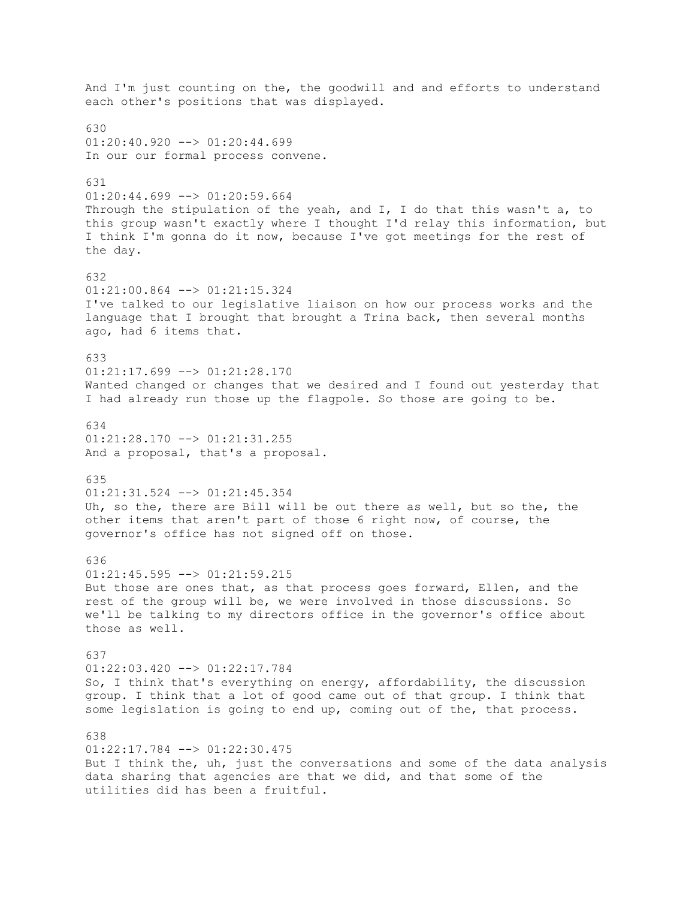And I'm just counting on the, the goodwill and and efforts to understand each other's positions that was displayed.

630
01:20:40.920 --> 01:20:44.699
In our our formal process convene.

631
01:20:44.699 --> 01:20:59.664
Through the stipulation of the yeah, and I, I do that this wasn't a, to this group wasn't exactly where I thought I'd relay this information, but I think I'm gonna do it now, because I've got meetings for the rest of the day.

632
01:21:00.864 --> 01:21:15.324
I've talked to our legislative liaison on how our process works and the language that I brought that brought a Trina back, then several months ago, had 6 items that.

633
01:21:17.699 --> 01:21:28.170
Wanted changed or changes that we desired and I found out yesterday that I had already run those up the flagpole. So those are going to be.

634
01:21:28.170 --> 01:21:31.255
And a proposal, that's a proposal.

635
01:21:31.524 --> 01:21:45.354
Uh, so the, there are Bill will be out there as well, but so the, the other items that aren't part of those 6 right now, of course, the governor's office has not signed off on those.

636
01:21:45.595 --> 01:21:59.215
But those are ones that, as that process goes forward, Ellen, and the rest of the group will be, we were involved in those discussions. So we'll be talking to my directors office in the governor's office about those as well.

637
01:22:03.420 --> 01:22:17.784
So, I think that's everything on energy, affordability, the discussion group. I think that a lot of good came out of that group. I think that some legislation is going to end up, coming out of the, that process.

638
01:22:17.784 --> 01:22:30.475
But I think the, uh, just the conversations and some of the data analysis data sharing that agencies are that we did, and that some of the utilities did has been a fruitful.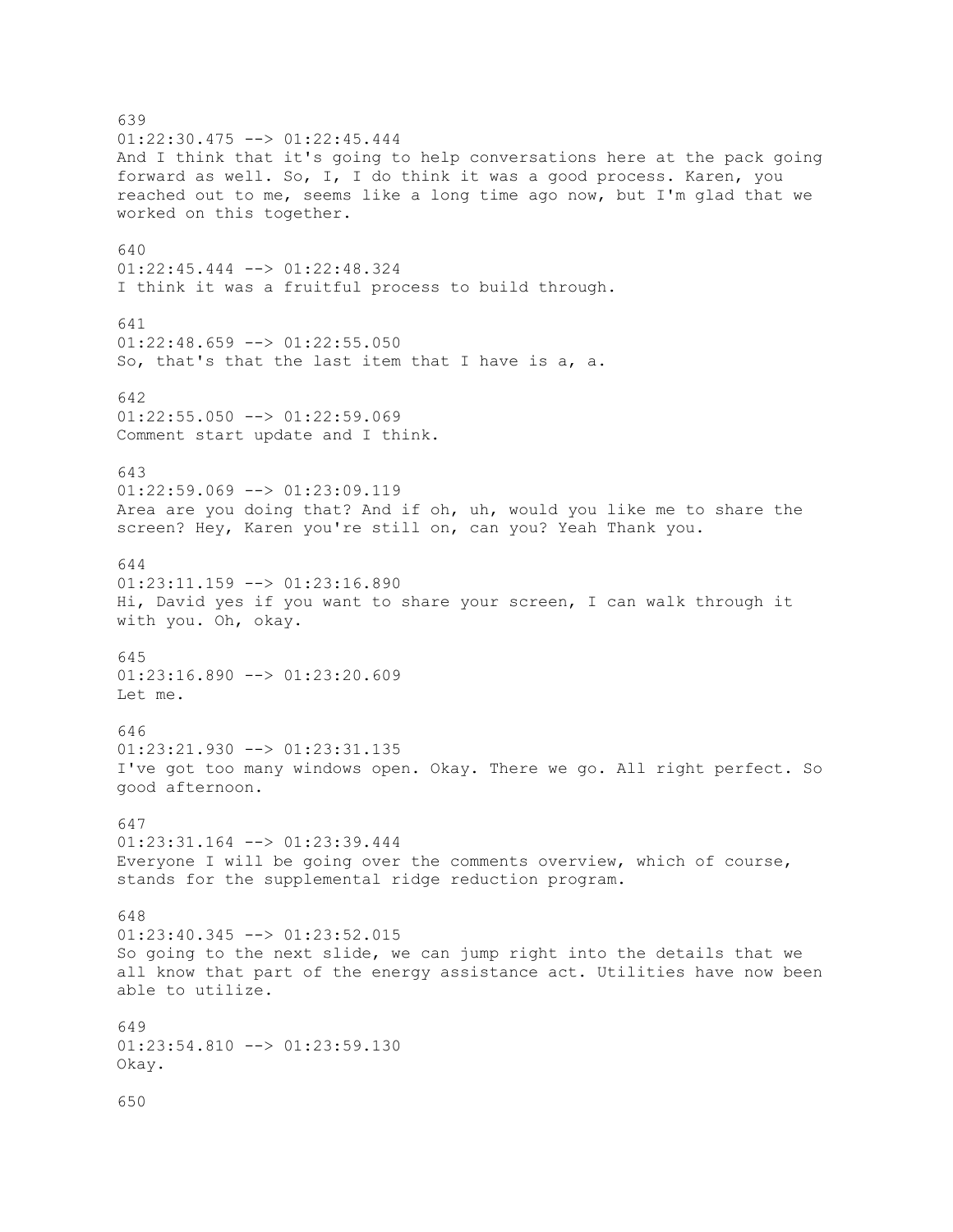639
01:22:30.475 --> 01:22:45.444
And I think that it's going to help conversations here at the pack going forward as well. So, I, I do think it was a good process. Karen, you reached out to me, seems like a long time ago now, but I'm glad that we worked on this together.

640
01:22:45.444 --> 01:22:48.324
I think it was a fruitful process to build through.

641
01:22:48.659 --> 01:22:55.050
So, that's that the last item that I have is a, a.

642
01:22:55.050 --> 01:22:59.069
Comment start update and I think.

643
01:22:59.069 --> 01:23:09.119
Area are you doing that? And if oh, uh, would you like me to share the screen? Hey, Karen you're still on, can you? Yeah Thank you.

644
01:23:11.159 --> 01:23:16.890
Hi, David yes if you want to share your screen, I can walk through it with you. Oh, okay.

645
01:23:16.890 --> 01:23:20.609
Let me.

646
01:23:21.930 --> 01:23:31.135
I've got too many windows open. Okay. There we go. All right perfect. So good afternoon.

647
01:23:31.164 --> 01:23:39.444
Everyone I will be going over the comments overview, which of course, stands for the supplemental ridge reduction program.

648
01:23:40.345 --> 01:23:52.015
So going to the next slide, we can jump right into the details that we all know that part of the energy assistance act. Utilities have now been able to utilize.

649
01:23:54.810 --> 01:23:59.130
Okay.

650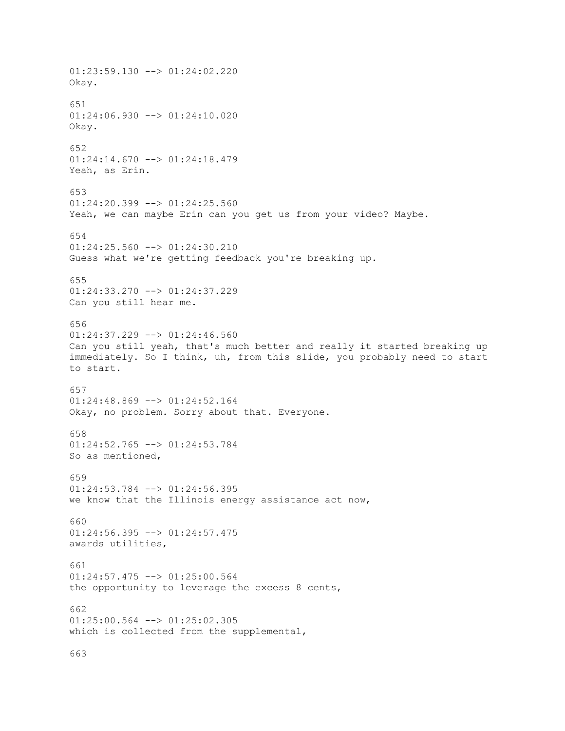01:23:59.130 --> 01:24:02.220
Okay.

651
01:24:06.930 --> 01:24:10.020
Okay.

652
01:24:14.670 --> 01:24:18.479
Yeah, as Erin.

653
01:24:20.399 --> 01:24:25.560
Yeah, we can maybe Erin can you get us from your video? Maybe.

654
01:24:25.560 --> 01:24:30.210
Guess what we're getting feedback you're breaking up.

655
01:24:33.270 --> 01:24:37.229
Can you still hear me.

656
01:24:37.229 --> 01:24:46.560
Can you still yeah, that's much better and really it started breaking up immediately. So I think, uh, from this slide, you probably need to start to start.

657
01:24:48.869 --> 01:24:52.164
Okay, no problem. Sorry about that. Everyone.

658
01:24:52.765 --> 01:24:53.784
So as mentioned,

659
01:24:53.784 --> 01:24:56.395
we know that the Illinois energy assistance act now,

660
01:24:56.395 --> 01:24:57.475
awards utilities,

661
01:24:57.475 --> 01:25:00.564
the opportunity to leverage the excess 8 cents,

662
01:25:00.564 --> 01:25:02.305
which is collected from the supplemental,

663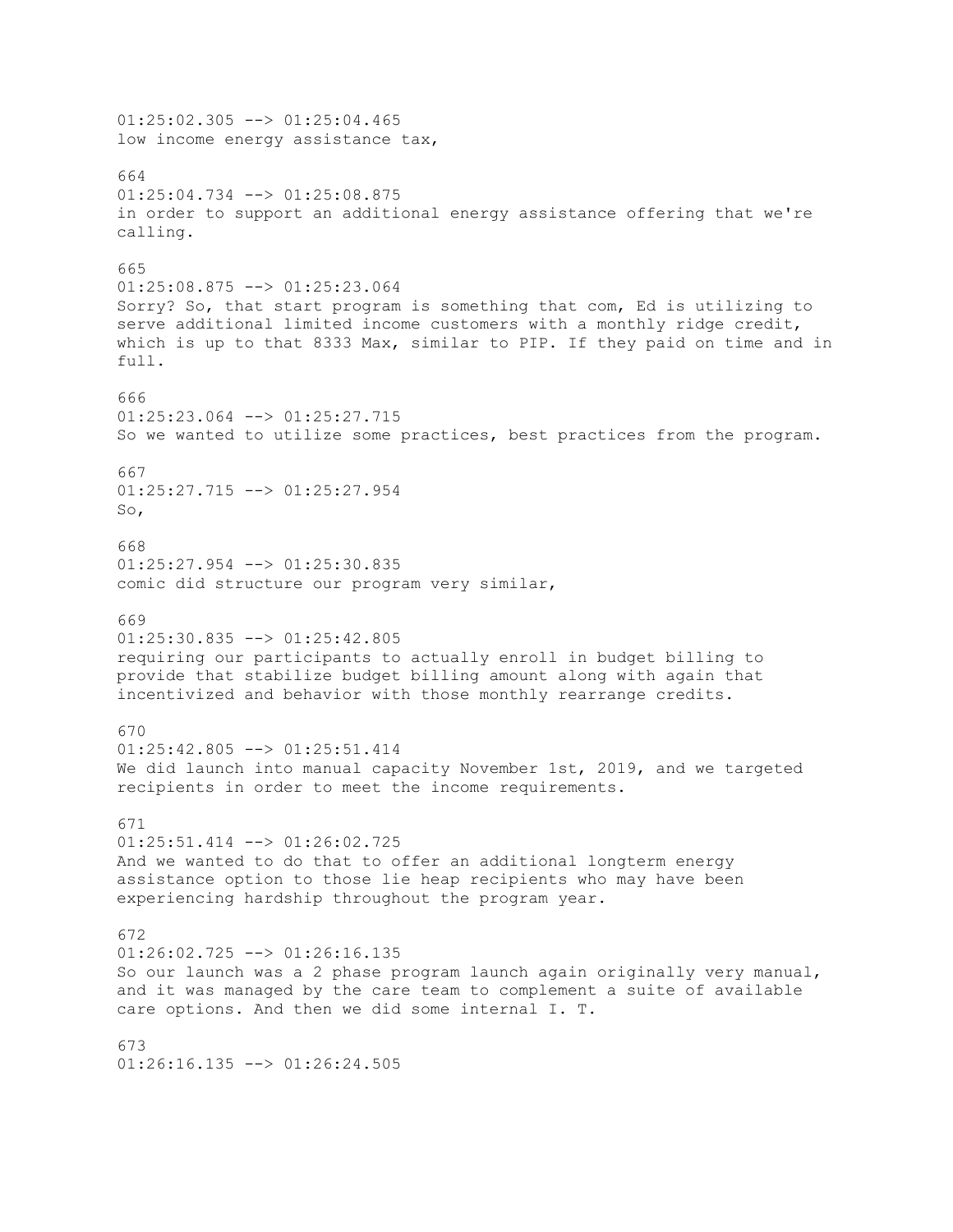01:25:02.305 --> 01:25:04.465
low income energy assistance tax,

664
01:25:04.734 --> 01:25:08.875
in order to support an additional energy assistance offering that we're calling.

665
01:25:08.875 --> 01:25:23.064
Sorry? So, that start program is something that com, Ed is utilizing to serve additional limited income customers with a monthly ridge credit, which is up to that 8333 Max, similar to PIP. If they paid on time and in full.

666
01:25:23.064 --> 01:25:27.715
So we wanted to utilize some practices, best practices from the program.

667
01:25:27.715 --> 01:25:27.954
So,

668
01:25:27.954 --> 01:25:30.835
comic did structure our program very similar,

669
01:25:30.835 --> 01:25:42.805
requiring our participants to actually enroll in budget billing to provide that stabilize budget billing amount along with again that incentivized and behavior with those monthly rearrange credits.

670
01:25:42.805 --> 01:25:51.414
We did launch into manual capacity November 1st, 2019, and we targeted recipients in order to meet the income requirements.

671
01:25:51.414 --> 01:26:02.725
And we wanted to do that to offer an additional longterm energy assistance option to those lie heap recipients who may have been experiencing hardship throughout the program year.

672
01:26:02.725 --> 01:26:16.135
So our launch was a 2 phase program launch again originally very manual, and it was managed by the care team to complement a suite of available care options. And then we did some internal I. T.

673
01:26:16.135 --> 01:26:24.505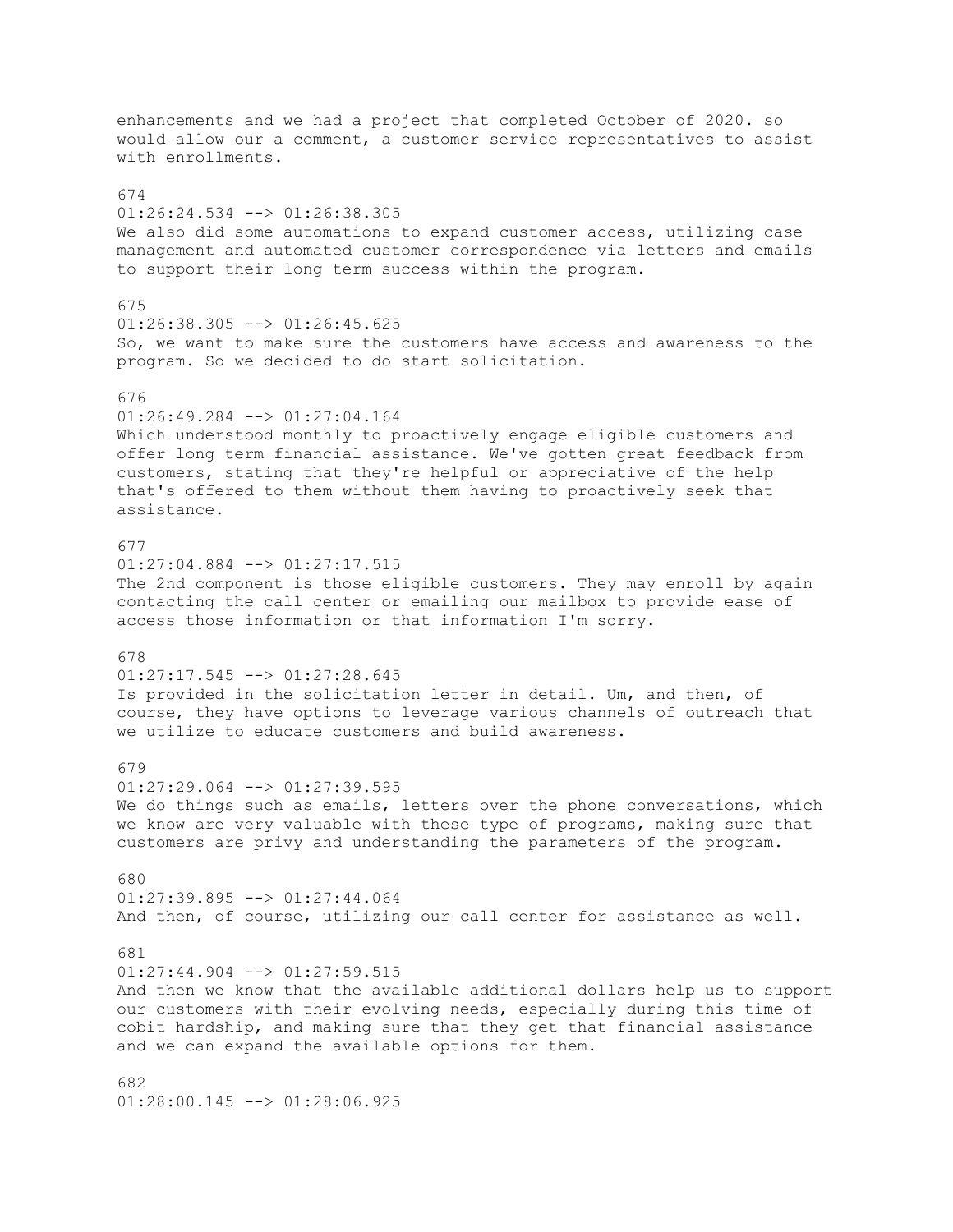enhancements and we had a project that completed October of 2020. so would allow our a comment, a customer service representatives to assist with enrollments.

674
01:26:24.534 --> 01:26:38.305
We also did some automations to expand customer access, utilizing case management and automated customer correspondence via letters and emails to support their long term success within the program.

675
01:26:38.305 --> 01:26:45.625
So, we want to make sure the customers have access and awareness to the program. So we decided to do start solicitation.

676
01:26:49.284 --> 01:27:04.164
Which understood monthly to proactively engage eligible customers and offer long term financial assistance. We've gotten great feedback from customers, stating that they're helpful or appreciative of the help that's offered to them without them having to proactively seek that assistance.

677
01:27:04.884 --> 01:27:17.515
The 2nd component is those eligible customers. They may enroll by again contacting the call center or emailing our mailbox to provide ease of access those information or that information I'm sorry.

678
01:27:17.545 --> 01:27:28.645
Is provided in the solicitation letter in detail. Um, and then, of course, they have options to leverage various channels of outreach that we utilize to educate customers and build awareness.

679
01:27:29.064 --> 01:27:39.595
We do things such as emails, letters over the phone conversations, which we know are very valuable with these type of programs, making sure that customers are privy and understanding the parameters of the program.

680
01:27:39.895 --> 01:27:44.064
And then, of course, utilizing our call center for assistance as well.

681
01:27:44.904 --> 01:27:59.515
And then we know that the available additional dollars help us to support our customers with their evolving needs, especially during this time of cobit hardship, and making sure that they get that financial assistance and we can expand the available options for them.

682
01:28:00.145 --> 01:28:06.925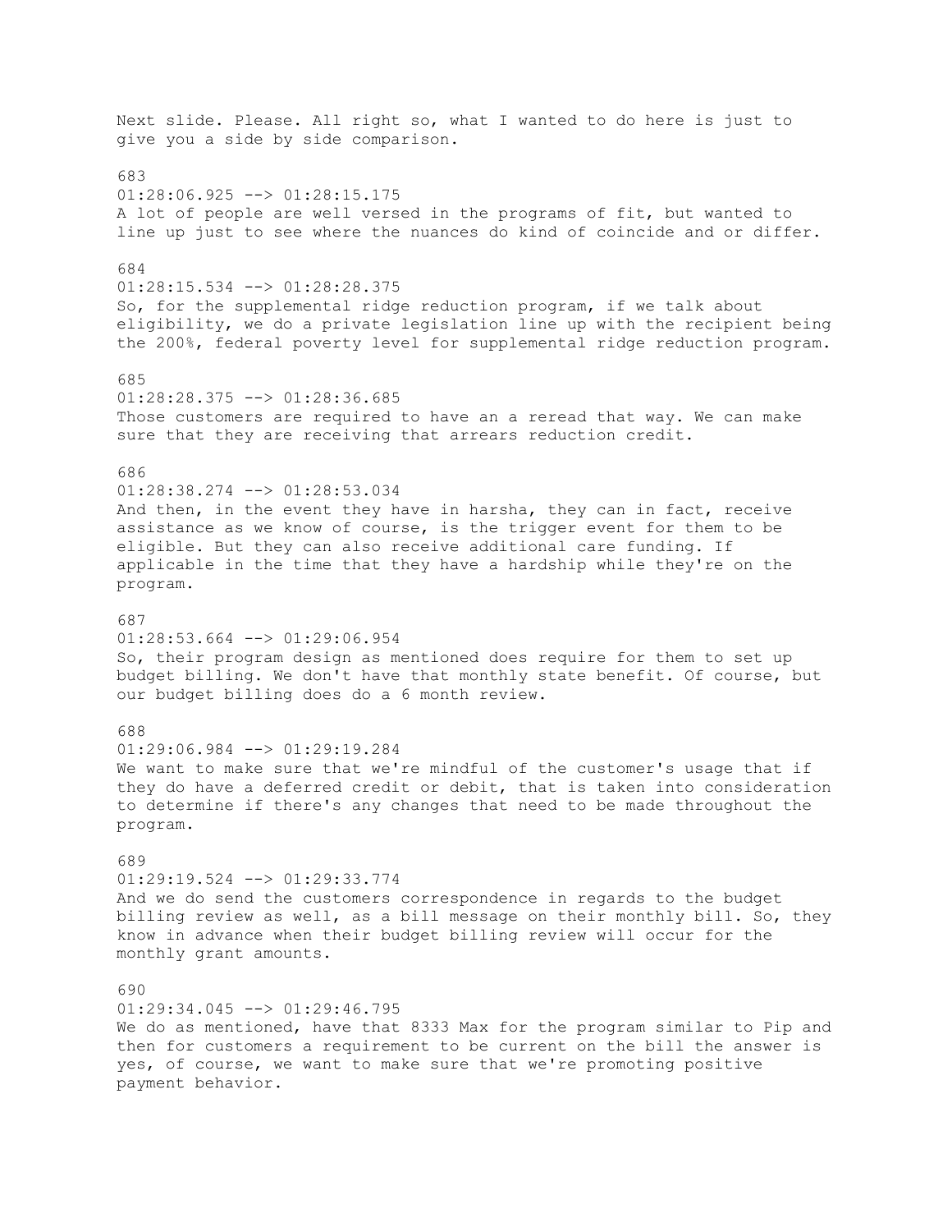Next slide. Please. All right so, what I wanted to do here is just to give you a side by side comparison.

683
01:28:06.925 --> 01:28:15.175
A lot of people are well versed in the programs of fit, but wanted to line up just to see where the nuances do kind of coincide and or differ.

684
01:28:15.534 --> 01:28:28.375
So, for the supplemental ridge reduction program, if we talk about eligibility, we do a private legislation line up with the recipient being the 200%, federal poverty level for supplemental ridge reduction program.

685
01:28:28.375 --> 01:28:36.685
Those customers are required to have an a reread that way. We can make sure that they are receiving that arrears reduction credit.

686
01:28:38.274 --> 01:28:53.034
And then, in the event they have in harsha, they can in fact, receive assistance as we know of course, is the trigger event for them to be eligible. But they can also receive additional care funding. If applicable in the time that they have a hardship while they're on the program.

687
01:28:53.664 --> 01:29:06.954
So, their program design as mentioned does require for them to set up budget billing. We don't have that monthly state benefit. Of course, but our budget billing does do a 6 month review.

688
01:29:06.984 --> 01:29:19.284
We want to make sure that we're mindful of the customer's usage that if they do have a deferred credit or debit, that is taken into consideration to determine if there's any changes that need to be made throughout the program.

689
01:29:19.524 --> 01:29:33.774
And we do send the customers correspondence in regards to the budget billing review as well, as a bill message on their monthly bill. So, they know in advance when their budget billing review will occur for the monthly grant amounts.

690
01:29:34.045 --> 01:29:46.795
We do as mentioned, have that 8333 Max for the program similar to Pip and then for customers a requirement to be current on the bill the answer is yes, of course, we want to make sure that we're promoting positive payment behavior.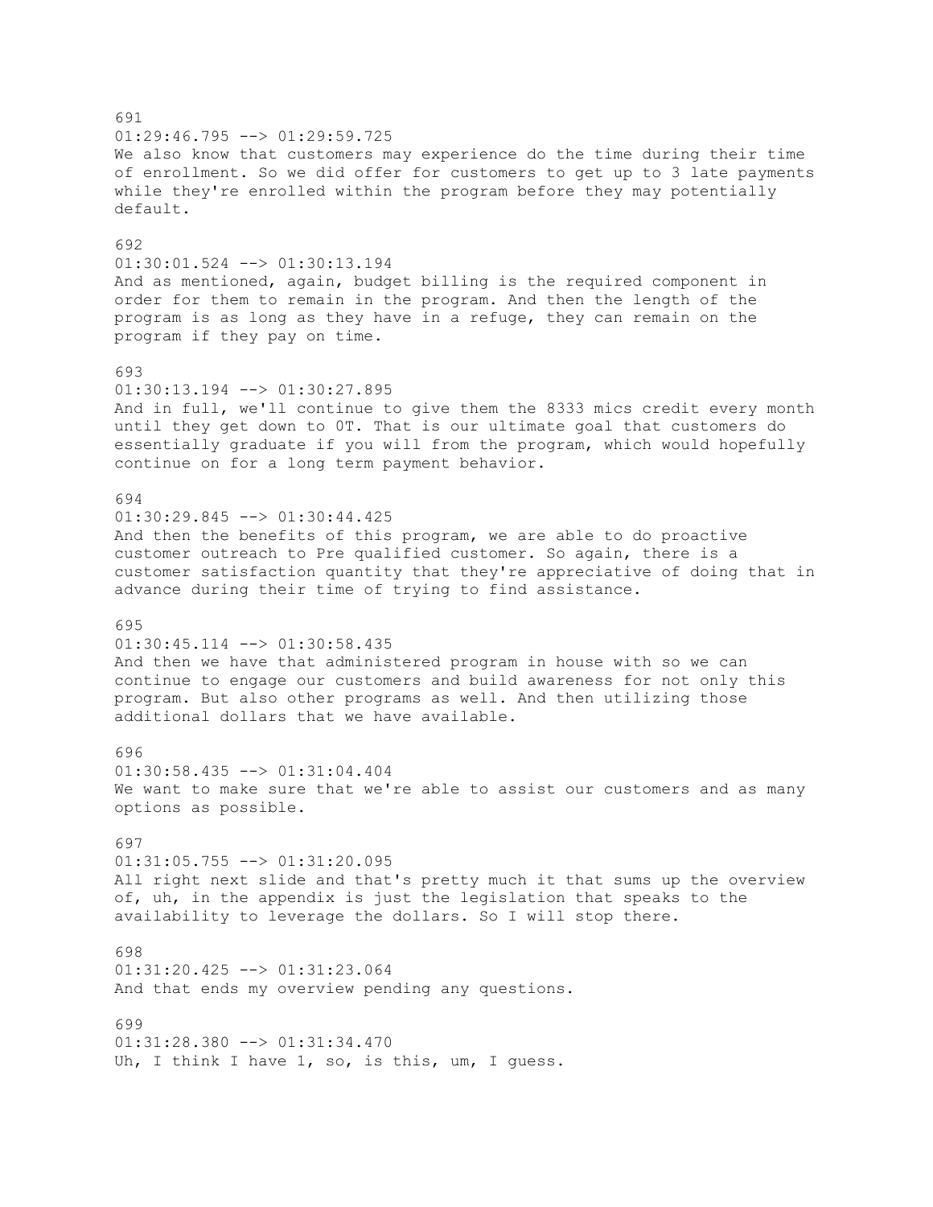691
01:29:46.795 --> 01:29:59.725
We also know that customers may experience do the time during their time of enrollment. So we did offer for customers to get up to 3 late payments while they're enrolled within the program before they may potentially default.

692
01:30:01.524 --> 01:30:13.194
And as mentioned, again, budget billing is the required component in order for them to remain in the program. And then the length of the program is as long as they have in a refuge, they can remain on the program if they pay on time.

693
01:30:13.194 --> 01:30:27.895
And in full, we'll continue to give them the 8333 mics credit every month until they get down to 0T. That is our ultimate goal that customers do essentially graduate if you will from the program, which would hopefully continue on for a long term payment behavior.

694
01:30:29.845 --> 01:30:44.425
And then the benefits of this program, we are able to do proactive customer outreach to Pre qualified customer. So again, there is a customer satisfaction quantity that they're appreciative of doing that in advance during their time of trying to find assistance.

695
01:30:45.114 --> 01:30:58.435
And then we have that administered program in house with so we can continue to engage our customers and build awareness for not only this program. But also other programs as well. And then utilizing those additional dollars that we have available.

696
01:30:58.435 --> 01:31:04.404
We want to make sure that we're able to assist our customers and as many options as possible.

697
01:31:05.755 --> 01:31:20.095
All right next slide and that's pretty much it that sums up the overview of, uh, in the appendix is just the legislation that speaks to the availability to leverage the dollars. So I will stop there.

698
01:31:20.425 --> 01:31:23.064
And that ends my overview pending any questions.

699
01:31:28.380 --> 01:31:34.470
Uh, I think I have 1, so, is this, um, I guess.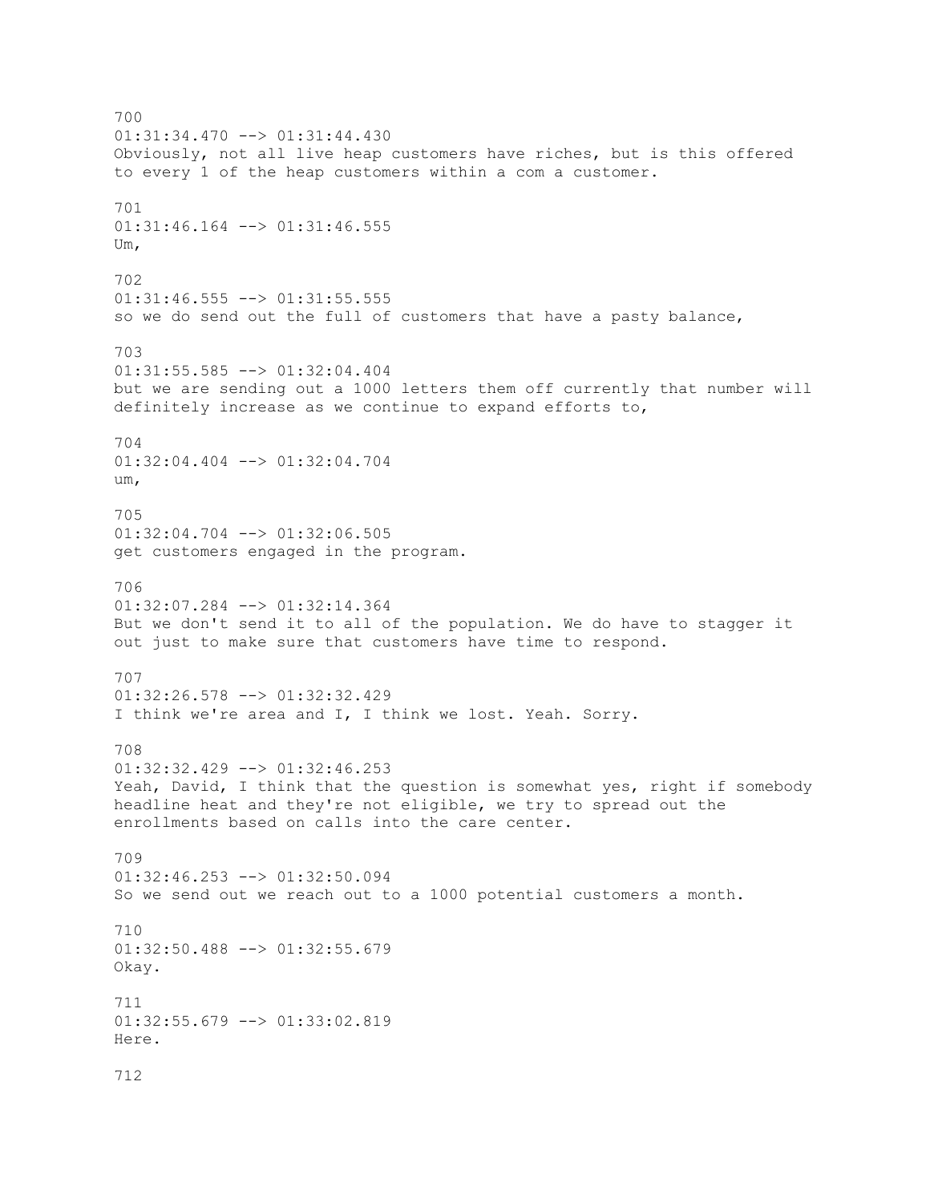700
01:31:34.470 --> 01:31:44.430
Obviously, not all live heap customers have riches, but is this offered to every 1 of the heap customers within a com a customer.

701
01:31:46.164 --> 01:31:46.555
Um,

702
01:31:46.555 --> 01:31:55.555
so we do send out the full of customers that have a pasty balance,

703
01:31:55.585 --> 01:32:04.404
but we are sending out a 1000 letters them off currently that number will definitely increase as we continue to expand efforts to,

704
01:32:04.404 --> 01:32:04.704
um,

705
01:32:04.704 --> 01:32:06.505
get customers engaged in the program.

706
01:32:07.284 --> 01:32:14.364
But we don't send it to all of the population. We do have to stagger it out just to make sure that customers have time to respond.

707
01:32:26.578 --> 01:32:32.429
I think we're area and I, I think we lost. Yeah. Sorry.

708
01:32:32.429 --> 01:32:46.253
Yeah, David, I think that the question is somewhat yes, right if somebody headline heat and they're not eligible, we try to spread out the enrollments based on calls into the care center.

709
01:32:46.253 --> 01:32:50.094
So we send out we reach out to a 1000 potential customers a month.

710
01:32:50.488 --> 01:32:55.679
Okay.

711
01:32:55.679 --> 01:33:02.819
Here.

712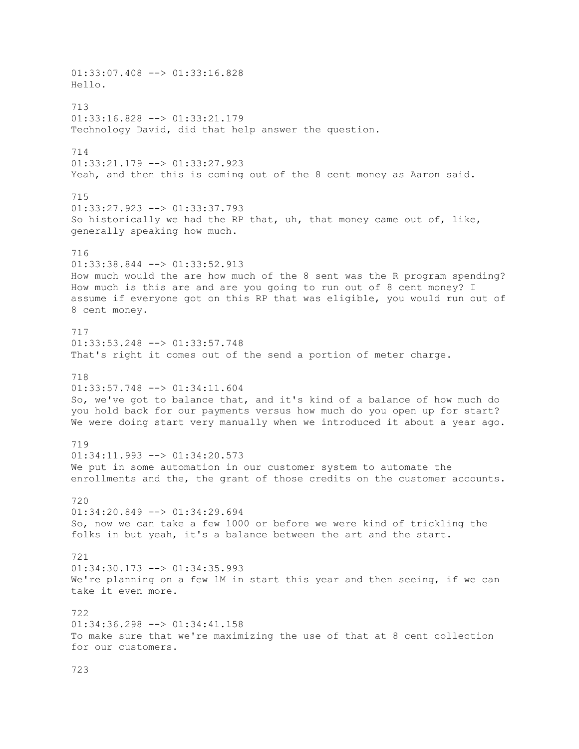01:33:07.408 --> 01:33:16.828
Hello.

713
01:33:16.828 --> 01:33:21.179
Technology David, did that help answer the question.

714
01:33:21.179 --> 01:33:27.923
Yeah, and then this is coming out of the 8 cent money as Aaron said.

715
01:33:27.923 --> 01:33:37.793
So historically we had the RP that, uh, that money came out of, like, generally speaking how much.

716
01:33:38.844 --> 01:33:52.913
How much would the are how much of the 8 sent was the R program spending? How much is this are and are you going to run out of 8 cent money? I assume if everyone got on this RP that was eligible, you would run out of 8 cent money.

717
01:33:53.248 --> 01:33:57.748
That's right it comes out of the send a portion of meter charge.

718
01:33:57.748 --> 01:34:11.604
So, we've got to balance that, and it's kind of a balance of how much do you hold back for our payments versus how much do you open up for start? We were doing start very manually when we introduced it about a year ago.

719
01:34:11.993 --> 01:34:20.573
We put in some automation in our customer system to automate the enrollments and the, the grant of those credits on the customer accounts.

720
01:34:20.849 --> 01:34:29.694
So, now we can take a few 1000 or before we were kind of trickling the folks in but yeah, it's a balance between the art and the start.

721
01:34:30.173 --> 01:34:35.993
We're planning on a few 1M in start this year and then seeing, if we can take it even more.

722
01:34:36.298 --> 01:34:41.158
To make sure that we're maximizing the use of that at 8 cent collection for our customers.

723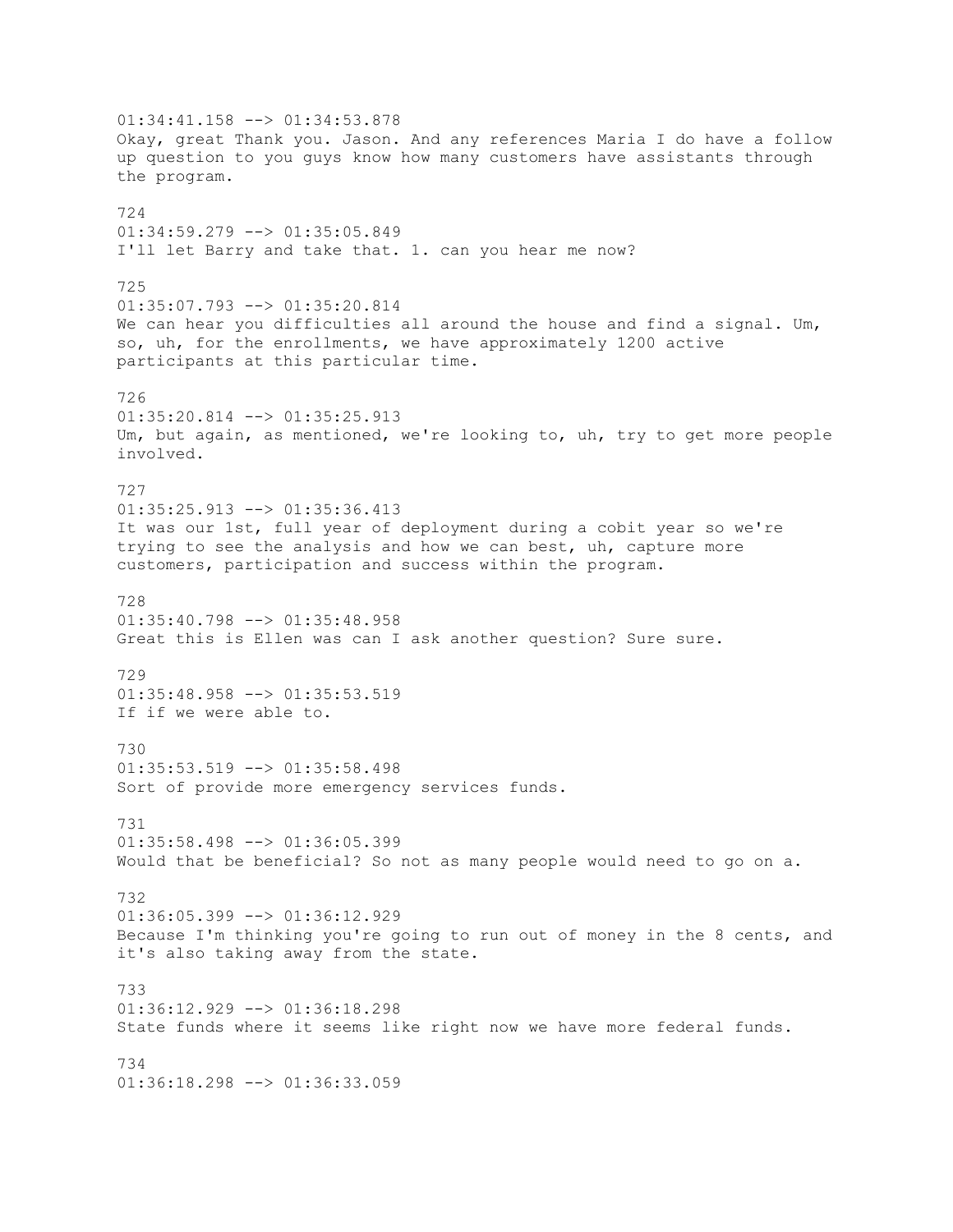01:34:41.158 --> 01:34:53.878
Okay, great Thank you. Jason. And any references Maria I do have a follow up question to you guys know how many customers have assistants through the program.

724
01:34:59.279 --> 01:35:05.849
I'll let Barry and take that. 1. can you hear me now?

725
01:35:07.793 --> 01:35:20.814
We can hear you difficulties all around the house and find a signal. Um, so, uh, for the enrollments, we have approximately 1200 active participants at this particular time.

726
01:35:20.814 --> 01:35:25.913
Um, but again, as mentioned, we're looking to, uh, try to get more people involved.

727
01:35:25.913 --> 01:35:36.413
It was our 1st, full year of deployment during a cobit year so we're trying to see the analysis and how we can best, uh, capture more customers, participation and success within the program.

728
01:35:40.798 --> 01:35:48.958
Great this is Ellen was can I ask another question? Sure sure.

729
01:35:48.958 --> 01:35:53.519
If if we were able to.

730
01:35:53.519 --> 01:35:58.498
Sort of provide more emergency services funds.

731
01:35:58.498 --> 01:36:05.399
Would that be beneficial? So not as many people would need to go on a.

732
01:36:05.399 --> 01:36:12.929
Because I'm thinking you're going to run out of money in the 8 cents, and it's also taking away from the state.

733
01:36:12.929 --> 01:36:18.298
State funds where it seems like right now we have more federal funds.

734
01:36:18.298 --> 01:36:33.059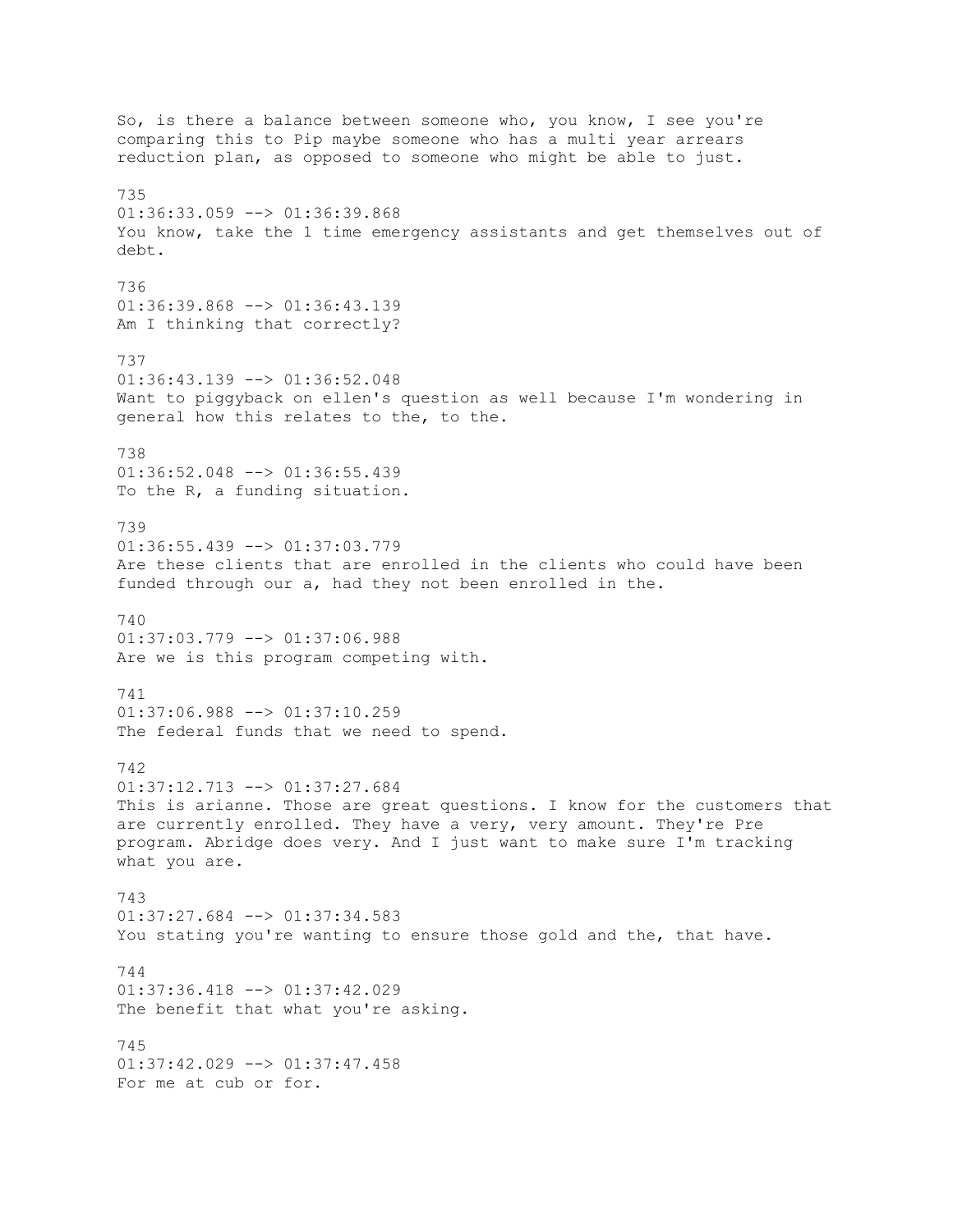So, is there a balance between someone who, you know, I see you're comparing this to Pip maybe someone who has a multi year arrears reduction plan, as opposed to someone who might be able to just.

735
01:36:33.059 --> 01:36:39.868
You know, take the 1 time emergency assistants and get themselves out of debt.

736
01:36:39.868 --> 01:36:43.139
Am I thinking that correctly?

737
01:36:43.139 --> 01:36:52.048
Want to piggyback on ellen's question as well because I'm wondering in general how this relates to the, to the.

738
01:36:52.048 --> 01:36:55.439
To the R, a funding situation.

739
01:36:55.439 --> 01:37:03.779
Are these clients that are enrolled in the clients who could have been funded through our a, had they not been enrolled in the.

740
01:37:03.779 --> 01:37:06.988
Are we is this program competing with.

741
01:37:06.988 --> 01:37:10.259
The federal funds that we need to spend.

742
01:37:12.713 --> 01:37:27.684
This is arianne. Those are great questions. I know for the customers that are currently enrolled. They have a very, very amount. They're Pre program. Abridge does very. And I just want to make sure I'm tracking what you are.

743
01:37:27.684 --> 01:37:34.583
You stating you're wanting to ensure those gold and the, that have.

744
01:37:36.418 --> 01:37:42.029
The benefit that what you're asking.

745
01:37:42.029 --> 01:37:47.458
For me at cub or for.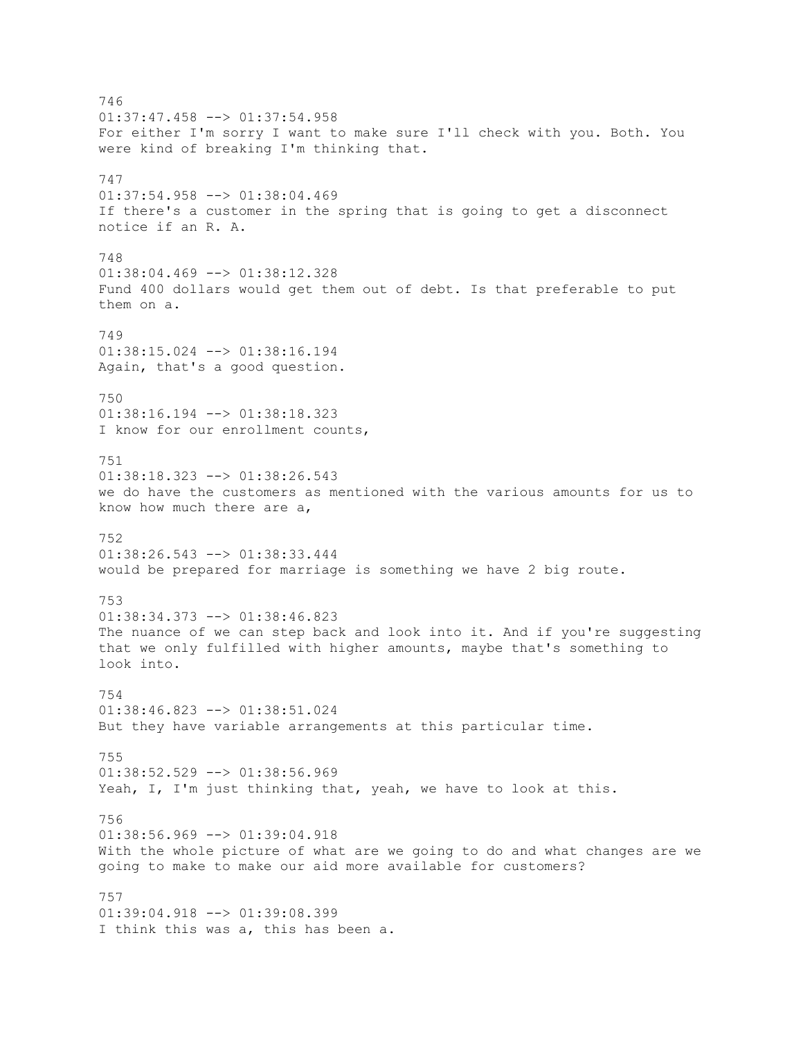746
01:37:47.458 --> 01:37:54.958
For either I'm sorry I want to make sure I'll check with you. Both. You were kind of breaking I'm thinking that.

747
01:37:54.958 --> 01:38:04.469
If there's a customer in the spring that is going to get a disconnect notice if an R. A.

748
01:38:04.469 --> 01:38:12.328
Fund 400 dollars would get them out of debt. Is that preferable to put them on a.

749
01:38:15.024 --> 01:38:16.194
Again, that's a good question.

750
01:38:16.194 --> 01:38:18.323
I know for our enrollment counts,

751
01:38:18.323 --> 01:38:26.543
we do have the customers as mentioned with the various amounts for us to know how much there are a,

752
01:38:26.543 --> 01:38:33.444
would be prepared for marriage is something we have 2 big route.

753
01:38:34.373 --> 01:38:46.823
The nuance of we can step back and look into it. And if you're suggesting that we only fulfilled with higher amounts, maybe that's something to look into.

754
01:38:46.823 --> 01:38:51.024
But they have variable arrangements at this particular time.

755
01:38:52.529 --> 01:38:56.969
Yeah, I, I'm just thinking that, yeah, we have to look at this.

756
01:38:56.969 --> 01:39:04.918
With the whole picture of what are we going to do and what changes are we going to make to make our aid more available for customers?

757
01:39:04.918 --> 01:39:08.399
I think this was a, this has been a.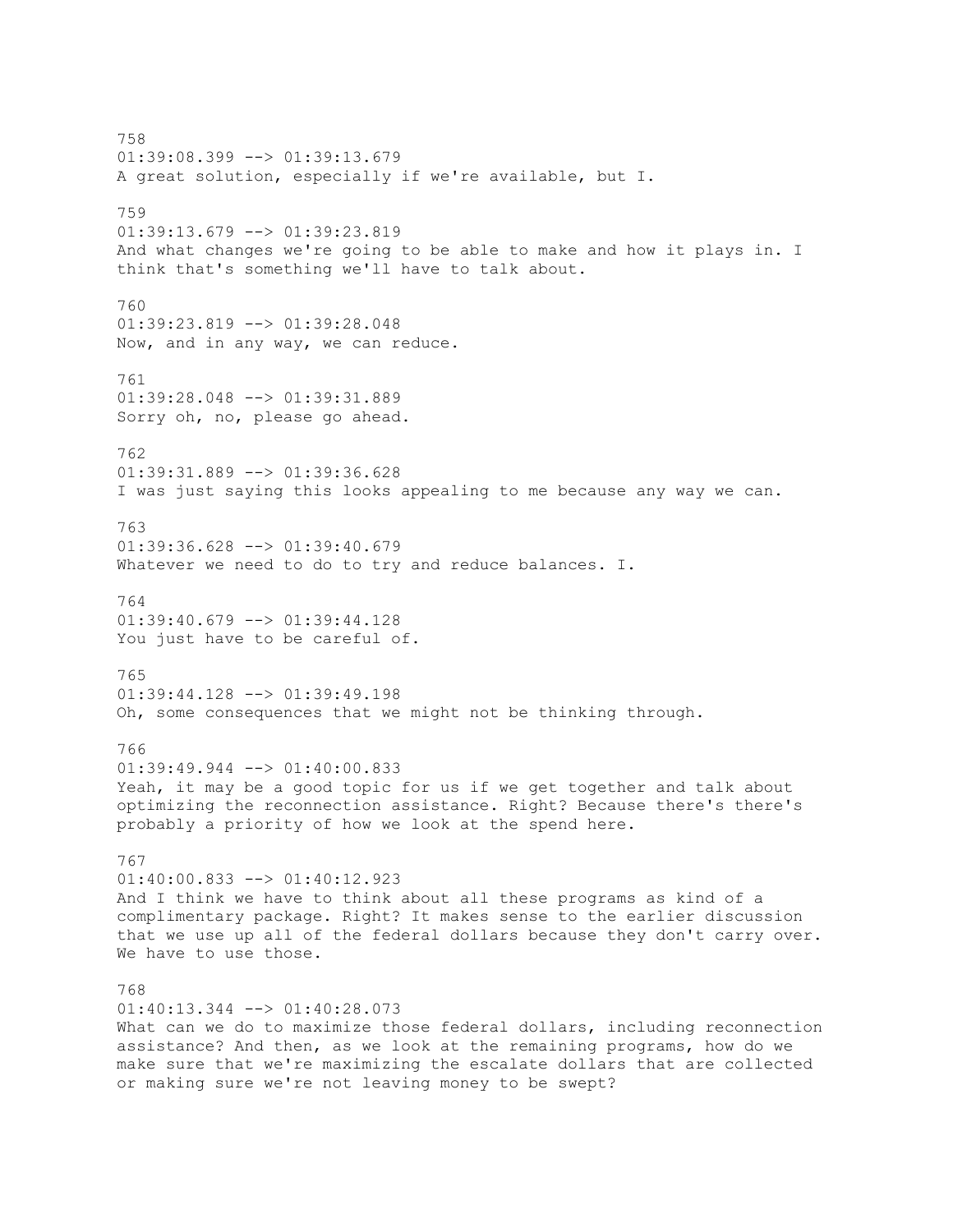758
01:39:08.399 --> 01:39:13.679
A great solution, especially if we're available, but I.

759
01:39:13.679 --> 01:39:23.819
And what changes we're going to be able to make and how it plays in. I think that's something we'll have to talk about.

760
01:39:23.819 --> 01:39:28.048
Now, and in any way, we can reduce.

761
01:39:28.048 --> 01:39:31.889
Sorry oh, no, please go ahead.

762
01:39:31.889 --> 01:39:36.628
I was just saying this looks appealing to me because any way we can.

763
01:39:36.628 --> 01:39:40.679
Whatever we need to do to try and reduce balances. I.

764
01:39:40.679 --> 01:39:44.128
You just have to be careful of.

765
01:39:44.128 --> 01:39:49.198
Oh, some consequences that we might not be thinking through.

766
01:39:49.944 --> 01:40:00.833
Yeah, it may be a good topic for us if we get together and talk about optimizing the reconnection assistance. Right? Because there's there's probably a priority of how we look at the spend here.

767
01:40:00.833 --> 01:40:12.923
And I think we have to think about all these programs as kind of a complimentary package. Right? It makes sense to the earlier discussion that we use up all of the federal dollars because they don't carry over. We have to use those.

768
01:40:13.344 --> 01:40:28.073
What can we do to maximize those federal dollars, including reconnection assistance? And then, as we look at the remaining programs, how do we make sure that we're maximizing the escalate dollars that are collected or making sure we're not leaving money to be swept?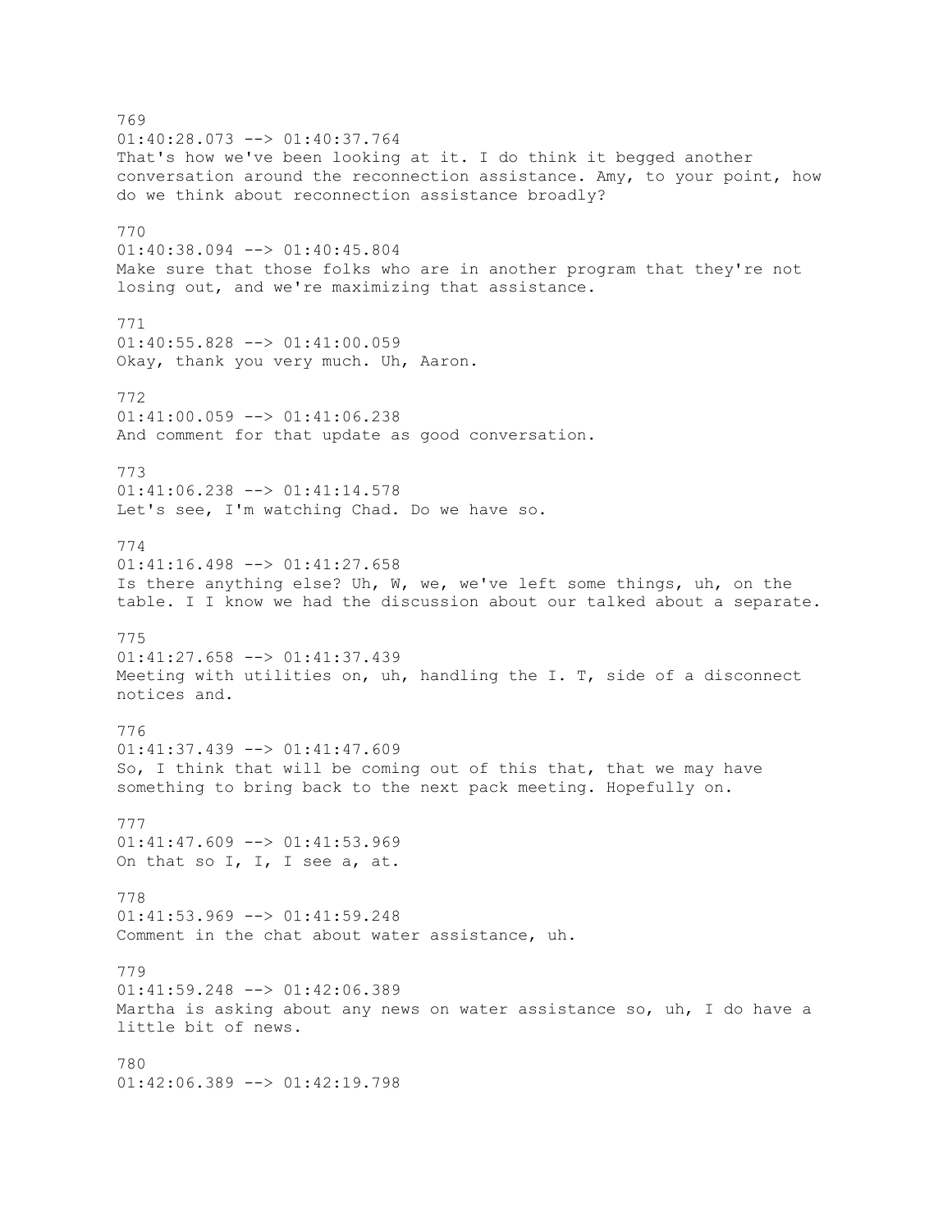769
01:40:28.073 --> 01:40:37.764
That's how we've been looking at it. I do think it begged another conversation around the reconnection assistance. Amy, to your point, how do we think about reconnection assistance broadly?

770
01:40:38.094 --> 01:40:45.804
Make sure that those folks who are in another program that they're not losing out, and we're maximizing that assistance.

771
01:40:55.828 --> 01:41:00.059
Okay, thank you very much. Uh, Aaron.

772
01:41:00.059 --> 01:41:06.238
And comment for that update as good conversation.

773
01:41:06.238 --> 01:41:14.578
Let's see, I'm watching Chad. Do we have so.

774
01:41:16.498 --> 01:41:27.658
Is there anything else? Uh, W, we, we've left some things, uh, on the table. I I know we had the discussion about our talked about a separate.

775
01:41:27.658 --> 01:41:37.439
Meeting with utilities on, uh, handling the I. T, side of a disconnect notices and.

776
01:41:37.439 --> 01:41:47.609
So, I think that will be coming out of this that, that we may have something to bring back to the next pack meeting. Hopefully on.

777
01:41:47.609 --> 01:41:53.969
On that so I, I, I see a, at.

778
01:41:53.969 --> 01:41:59.248
Comment in the chat about water assistance, uh.

779
01:41:59.248 --> 01:42:06.389
Martha is asking about any news on water assistance so, uh, I do have a little bit of news.

780
01:42:06.389 --> 01:42:19.798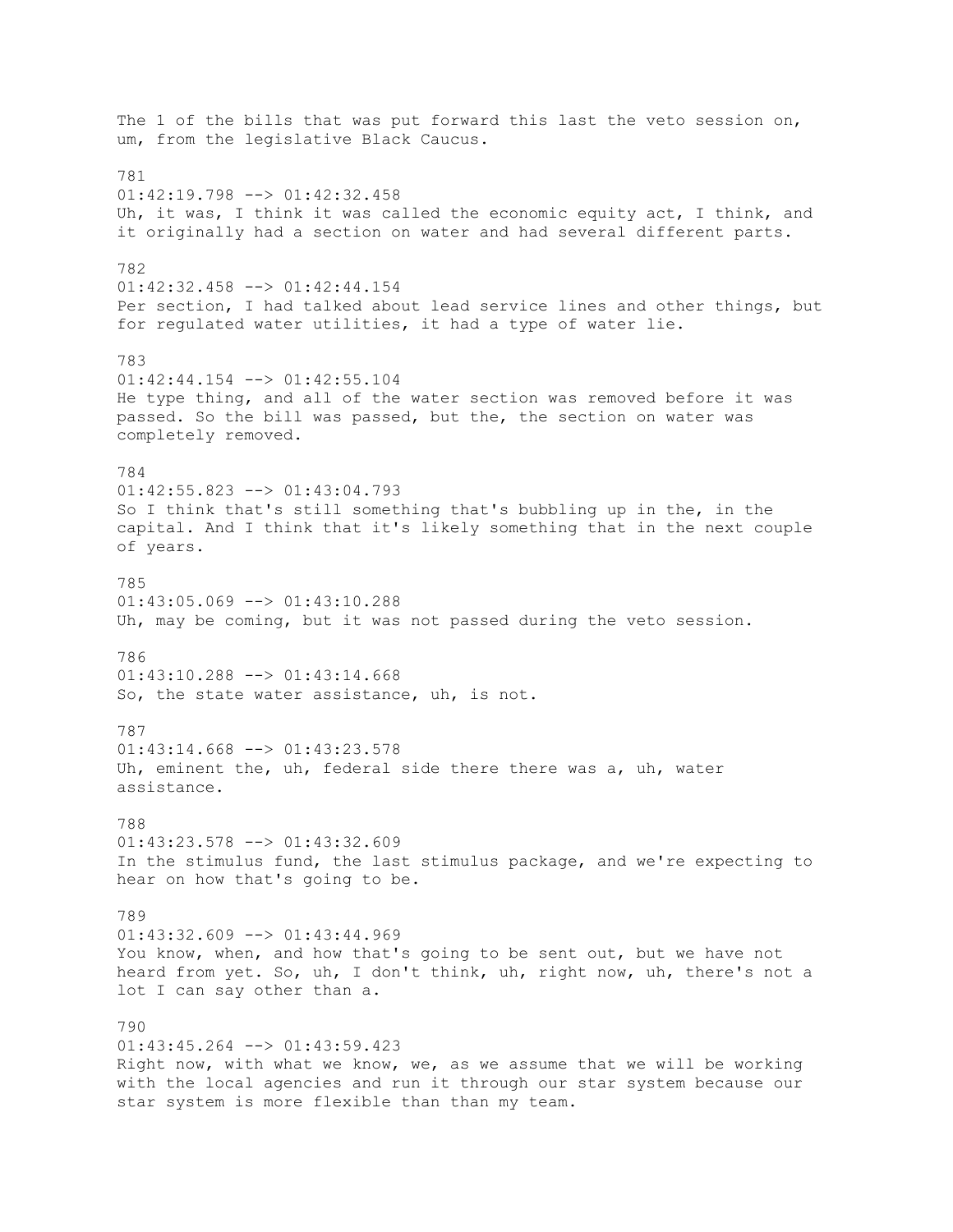The 1 of the bills that was put forward this last the veto session on, um, from the legislative Black Caucus.

781
01:42:19.798 --> 01:42:32.458
Uh, it was, I think it was called the economic equity act, I think, and it originally had a section on water and had several different parts.

782
01:42:32.458 --> 01:42:44.154
Per section, I had talked about lead service lines and other things, but for regulated water utilities, it had a type of water lie.

783
01:42:44.154 --> 01:42:55.104
He type thing, and all of the water section was removed before it was passed. So the bill was passed, but the, the section on water was completely removed.

784
01:42:55.823 --> 01:43:04.793
So I think that's still something that's bubbling up in the, in the capital. And I think that it's likely something that in the next couple of years.

785
01:43:05.069 --> 01:43:10.288
Uh, may be coming, but it was not passed during the veto session.

786
01:43:10.288 --> 01:43:14.668
So, the state water assistance, uh, is not.

787
01:43:14.668 --> 01:43:23.578
Uh, eminent the, uh, federal side there there was a, uh, water assistance.

788
01:43:23.578 --> 01:43:32.609
In the stimulus fund, the last stimulus package, and we're expecting to hear on how that's going to be.

789
01:43:32.609 --> 01:43:44.969
You know, when, and how that's going to be sent out, but we have not heard from yet. So, uh, I don't think, uh, right now, uh, there's not a lot I can say other than a.

790
01:43:45.264 --> 01:43:59.423
Right now, with what we know, we, as we assume that we will be working with the local agencies and run it through our star system because our star system is more flexible than than my team.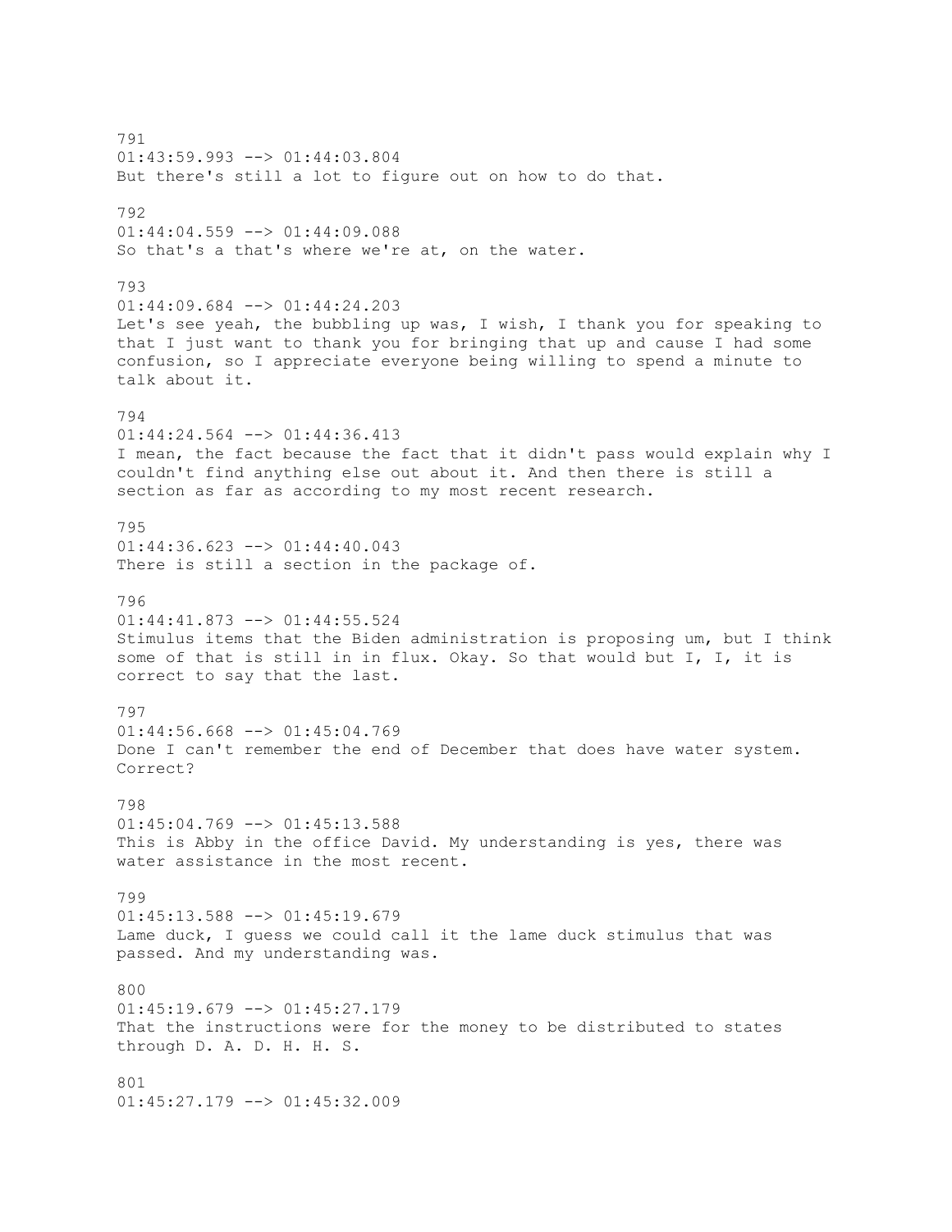791
01:43:59.993 --> 01:44:03.804
But there's still a lot to figure out on how to do that.

792
01:44:04.559 --> 01:44:09.088
So that's a that's where we're at, on the water.

793
01:44:09.684 --> 01:44:24.203
Let's see yeah, the bubbling up was, I wish, I thank you for speaking to that I just want to thank you for bringing that up and cause I had some confusion, so I appreciate everyone being willing to spend a minute to talk about it.

794
01:44:24.564 --> 01:44:36.413
I mean, the fact because the fact that it didn't pass would explain why I couldn't find anything else out about it. And then there is still a section as far as according to my most recent research.

795
01:44:36.623 --> 01:44:40.043
There is still a section in the package of.

796
01:44:41.873 --> 01:44:55.524
Stimulus items that the Biden administration is proposing um, but I think some of that is still in in flux. Okay. So that would but I, I, it is correct to say that the last.

797
01:44:56.668 --> 01:45:04.769
Done I can't remember the end of December that does have water system. Correct?

798
01:45:04.769 --> 01:45:13.588
This is Abby in the office David. My understanding is yes, there was water assistance in the most recent.

799
01:45:13.588 --> 01:45:19.679
Lame duck, I guess we could call it the lame duck stimulus that was passed. And my understanding was.

800
01:45:19.679 --> 01:45:27.179
That the instructions were for the money to be distributed to states through D. A. D. H. H. S.

801
01:45:27.179 --> 01:45:32.009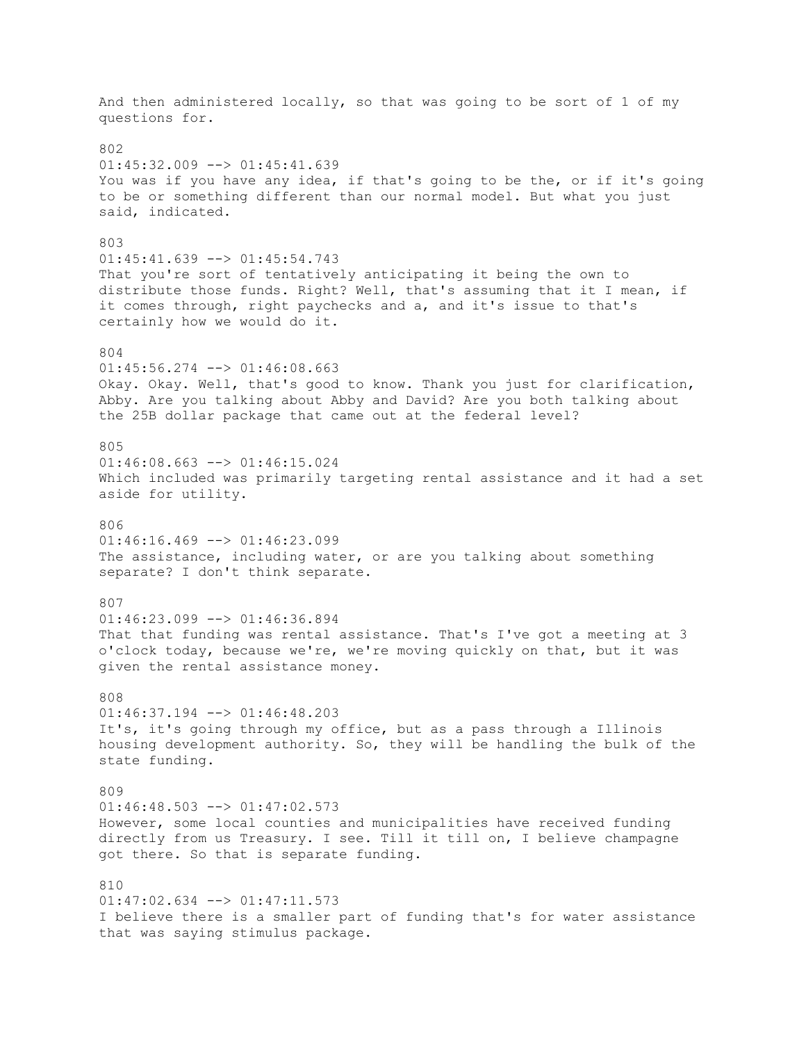And then administered locally, so that was going to be sort of 1 of my questions for.

802
01:45:32.009 --> 01:45:41.639
You was if you have any idea, if that's going to be the, or if it's going to be or something different than our normal model. But what you just said, indicated.

803
01:45:41.639 --> 01:45:54.743
That you're sort of tentatively anticipating it being the own to distribute those funds. Right? Well, that's assuming that it I mean, if it comes through, right paychecks and a, and it's issue to that's certainly how we would do it.

804
01:45:56.274 --> 01:46:08.663
Okay. Okay. Well, that's good to know. Thank you just for clarification, Abby. Are you talking about Abby and David? Are you both talking about the 25B dollar package that came out at the federal level?

805
01:46:08.663 --> 01:46:15.024
Which included was primarily targeting rental assistance and it had a set aside for utility.

806
01:46:16.469 --> 01:46:23.099
The assistance, including water, or are you talking about something separate? I don't think separate.

807
01:46:23.099 --> 01:46:36.894
That that funding was rental assistance. That's I've got a meeting at 3 o'clock today, because we're, we're moving quickly on that, but it was given the rental assistance money.

808
01:46:37.194 --> 01:46:48.203
It's, it's going through my office, but as a pass through a Illinois housing development authority. So, they will be handling the bulk of the state funding.

809
01:46:48.503 --> 01:47:02.573
However, some local counties and municipalities have received funding directly from us Treasury. I see. Till it till on, I believe champagne got there. So that is separate funding.

810
01:47:02.634 --> 01:47:11.573
I believe there is a smaller part of funding that's for water assistance that was saying stimulus package.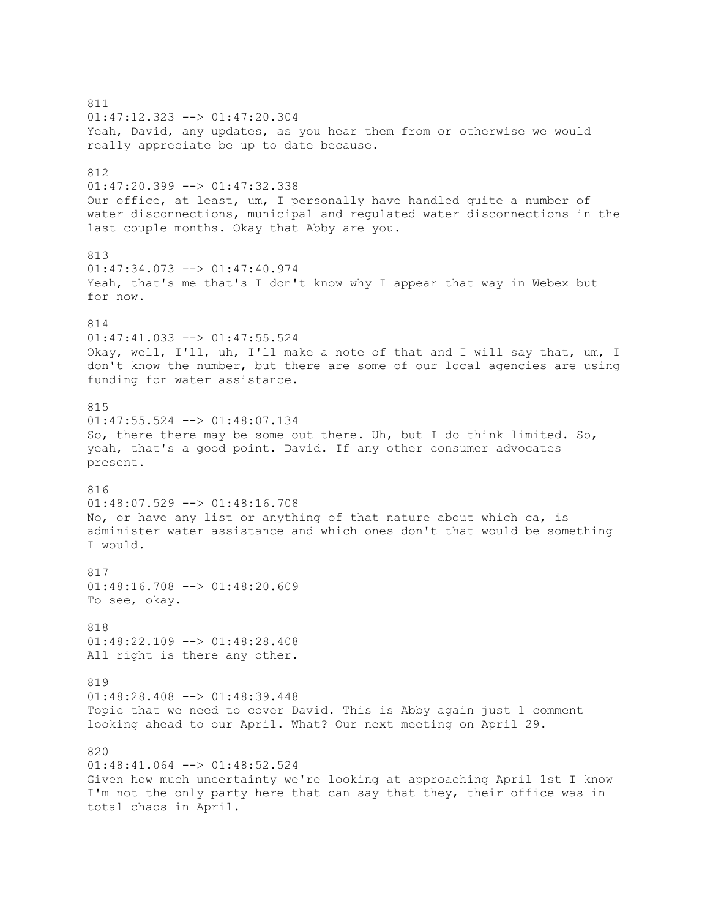811
01:47:12.323 --> 01:47:20.304
Yeah, David, any updates, as you hear them from or otherwise we would really appreciate be up to date because.

812
01:47:20.399 --> 01:47:32.338
Our office, at least, um, I personally have handled quite a number of water disconnections, municipal and regulated water disconnections in the last couple months. Okay that Abby are you.

813
01:47:34.073 --> 01:47:40.974
Yeah, that's me that's I don't know why I appear that way in Webex but for now.

814
01:47:41.033 --> 01:47:55.524
Okay, well, I'll, uh, I'll make a note of that and I will say that, um, I don't know the number, but there are some of our local agencies are using funding for water assistance.

815
01:47:55.524 --> 01:48:07.134
So, there there may be some out there. Uh, but I do think limited. So, yeah, that's a good point. David. If any other consumer advocates present.

816
01:48:07.529 --> 01:48:16.708
No, or have any list or anything of that nature about which ca, is administer water assistance and which ones don't that would be something I would.

817
01:48:16.708 --> 01:48:20.609
To see, okay.

818
01:48:22.109 --> 01:48:28.408
All right is there any other.

819
01:48:28.408 --> 01:48:39.448
Topic that we need to cover David. This is Abby again just 1 comment looking ahead to our April. What? Our next meeting on April 29.

820
01:48:41.064 --> 01:48:52.524
Given how much uncertainty we're looking at approaching April 1st I know I'm not the only party here that can say that they, their office was in total chaos in April.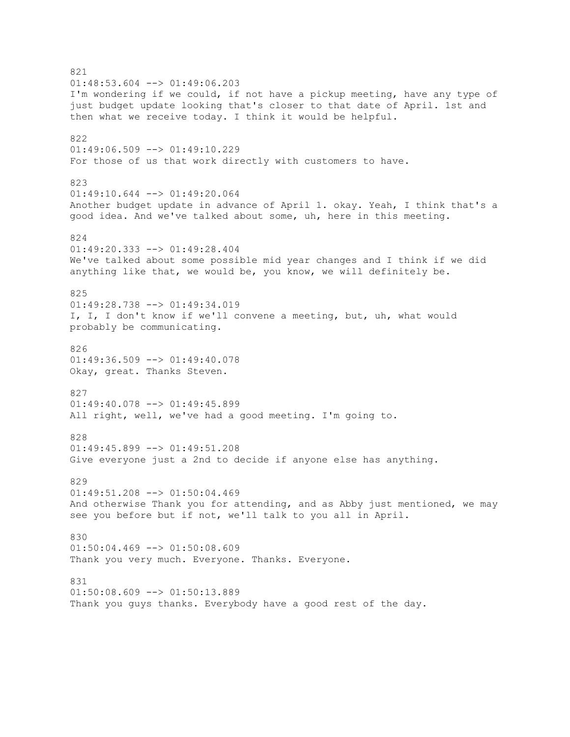821
01:48:53.604 --> 01:49:06.203
I'm wondering if we could, if not have a pickup meeting, have any type of just budget update looking that's closer to that date of April. 1st and then what we receive today. I think it would be helpful.

822
01:49:06.509 --> 01:49:10.229
For those of us that work directly with customers to have.

823
01:49:10.644 --> 01:49:20.064
Another budget update in advance of April 1. okay. Yeah, I think that's a good idea. And we've talked about some, uh, here in this meeting.

824
01:49:20.333 --> 01:49:28.404
We've talked about some possible mid year changes and I think if we did anything like that, we would be, you know, we will definitely be.

825
01:49:28.738 --> 01:49:34.019
I, I, I don't know if we'll convene a meeting, but, uh, what would probably be communicating.

826
01:49:36.509 --> 01:49:40.078
Okay, great. Thanks Steven.

827
01:49:40.078 --> 01:49:45.899
All right, well, we've had a good meeting. I'm going to.

828
01:49:45.899 --> 01:49:51.208
Give everyone just a 2nd to decide if anyone else has anything.

829
01:49:51.208 --> 01:50:04.469
And otherwise Thank you for attending, and as Abby just mentioned, we may see you before but if not, we'll talk to you all in April.

830
01:50:04.469 --> 01:50:08.609
Thank you very much. Everyone. Thanks. Everyone.

831
01:50:08.609 --> 01:50:13.889
Thank you guys thanks. Everybody have a good rest of the day.